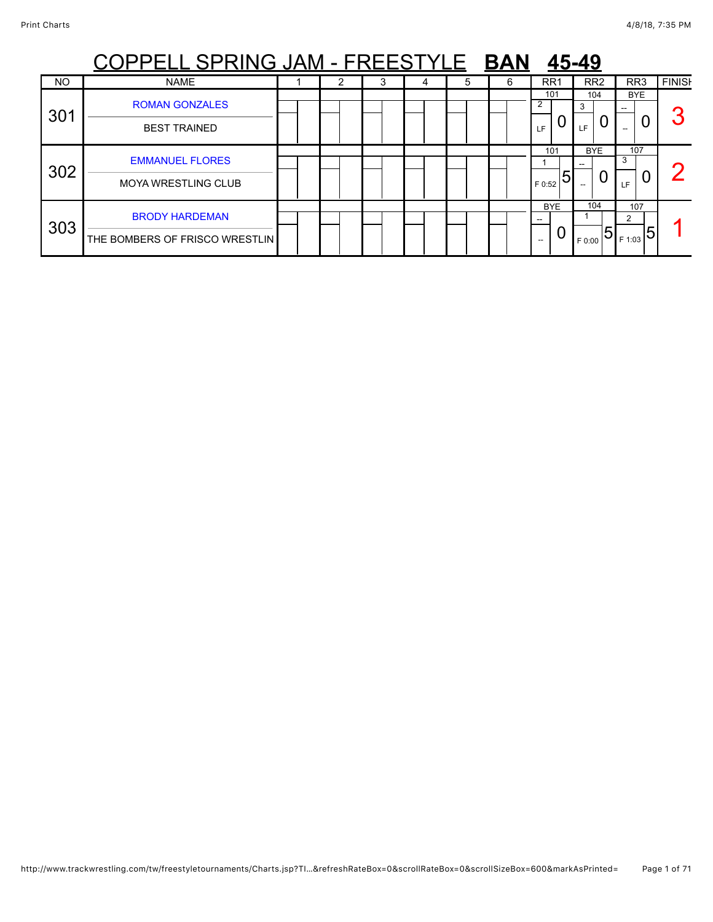# COPPELL SPRING JAM - FREESTYLE **BAN 45-49**

| NO | NAME | 1 | 2 | 3 | 4 | 5 | 6 | RR1 | RR2 | RR3 | FINISH |
|---|---|---|---|---|---|---|---|---|---|---|---|
| 301 | ROMAN GONZALES<br>BEST TRAINED | | | | | | | 101<br>2<br>LF 0 | 104<br>3<br>LF 0 | BYE<br>--<br>-- 0 | 3 |
| 302 | EMMANUEL FLORES<br>MOYA WRESTLING CLUB | | | | | | | 101<br>1<br>F 0:52 5 | BYE<br>--<br>-- 0 | 107<br>3<br>LF 0 | 2 |
| 303 | BRODY HARDEMAN<br>THE BOMBERS OF FRISCO WRESTLIN | | | | | | | BYE<br>--<br>-- 0 | 104<br>1<br>F 0:00 5 | 107<br>2<br>F 1:03 5 | 1 |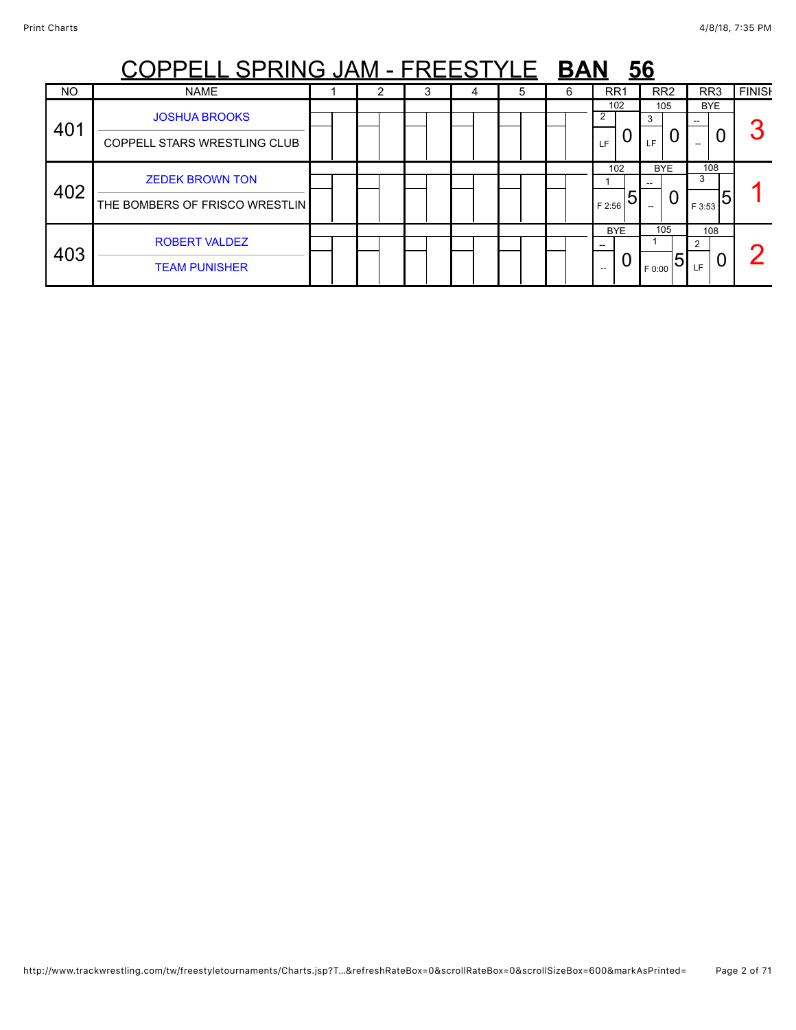# COPPELL SPRING JAM - FREESTYLE **BAN 56**

| NO | NAME | 1 | 2 | 3 | 4 | 5 | 6 | RR1 | RR2 | RR3 | FINISH |
|---|---|---|---|---|---|---|---|---|---|---|---|
| 401 | JOSHUA BROOKS<br>COPPELL STARS WRESTLING CLUB | | | | | | | 102<br>2<br>LF 0 | 105<br>3<br>LF 0 | BYE<br>--<br>-- 0 | 3 |
| 402 | ZEDEK BROWN TON<br>THE BOMBERS OF FRISCO WRESTLIN | | | | | | | 102<br>1<br>F 2:56 5 | BYE<br>--<br>-- 0 | 108<br>3<br>F 3:53 5 | 1 |
| 403 | ROBERT VALDEZ<br>TEAM PUNISHER | | | | | | | BYE<br>--<br>-- 0 | 105<br>1<br>F 0:00 5 | 108<br>2<br>LF 0 | 2 |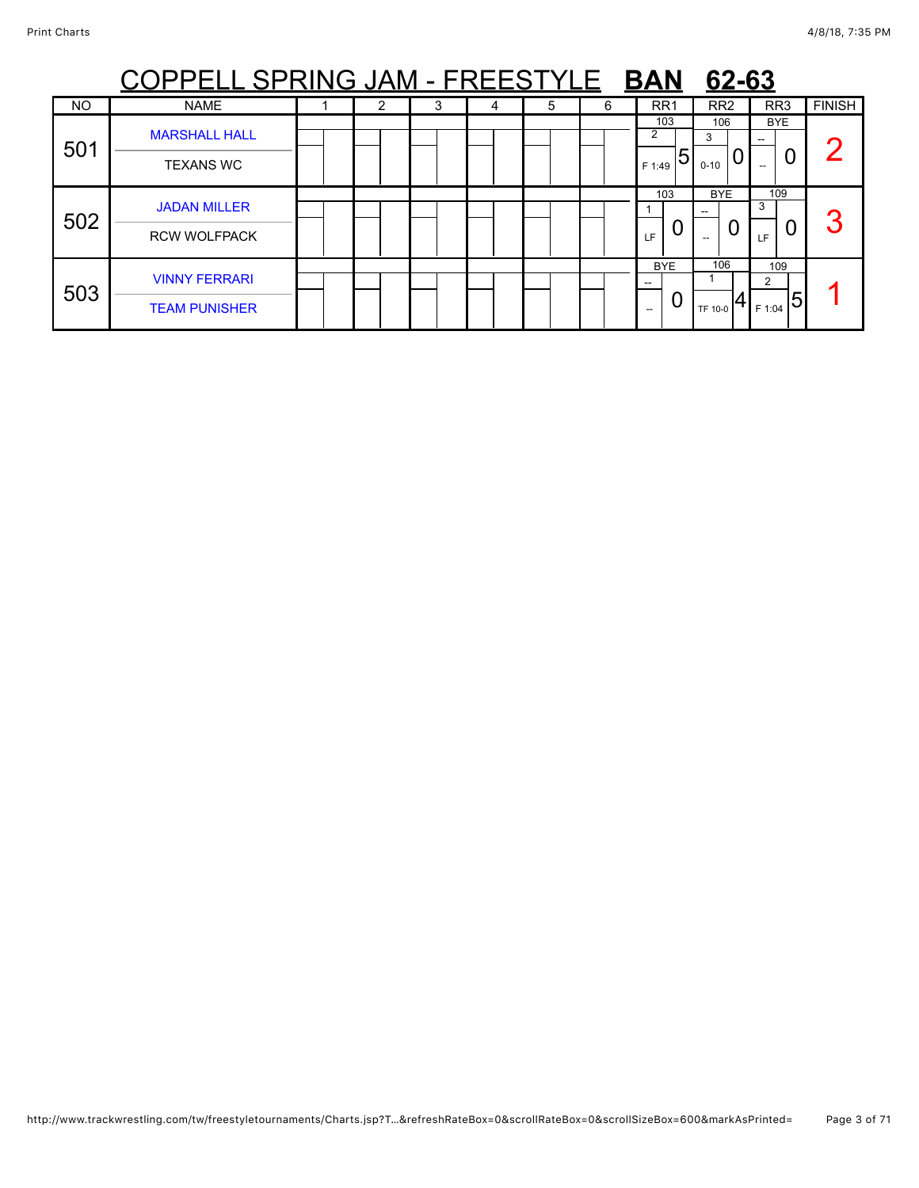# COPPELL SPRING JAM - FREESTYLE **BAN** **62-63**

| NO | NAME | 1 | 2 | 3 | 4 | 5 | 6 | RR1 | RR2 | RR3 | FINISH |
|---|---|---|---|---|---|---|---|---|---|---|---|
| 501 | MARSHALL HALL<br>TEXANS WC | | | | | | | 103<br>2<br>F 1:49 5 | 106<br>3<br>0-10 0 | BYE<br>--<br>-- 0 | 2 |
| 502 | JADAN MILLER<br>RCW WOLFPACK | | | | | | | 103<br>1<br>LF 0 | BYE<br>--<br>-- 0 | 109<br>3<br>LF 0 | 3 |
| 503 | VINNY FERRARI<br>TEAM PUNISHER | | | | | | | BYE<br>--<br>-- 0 | 106<br>1<br>TF 10-0 4 | 109<br>2<br>F 1:04 5 | 1 |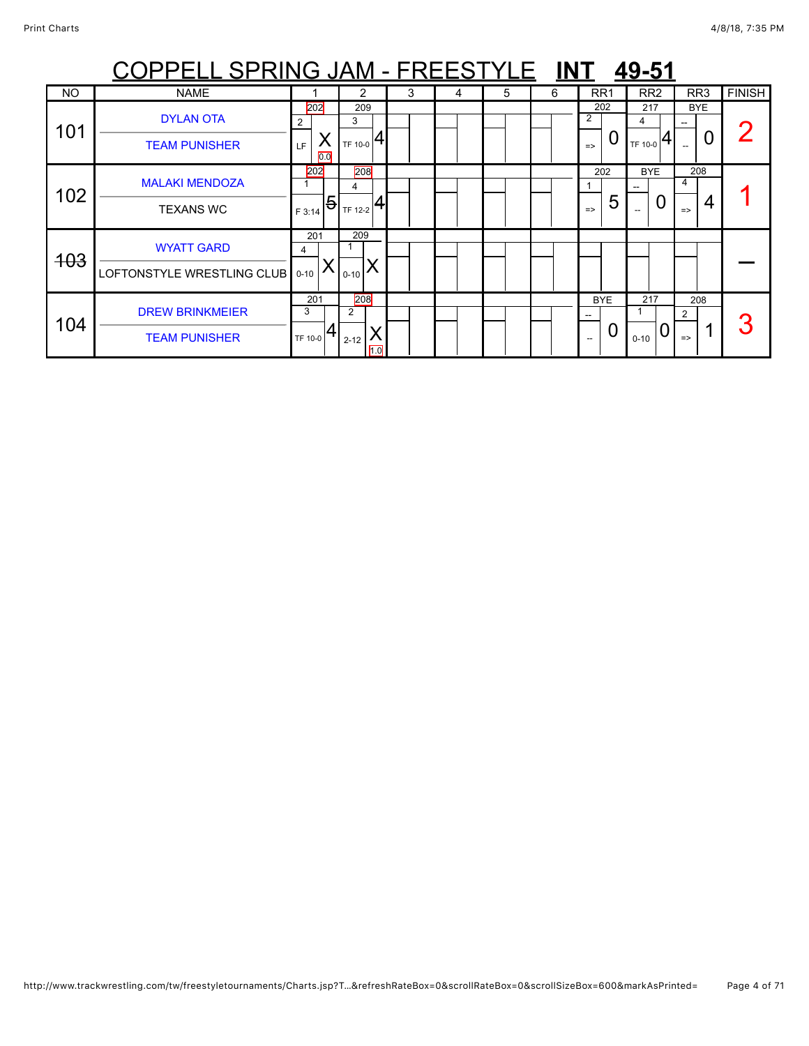# COPPELL SPRING JAM - FREESTYLE **INT** **49-51**

| NO | NAME | 1 | 2 | 3 | 4 | 5 | 6 | RR1 | RR2 | RR3 | FINISH |
|---|---|---|---|---|---|---|---|---|---|---|---|
| 101 | DYLAN OTA<br>TEAM PUNISHER | 202<br>2<br>LF X<br>0.0 | 209<br>3<br>TF 10-0 4 | | | | | 202<br>2<br>=> 0 | 217<br>4<br>TF 10-0 4 | BYE<br>--<br>-- 0 | 2 |
| 102 | MALAKI MENDOZA<br>TEXANS WC | 202<br>1<br>F 3:14 ~~5~~ | 208<br>4<br>TF 12-2 4 | | | | | 202<br>1<br>=> 5 | BYE<br>--<br>-- 0 | 208<br>4<br>=> 4 | 1 |
| ~~103~~ | WYATT GARD<br>LOFTONSTYLE WRESTLING CLUB | 201<br>4<br>0-10 X | 209<br>1<br>0-10 X | | | | | | | | — |
| 104 | DREW BRINKMEIER<br>TEAM PUNISHER | 201<br>3<br>TF 10-0 4 | 208<br>2<br>2-12 X<br>1.0 | | | | | BYE<br>--<br>-- 0 | 217<br>1<br>0-10 0 | 208<br>2<br>=> 1 | 3 |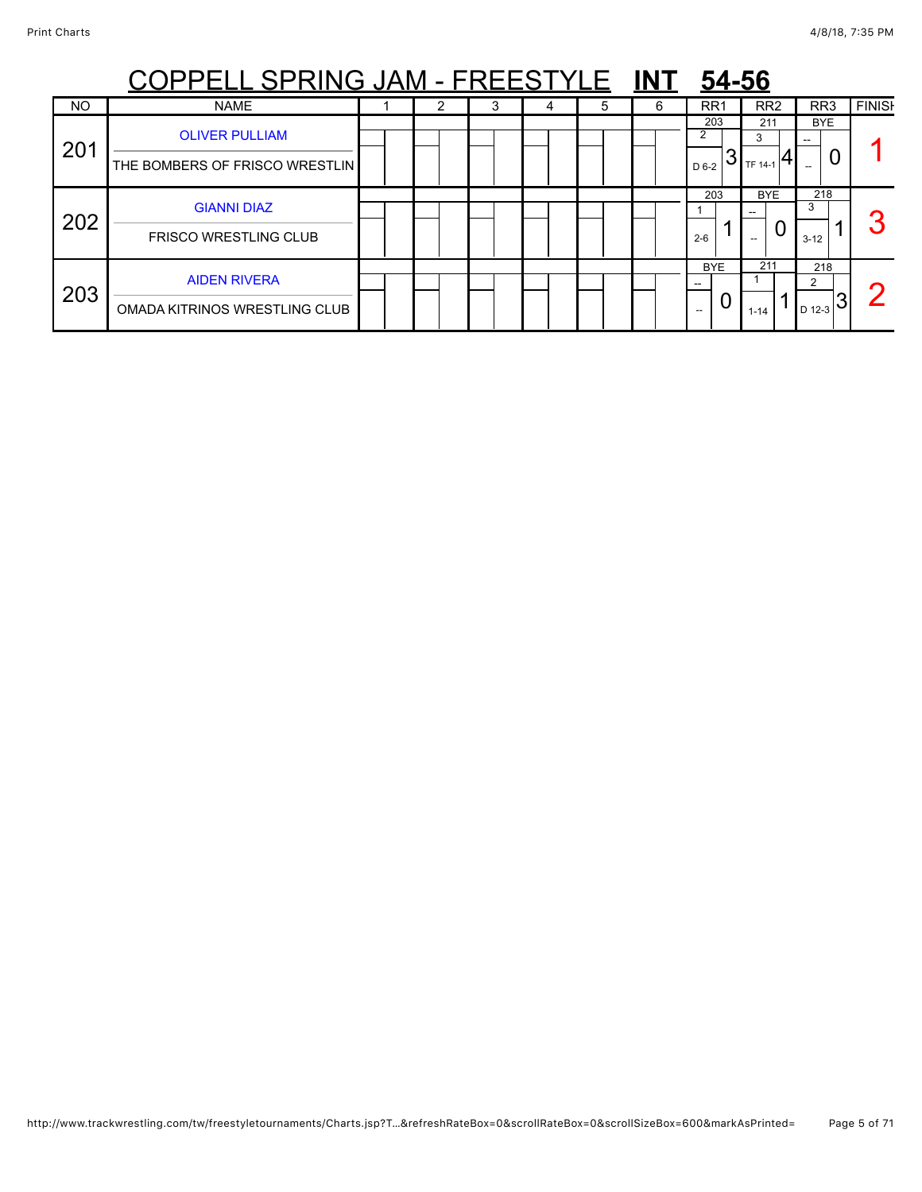# COPPELL SPRING JAM - FREESTYLE **INT** **54-56**

| NO | NAME | 1 | 2 | 3 | 4 | 5 | 6 | RR1 | RR2 | RR3 | FINISH |
|---|---|---|---|---|---|---|---|---|---|---|---|
| 201 | OLIVER PULLIAM<br>THE BOMBERS OF FRISCO WRESTLIN | | | | | | | 203<br>2<br>D 6-2 3 | 211<br>3<br>TF 14-1 4 | BYE<br>--<br>-- 0 | 1 |
| 202 | GIANNI DIAZ<br>FRISCO WRESTLING CLUB | | | | | | | 203<br>1<br>2-6 1 | BYE<br>--<br>-- 0 | 218<br>3<br>3-12 1 | 3 |
| 203 | AIDEN RIVERA<br>OMADA KITRINOS WRESTLING CLUB | | | | | | | BYE<br>--<br>-- 0 | 211<br>1<br>1-14 1 | 218<br>2<br>D 12-3 3 | 2 |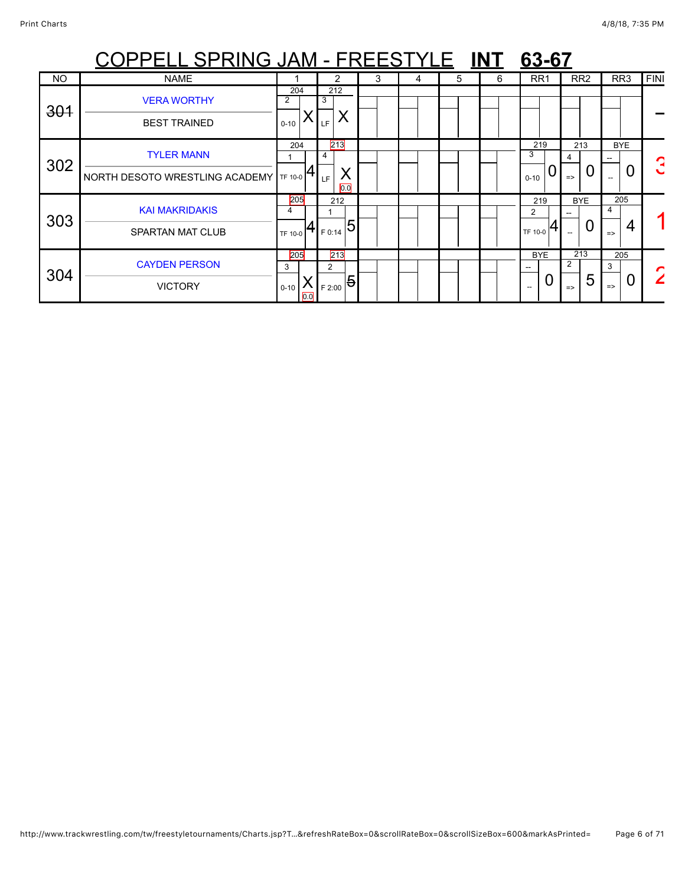# COPPELL SPRING JAM - FREESTYLE **INT** **63-67**

| NO | NAME | 1 | 2 | 3 | 4 | 5 | 6 | RR1 | RR2 | RR3 | FINI |
|---|---|---|---|---|---|---|---|---|---|---|---|
| ~~301~~ | VERA WORTHY<br>BEST TRAINED | 204<br>2<br>0-10 X | 212<br>3<br>LF X | | | | | | | | – |
| 302 | TYLER MANN<br>NORTH DESOTO WRESTLING ACADEMY | 204<br>1<br>TF 10-0 4 | 213<br>4<br>LF X<br>0.0 | | | | | 219<br>3<br>0-10 0 | 213<br>4<br>=> 0 | BYE<br>--<br>-- 0 | 3 |
| 303 | KAI MAKRIDAKIS<br>SPARTAN MAT CLUB | 205<br>4<br>TF 10-0 4 | 212<br>1<br>F 0:14 5 | | | | | 219<br>2<br>TF 10-0 4 | BYE<br>--<br>-- 0 | 205<br>4<br>=> 4 | 1 |
| 304 | CAYDEN PERSON<br>VICTORY | 205<br>3<br>0-10 X<br>0.0 | 213<br>2<br>F 2:00 ~~5~~ | | | | | BYE<br>--<br>-- 0 | 213<br>2<br>=> 5 | 205<br>3<br>=> 0 | 2 |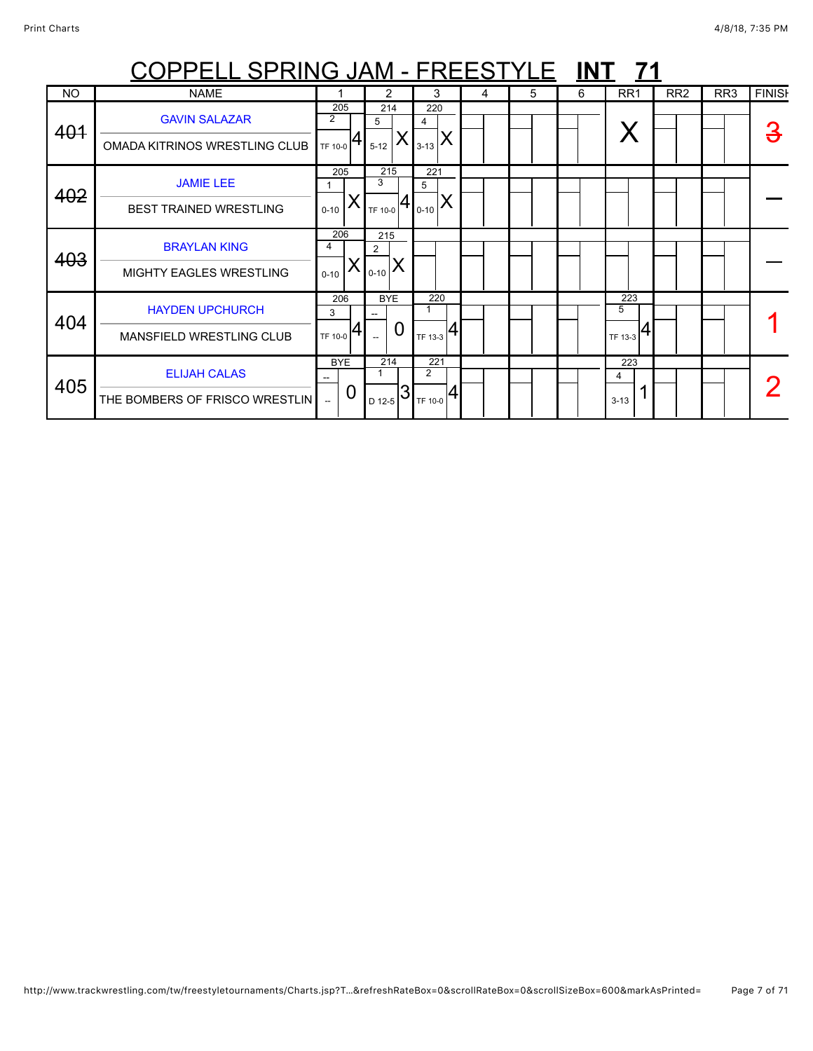# COPPELL SPRING JAM - FREESTYLE **INT 71**

| NO | NAME | 1 | 2 | 3 | 4 | 5 | 6 | RR1 | RR2 | RR3 | FINISH |
|---|---|---|---|---|---|---|---|---|---|---|---|
| ~~401~~ | GAVIN SALAZAR<br>OMADA KITRINOS WRESTLING CLUB | 205<br>2<br>TF 10-0 4 | 214<br>5<br>5-12 X | 220<br>4<br>3-13 X | | | | X | | | ~~3~~ |
| ~~402~~ | JAMIE LEE<br>BEST TRAINED WRESTLING | 205<br>1<br>0-10 X | 215<br>3<br>TF 10-0 4 | 221<br>5<br>0-10 X | | | | | | | — |
| ~~403~~ | BRAYLAN KING<br>MIGHTY EAGLES WRESTLING | 206<br>4<br>0-10 X | 215<br>2<br>0-10 X | | | | | | | | — |
| 404 | HAYDEN UPCHURCH<br>MANSFIELD WRESTLING CLUB | 206<br>3<br>TF 10-0 4 | BYE<br>--<br>-- 0 | 220<br>1<br>TF 13-3 4 | | | | 223<br>5<br>TF 13-3 4 | | | 1 |
| 405 | ELIJAH CALAS<br>THE BOMBERS OF FRISCO WRESTLIN | BYE<br>--<br>-- 0 | 214<br>1<br>D 12-5 3 | 221<br>2<br>TF 10-0 4 | | | | 223<br>4<br>3-13 1 | | | 2 |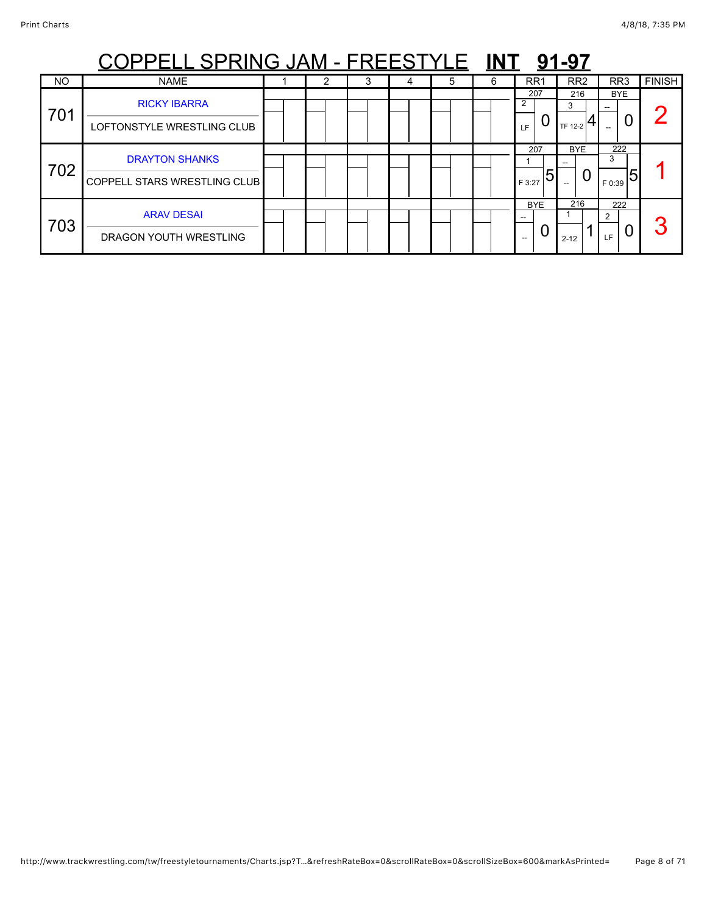# COPPELL SPRING JAM - FREESTYLE **INT** **91-97**

| NO | NAME | 1 | 2 | 3 | 4 | 5 | 6 | RR1 | RR2 | RR3 | FINISH |
|---|---|---|---|---|---|---|---|---|---|---|---|
| 701 | RICKY IBARRA<br>LOFTONSTYLE WRESTLING CLUB | | | | | | | 207<br>2<br>LF 0 | 216<br>3<br>TF 12-2 4 | BYE<br>--<br>-- 0 | 2 |
| 702 | DRAYTON SHANKS<br>COPPELL STARS WRESTLING CLUB | | | | | | | 207<br>1<br>F 3:27 5 | BYE<br>--<br>-- 0 | 222<br>3<br>F 0:39 5 | 1 |
| 703 | ARAV DESAI<br>DRAGON YOUTH WRESTLING | | | | | | | BYE<br>--<br>-- 0 | 216<br>1<br>2-12 1 | 222<br>2<br>LF 0 | 3 |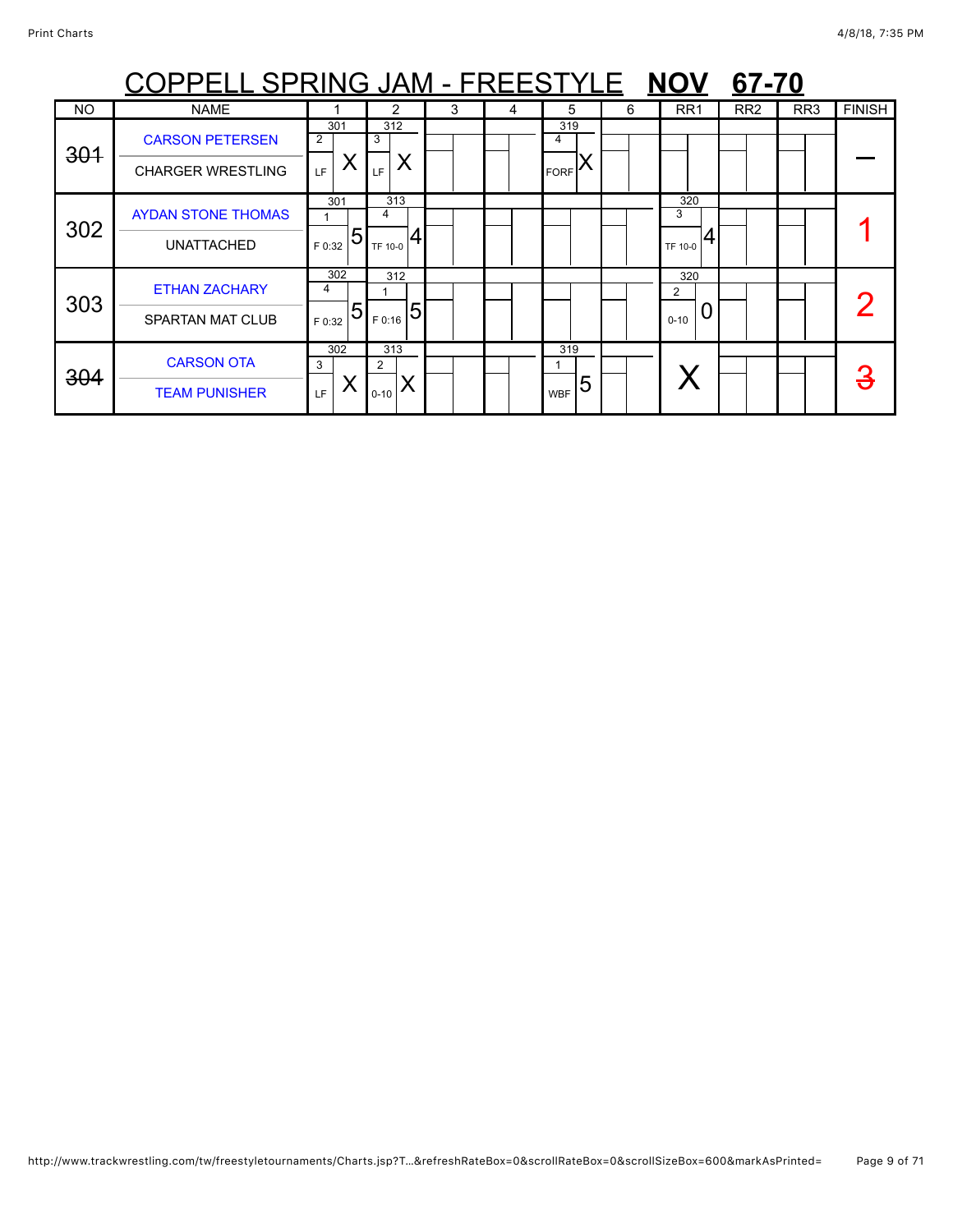# COPPELL SPRING JAM - FREESTYLE **NOV** **67-70**

| NO | NAME | 1 | 2 | 3 | 4 | 5 | 6 | RR1 | RR2 | RR3 | FINISH |
|---|---|---|---|---|---|---|---|---|---|---|---|
| ~~301~~ | CARSON PETERSEN<br>CHARGER WRESTLING | 301<br>2<br>LF X | 312<br>3<br>LF X | | | 319<br>4<br>FORF X | | | | | — |
| 302 | AYDAN STONE THOMAS<br>UNATTACHED | 301<br>1<br>F 0:32 5 | 313<br>4<br>TF 10-0 4 | | | | | 320<br>3<br>TF 10-0 4 | | | 1 |
| 303 | ETHAN ZACHARY<br>SPARTAN MAT CLUB | 302<br>4<br>F 0:32 5 | 312<br>1<br>F 0:16 5 | | | | | 320<br>2<br>0-10 0 | | | 2 |
| ~~304~~ | CARSON OTA<br>TEAM PUNISHER | 302<br>3<br>LF X | 313<br>2<br>0-10 X | | | 319<br>1<br>WBF 5 | | X | | | ~~3~~ |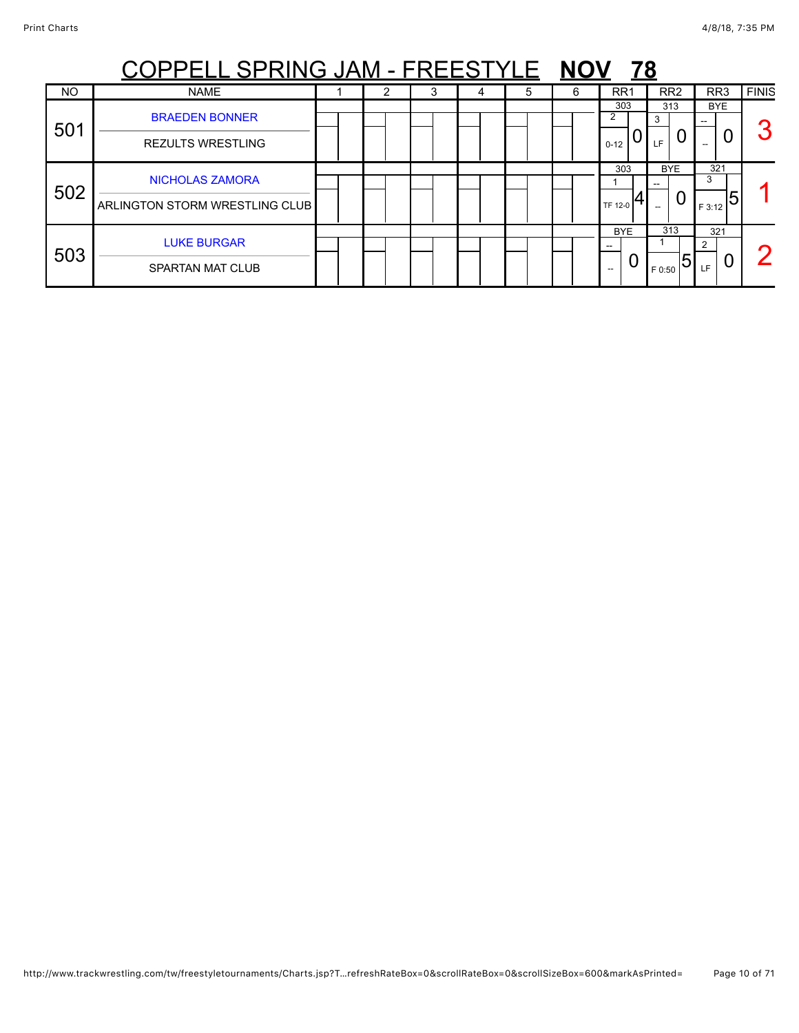# COPPELL SPRING JAM - FREESTYLE **NOV 78**

| NO | NAME | 1 | 2 | 3 | 4 | 5 | 6 | RR1 | RR2 | RR3 | FINIS |
|---|---|---|---|---|---|---|---|---|---|---|---|
| 501 | BRAEDEN BONNER<br>REZULTS WRESTLING | | | | | | | 303<br>2<br>0-12 0 | 313<br>3<br>LF 0 | BYE<br>--<br>-- 0 | 3 |
| 502 | NICHOLAS ZAMORA<br>ARLINGTON STORM WRESTLING CLUB | | | | | | | 303<br>1<br>TF 12-0 4 | BYE<br>--<br>-- 0 | 321<br>3<br>F 3:12 5 | 1 |
| 503 | LUKE BURGAR<br>SPARTAN MAT CLUB | | | | | | | BYE<br>--<br>-- 0 | 313<br>1<br>F 0:50 5 | 321<br>2<br>LF 0 | 2 |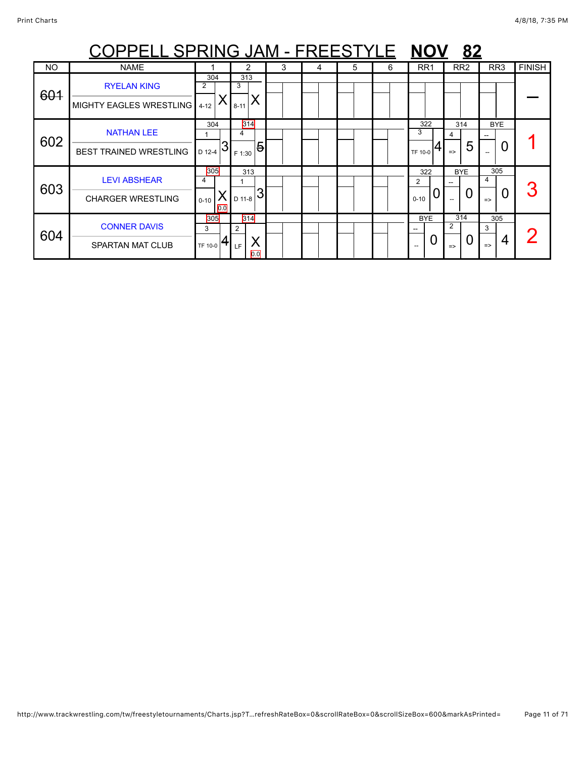# COPPELL SPRING JAM - FREESTYLE **NOV** **82**

| NO | NAME | 1 | 2 | 3 | 4 | 5 | 6 | RR1 | RR2 | RR3 | FINISH |
|---|---|---|---|---|---|---|---|---|---|---|---|
| ~~601~~ | RYELAN KING<br>MIGHTY EAGLES WRESTLING | 304<br>2<br>4-12 X | 313<br>3<br>8-11 X | | | | | | | | — |
| 602 | NATHAN LEE<br>BEST TRAINED WRESTLING | 304<br>1<br>D 12-4 3 | 314<br>4<br>F 1:30 ~~5~~ | | | | | 322<br>3<br>TF 10-0 4 | 314<br>4<br>=> 5 | BYE<br>--<br>-- 0 | 1 |
| 603 | LEVI ABSHEAR<br>CHARGER WRESTLING | 305<br>4<br>0-10 X 0.0 | 313<br>1<br>D 11-8 3 | | | | | 322<br>2<br>0-10 0 | BYE<br>--<br>-- 0 | 305<br>4<br>=> 0 | 3 |
| 604 | CONNER DAVIS<br>SPARTAN MAT CLUB | 305<br>3<br>TF 10-0 4 | 314<br>2<br>LF X 0.0 | | | | | BYE<br>--<br>-- 0 | 314<br>2<br>=> 0 | 305<br>3<br>=> 4 | 2 |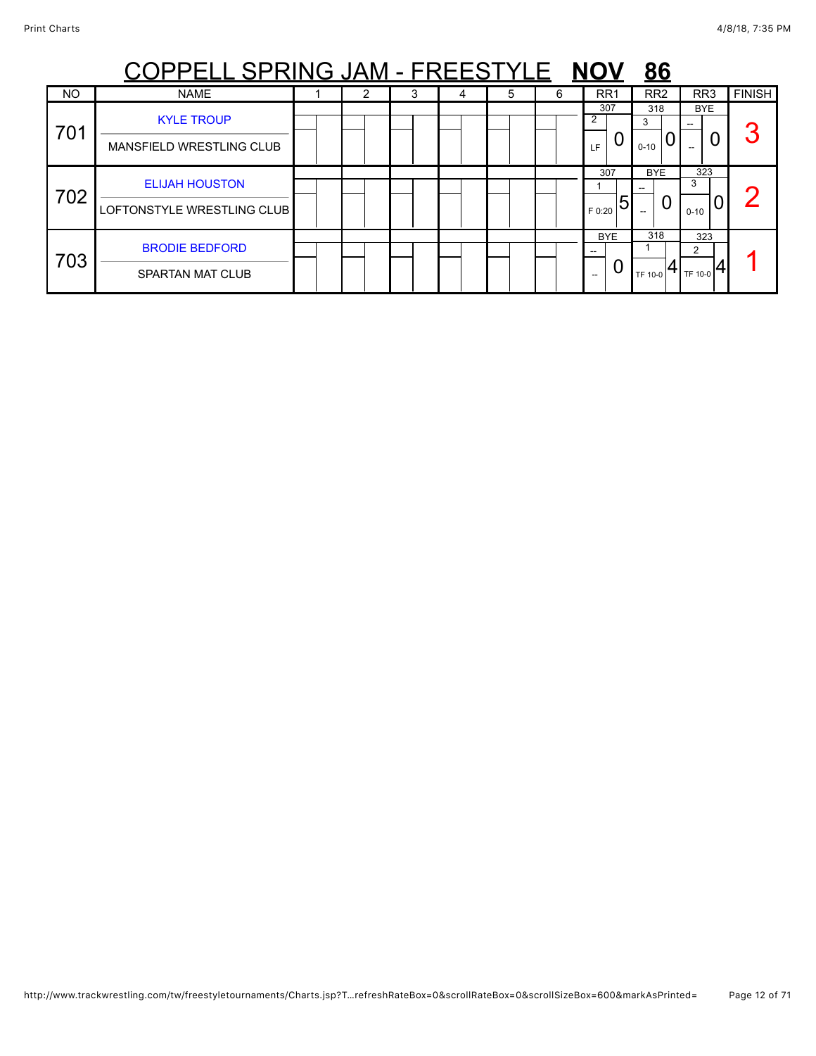# COPPELL SPRING JAM - FREESTYLE **NOV** **86**

| NO | NAME | 1 | 2 | 3 | 4 | 5 | 6 | RR1 | RR2 | RR3 | FINISH |
|---|---|---|---|---|---|---|---|---|---|---|---|
| 701 | KYLE TROUP<br>MANSFIELD WRESTLING CLUB | | | | | | | 307<br>2<br>LF 0 | 318<br>3<br>0-10 0 | BYE<br>--<br>-- 0 | 3 |
| 702 | ELIJAH HOUSTON<br>LOFTONSTYLE WRESTLING CLUB | | | | | | | 307<br>1<br>F 0:20 5 | BYE<br>--<br>-- 0 | 323<br>3<br>0-10 0 | 2 |
| 703 | BRODIE BEDFORD<br>SPARTAN MAT CLUB | | | | | | | BYE<br>--<br>-- 0 | 318<br>1<br>TF 10-0 4 | 323<br>2<br>TF 10-0 4 | 1 |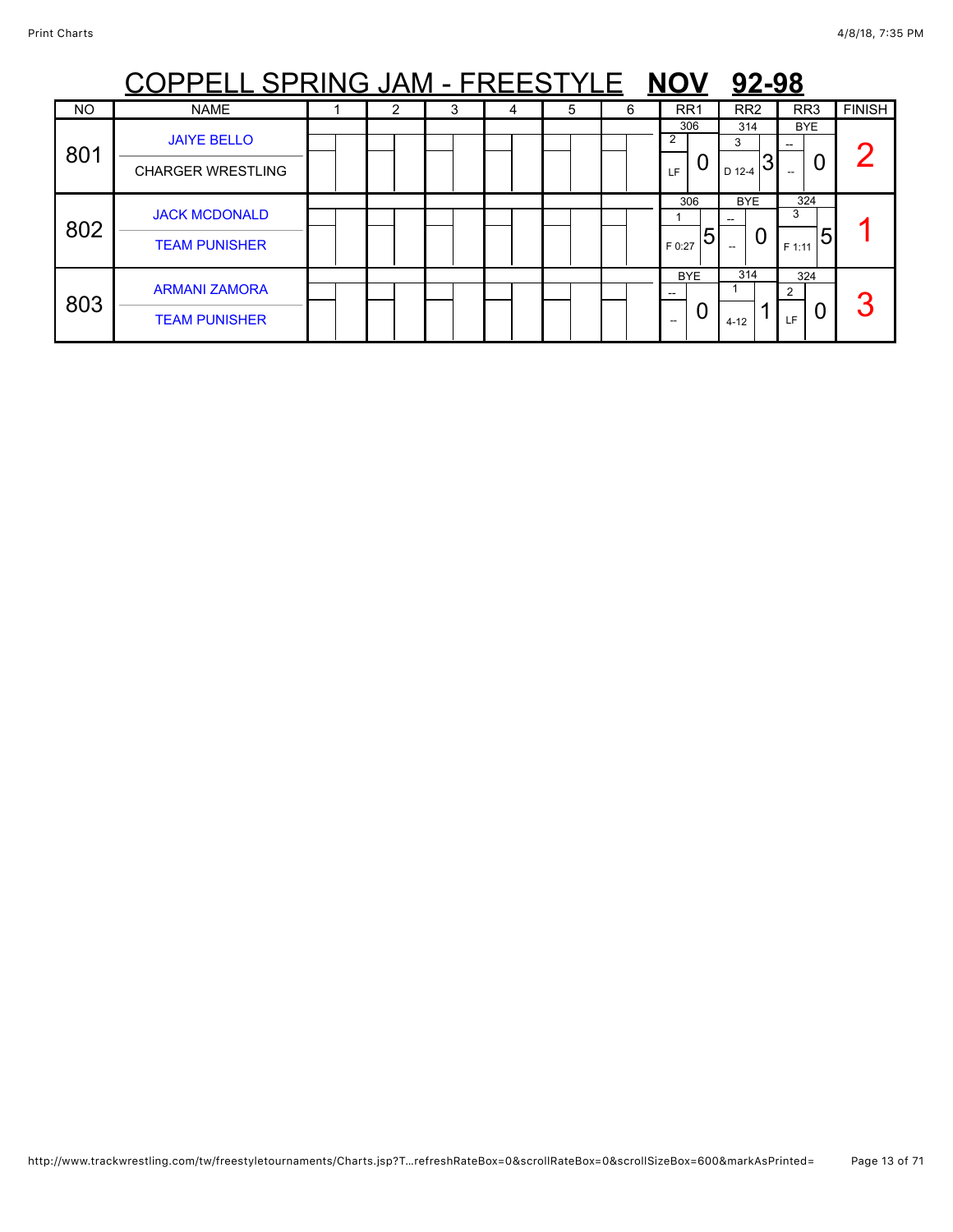# COPPELL SPRING JAM - FREESTYLE **NOV** **92-98**

| NO | NAME | 1 | 2 | 3 | 4 | 5 | 6 | RR1 | RR2 | RR3 | FINISH |
|---|---|---|---|---|---|---|---|---|---|---|---|
| 801 | JAIYE BELLO<br>CHARGER WRESTLING | | | | | | | 306<br>2<br>LF 0 | 314<br>3<br>D 12-4 3 | BYE<br>--<br>-- 0 | 2 |
| 802 | JACK MCDONALD<br>TEAM PUNISHER | | | | | | | 306<br>1<br>F 0:27 5 | BYE<br>--<br>-- 0 | 324<br>3<br>F 1:11 5 | 1 |
| 803 | ARMANI ZAMORA<br>TEAM PUNISHER | | | | | | | BYE<br>--<br>-- 0 | 314<br>1<br>4-12 1 | 324<br>2<br>LF 0 | 3 |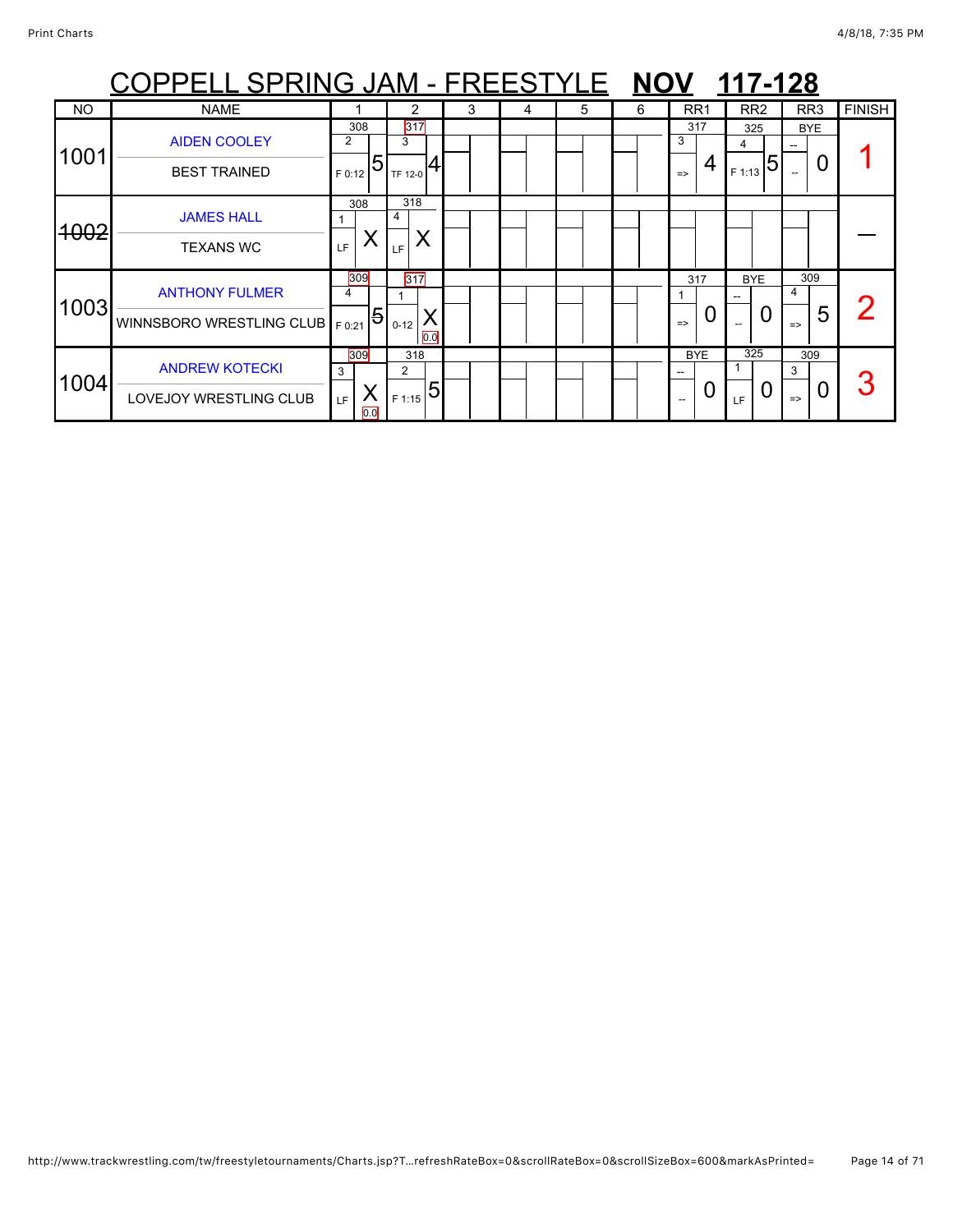# COPPELL SPRING JAM - FREESTYLE **NOV** **117-128**

| NO | NAME | 1 | 2 | 3 | 4 | 5 | 6 | RR1 | RR2 | RR3 | FINISH |
|---|---|---|---|---|---|---|---|---|---|---|---|
| 1001 | AIDEN COOLEY<br>BEST TRAINED | 308<br>2<br>F 0:12 5 | 317<br>3<br>TF 12-0 4 | | | | | 317<br>3<br>=> 4 | 325<br>4<br>F 1:13 5 | BYE<br>--<br>-- 0 | 1 |
| ~~1002~~ | JAMES HALL<br>TEXANS WC | 308<br>1<br>LF X | 318<br>4<br>LF X | | | | | | | | — |
| 1003 | ANTHONY FULMER<br>WINNSBORO WRESTLING CLUB | 309<br>4<br>F 0:21 5 | 317<br>1<br>0-12 X<br>0.0 | | | | | 317<br>1<br>=> 0 | BYE<br>--<br>-- 0 | 309<br>4<br>=> 5 | 2 |
| 1004 | ANDREW KOTECKI<br>LOVEJOY WRESTLING CLUB | 309<br>3<br>LF X<br>0.0 | 318<br>2<br>F 1:15 5 | | | | | BYE<br>--<br>-- 0 | 325<br>1<br>LF 0 | 309<br>3<br>=> 0 | 3 |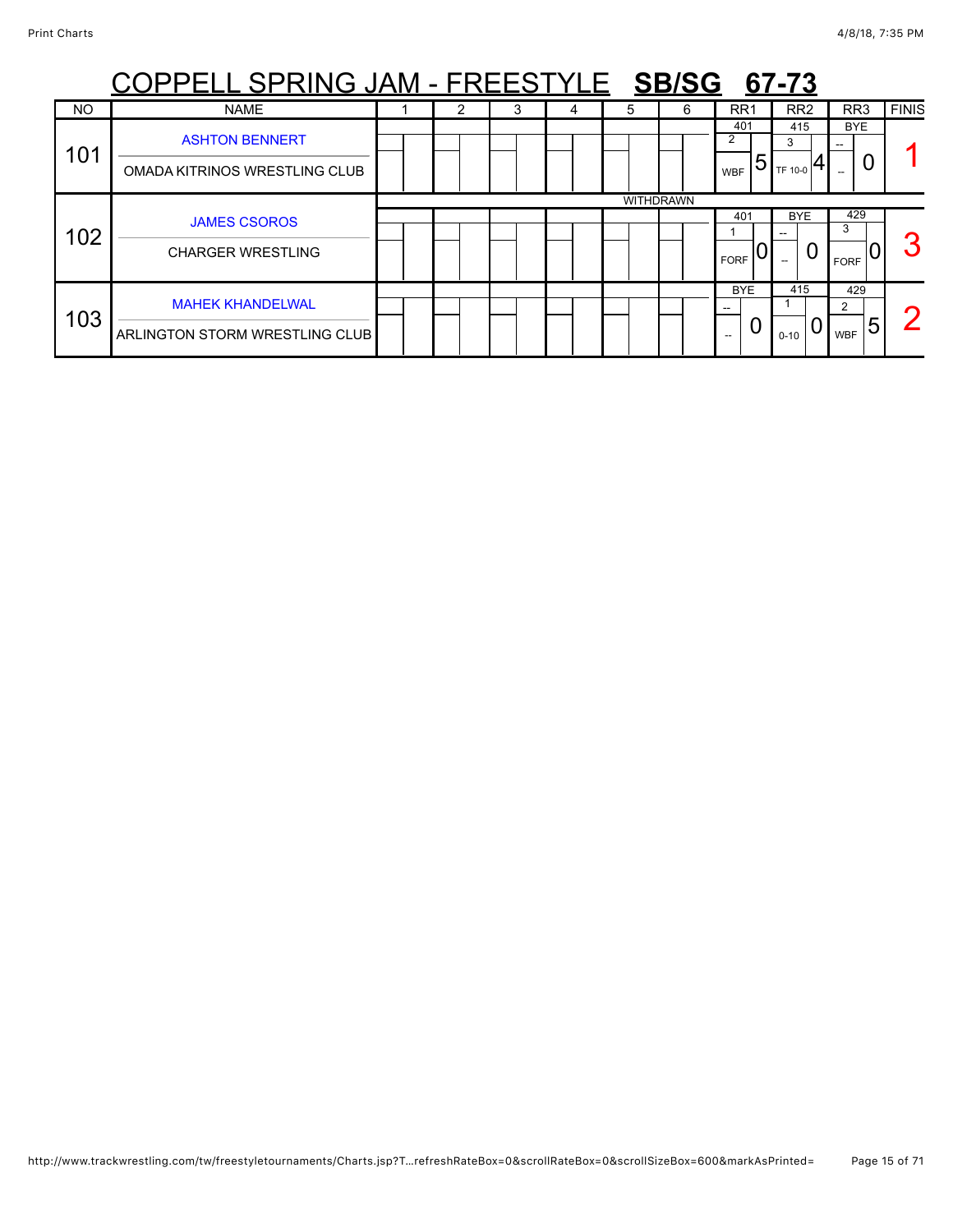# COPPELL SPRING JAM - FREESTYLE **SB/SG** **67-73**

| NO | NAME | 1 | 2 | 3 | 4 | 5 | 6 | RR1 | RR2 | RR3 | FINISH |
|---|---|---|---|---|---|---|---|---|---|---|---|
| 101 | ASHTON BENNERT<br>OMADA KITRINOS WRESTLING CLUB | | | | | | | 401<br>2<br>WBF 5 | 415<br>3<br>TF 10-0 4 | BYE<br>--<br>-- 0 | 1 |
| 102 | JAMES CSOROS<br>CHARGER WRESTLING | WITHDRAWN | | | | | | 401<br>1<br>FORF 0 | BYE<br>--<br>-- 0 | 429<br>3<br>FORF 0 | 3 |
| 103 | MAHEK KHANDELWAL<br>ARLINGTON STORM WRESTLING CLUB | | | | | | | BYE<br>--<br>-- 0 | 415<br>1<br>0-10 0 | 429<br>2<br>WBF 5 | 2 |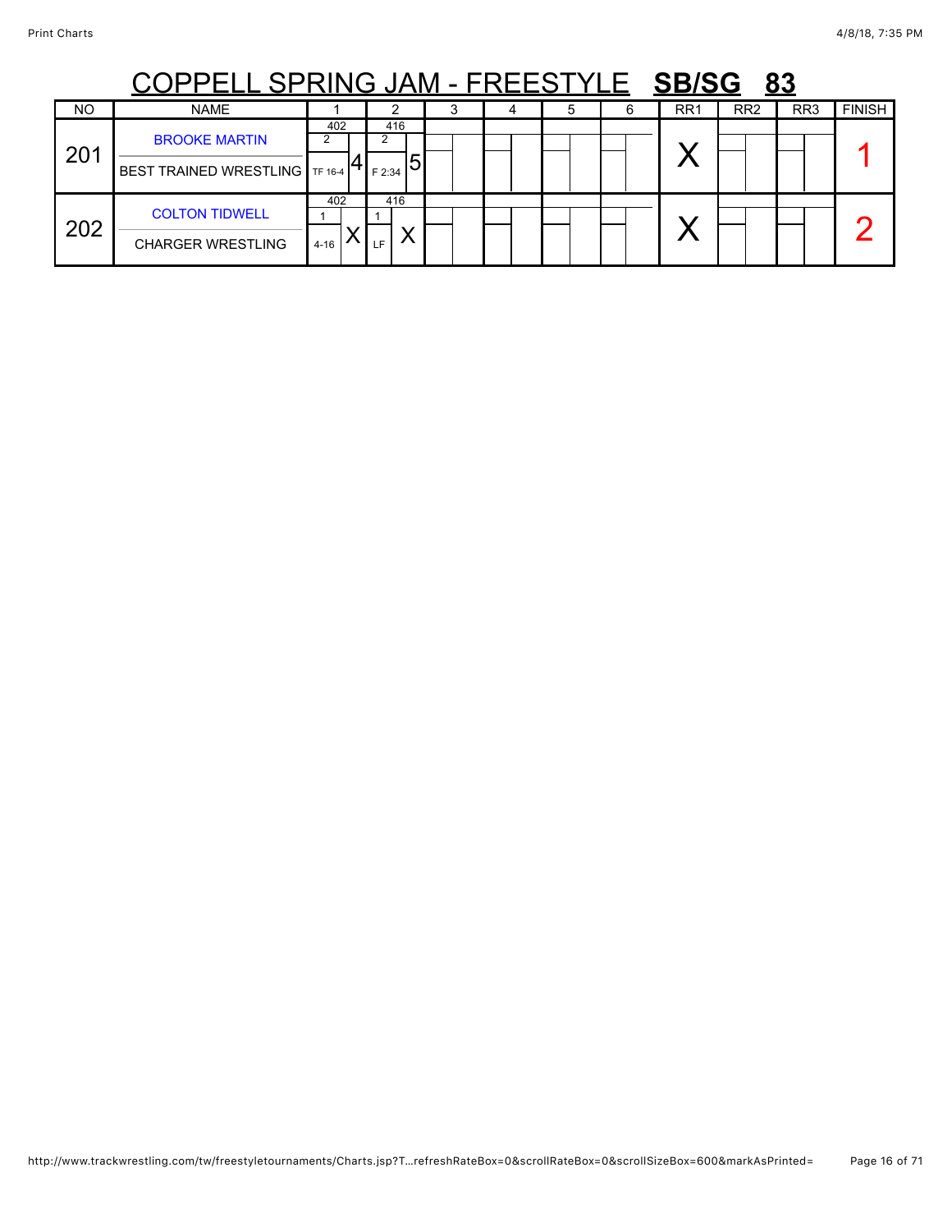# COPPELL SPRING JAM - FREESTYLE **SB/SG 83**

| NO | NAME | 1 | 2 | 3 | 4 | 5 | 6 | RR1 | RR2 | RR3 | FINISH |
|---|---|---|---|---|---|---|---|---|---|---|---|
| 201 | BROOKE MARTIN<br>BEST TRAINED WRESTLING | 402<br>2<br>TF 16-4 4 | 416<br>2<br>F 2:34 5 | | | | | X | | | 1 |
| 202 | COLTON TIDWELL<br>CHARGER WRESTLING | 402<br>1<br>4-16 X | 416<br>1<br>LF X | | | | | X | | | 2 |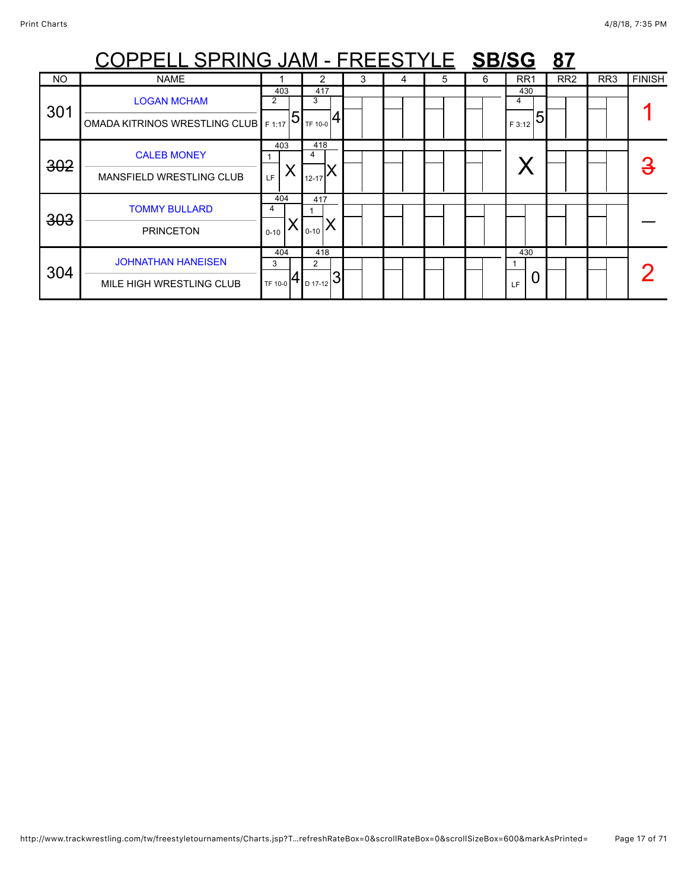# COPPELL SPRING JAM - FREESTYLE **SB/SG 87**

| NO | NAME | 1 | 2 | 3 | 4 | 5 | 6 | RR1 | RR2 | RR3 | FINISH |
|---|---|---|---|---|---|---|---|---|---|---|---|
| 301 | LOGAN MCHAM<br>OMADA KITRINOS WRESTLING CLUB | 403<br>2<br>F 1:17 5 | 417<br>3<br>TF 10-0 4 | | | | | 430<br>4<br>F 3:12 5 | | | 1 |
| ~~302~~ | CALEB MONEY<br>MANSFIELD WRESTLING CLUB | 403<br>1<br>LF X | 418<br>4<br>12-17 X | | | | | X | | | ~~3~~ |
| ~~303~~ | TOMMY BULLARD<br>PRINCETON | 404<br>4<br>0-10 X | 417<br>1<br>0-10 X | | | | | | | | — |
| 304 | JOHNATHAN HANEISEN<br>MILE HIGH WRESTLING CLUB | 404<br>3<br>TF 10-0 4 | 418<br>2<br>D 17-12 3 | | | | | 430<br>1<br>LF 0 | | | 2 |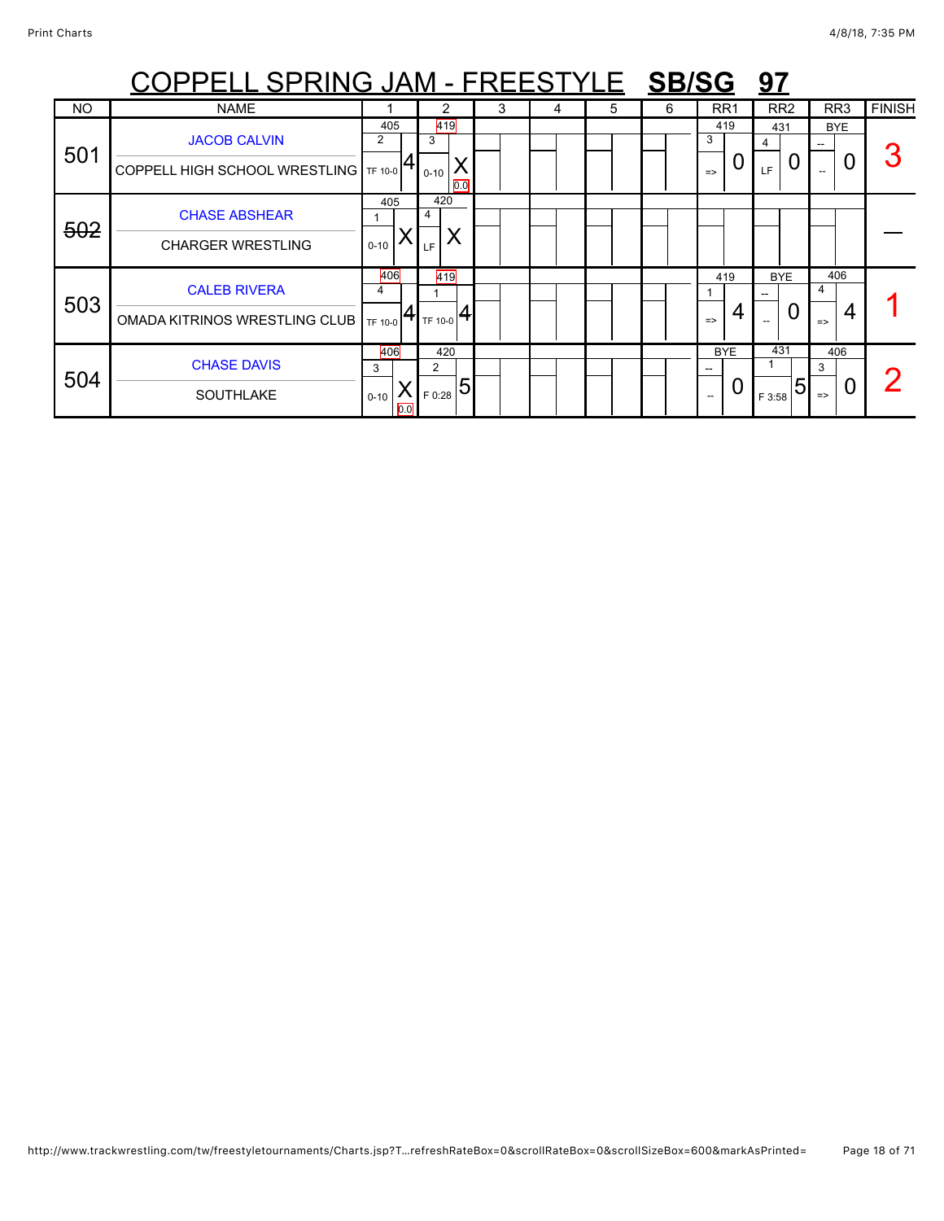# COPPELL SPRING JAM - FREESTYLE **SB/SG** **97**

| NO | NAME | 1 | 2 | 3 | 4 | 5 | 6 | RR1 | RR2 | RR3 | FINISH |
|---|---|---|---|---|---|---|---|---|---|---|---|
| 501 | JACOB CALVIN<br>COPPELL HIGH SCHOOL WRESTLING | 405<br>2<br>TF 10-0 4 | 419<br>3<br>0-10 X<br>0.0 | | | | | 419<br>3<br>=> 0 | 431<br>4<br>LF 0 | BYE<br>--<br>-- 0 | 3 |
| ~~502~~ | CHASE ABSHEAR<br>CHARGER WRESTLING | 405<br>1<br>0-10 X | 420<br>4<br>LF X | | | | | | | | — |
| 503 | CALEB RIVERA<br>OMADA KITRINOS WRESTLING CLUB | 406<br>4<br>TF 10-0 4 | 419<br>1<br>TF 10-0 4 | | | | | 419<br>1<br>=> 4 | BYE<br>--<br>-- 0 | 406<br>4<br>=> 4 | 1 |
| 504 | CHASE DAVIS<br>SOUTHLAKE | 406<br>3<br>0-10 X<br>0.0 | 420<br>2<br>F 0:28 5 | | | | | BYE<br>--<br>-- 0 | 431<br>1<br>F 3:58 5 | 406<br>3<br>=> 0 | 2 |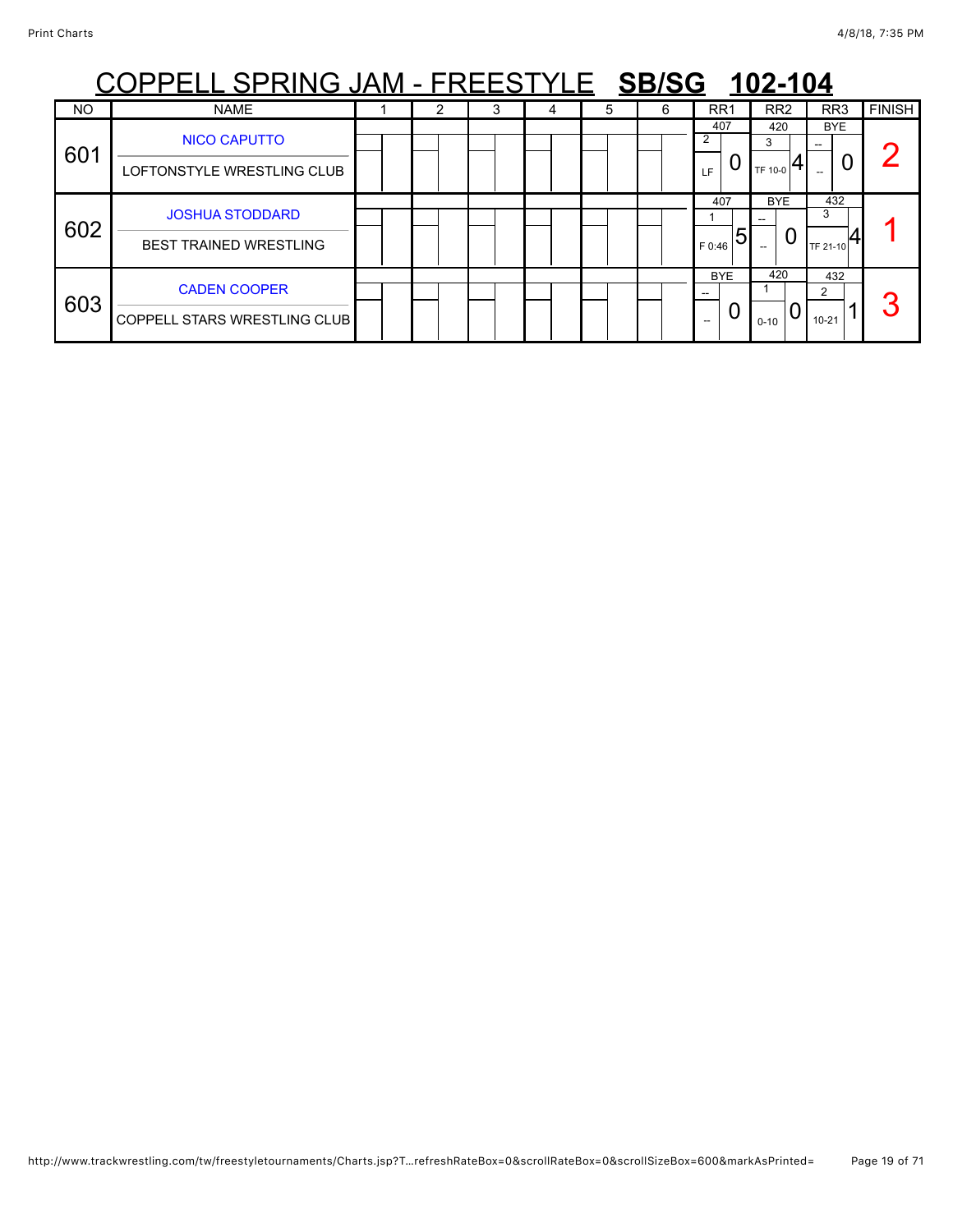# COPPELL SPRING JAM - FREESTYLE **SB/SG 102-104**

| NO | NAME | 1 | 2 | 3 | 4 | 5 | 6 | RR1 | RR2 | RR3 | FINISH |
|---|---|---|---|---|---|---|---|---|---|---|---|
| 601 | NICO CAPUTTO<br>LOFTONSTYLE WRESTLING CLUB | | | | | | | 407<br>2<br>LF 0 | 420<br>3<br>TF 10-0 4 | BYE<br>--<br>-- 0 | 2 |
| 602 | JOSHUA STODDARD<br>BEST TRAINED WRESTLING | | | | | | | 407<br>1<br>F 0:46 5 | BYE<br>--<br>-- 0 | 432<br>3<br>TF 21-10 4 | 1 |
| 603 | CADEN COOPER<br>COPPELL STARS WRESTLING CLUB | | | | | | | BYE<br>--<br>-- 0 | 420<br>1<br>0-10 0 | 432<br>2<br>10-21 1 | 3 |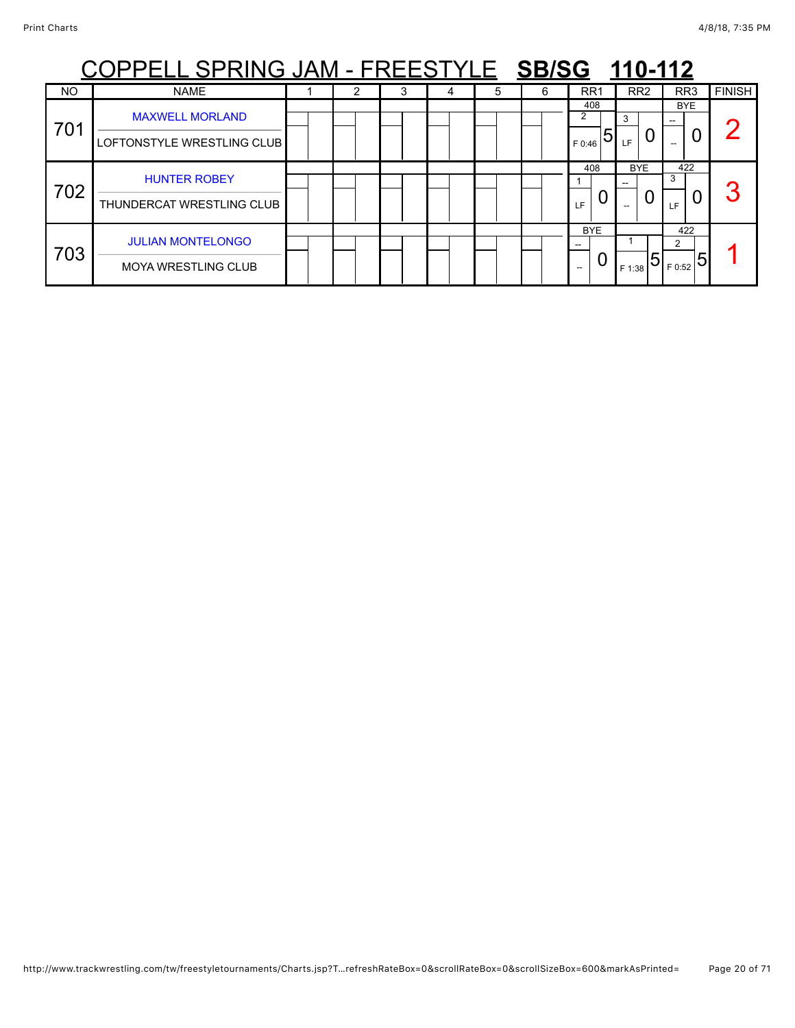# COPPELL SPRING JAM - FREESTYLE **SB/SG** **110-112**

| NO | NAME | 1 | 2 | 3 | 4 | 5 | 6 | RR1 | RR2 | RR3 | FINISH |
|---|---|---|---|---|---|---|---|---|---|---|---|
| 701 | MAXWELL MORLAND<br>LOFTONSTYLE WRESTLING CLUB | | | | | | | 408<br>2<br>F 0:46 5 | 3<br>LF 0 | BYE<br>--<br>-- 0 | 2 |
| 702 | HUNTER ROBEY<br>THUNDERCAT WRESTLING CLUB | | | | | | | 408<br>1<br>LF 0 | BYE<br>--<br>-- 0 | 422<br>3<br>LF 0 | 3 |
| 703 | JULIAN MONTELONGO<br>MOYA WRESTLING CLUB | | | | | | | BYE<br>--<br>-- 0 | 1<br>F 1:38 5 | 422<br>2<br>F 0:52 5 | 1 |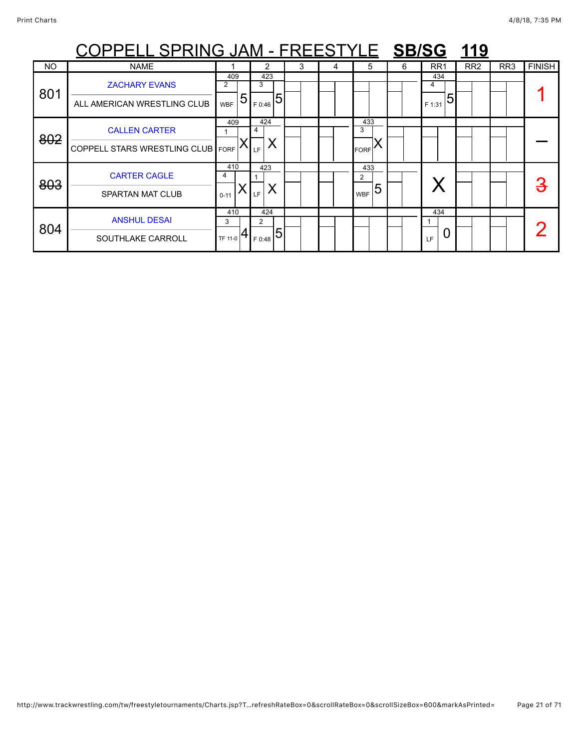# COPPELL SPRING JAM - FREESTYLE **SB/SG** **119**

| NO | NAME | 1 | 2 | 3 | 4 | 5 | 6 | RR1 | RR2 | RR3 | FINISH |
|---|---|---|---|---|---|---|---|---|---|---|---|
| 801 | ZACHARY EVANS<br>ALL AMERICAN WRESTLING CLUB | 409<br>2<br>WBF 5 | 423<br>3<br>F 0:46 5 | | | | | 434<br>4<br>F 1:31 5 | | | 1 |
| ~~802~~ | CALLEN CARTER<br>COPPELL STARS WRESTLING CLUB | 409<br>1<br>FORF X | 424<br>4<br>LF X | | | 433<br>3<br>FORF X | | | | | — |
| ~~803~~ | CARTER CAGLE<br>SPARTAN MAT CLUB | 410<br>4<br>0-11 X | 423<br>1<br>LF X | | | 433<br>2<br>WBF 5 | | X | | | ~~3~~ |
| 804 | ANSHUL DESAI<br>SOUTHLAKE CARROLL | 410<br>3<br>TF 11-0 4 | 424<br>2<br>F 0:48 5 | | | | | 434<br>1<br>LF 0 | | | 2 |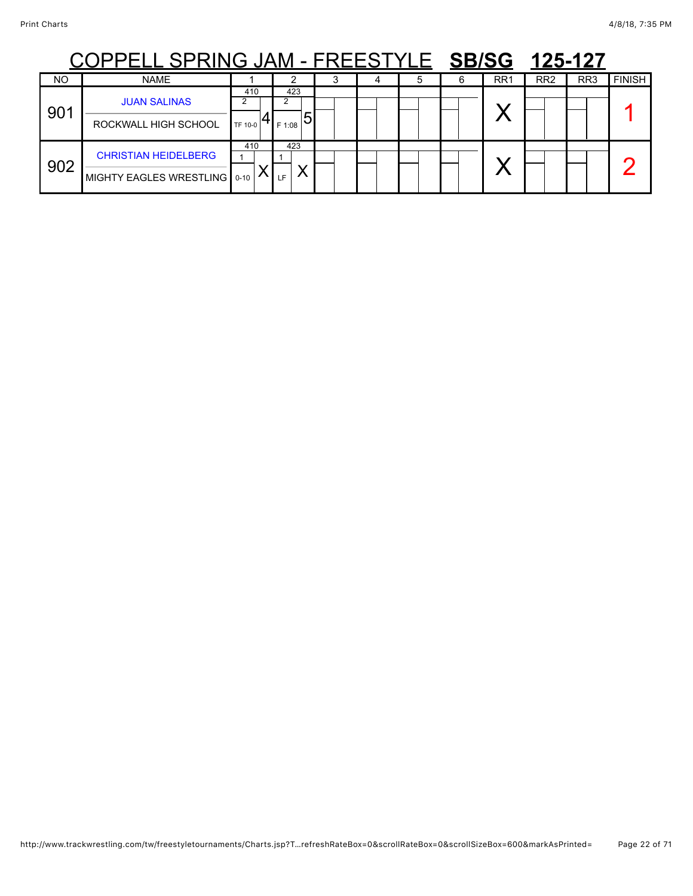# COPPELL SPRING JAM - FREESTYLE **SB/SG** **125-127**

| NO | NAME | 1 | 2 | 3 | 4 | 5 | 6 | RR1 | RR2 | RR3 | FINISH |
|---|---|---|---|---|---|---|---|---|---|---|---|
| 901 | JUAN SALINAS<br>ROCKWALL HIGH SCHOOL | 410<br>2<br>TF 10-0 4 | 423<br>2<br>F 1:08 5 | | | | | X | | | 1 |
| 902 | CHRISTIAN HEIDELBERG<br>MIGHTY EAGLES WRESTLING | 410<br>1<br>0-10 X | 423<br>1<br>LF X | | | | | X | | | 2 |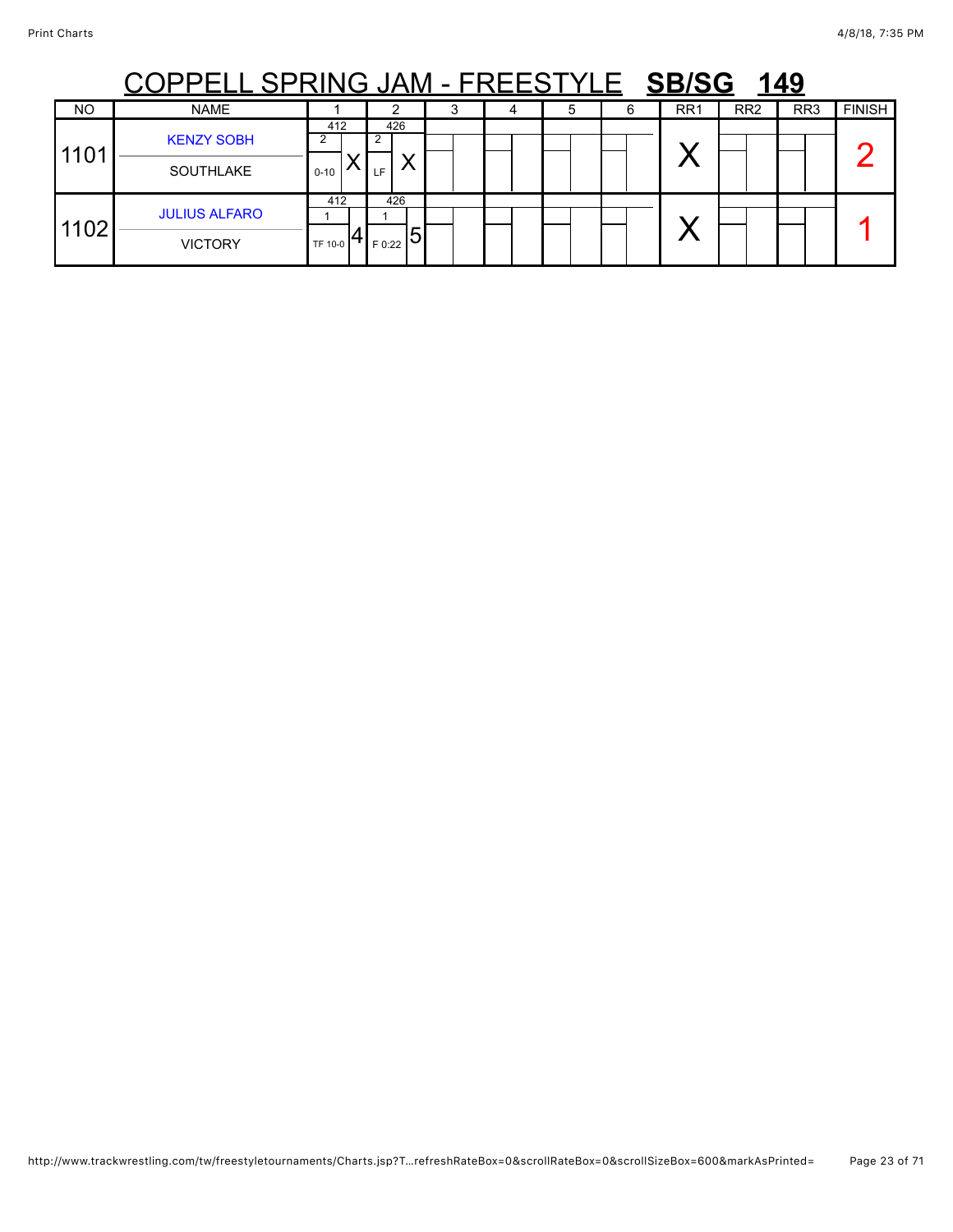# COPPELL SPRING JAM - FREESTYLE **SB/SG 149**

| NO | NAME | 1 | 2 | 3 | 4 | 5 | 6 | RR1 | RR2 | RR3 | FINISH |
|---|---|---|---|---|---|---|---|---|---|---|---|
| 1101 | KENZY SOBH<br>SOUTHLAKE | 412<br>2<br>0-10 X | 426<br>2<br>LF X | | | | | X | | | 2 |
| 1102 | JULIUS ALFARO<br>VICTORY | 412<br>1<br>TF 10-0 4 | 426<br>1<br>F 0:22 5 | | | | | X | | | 1 |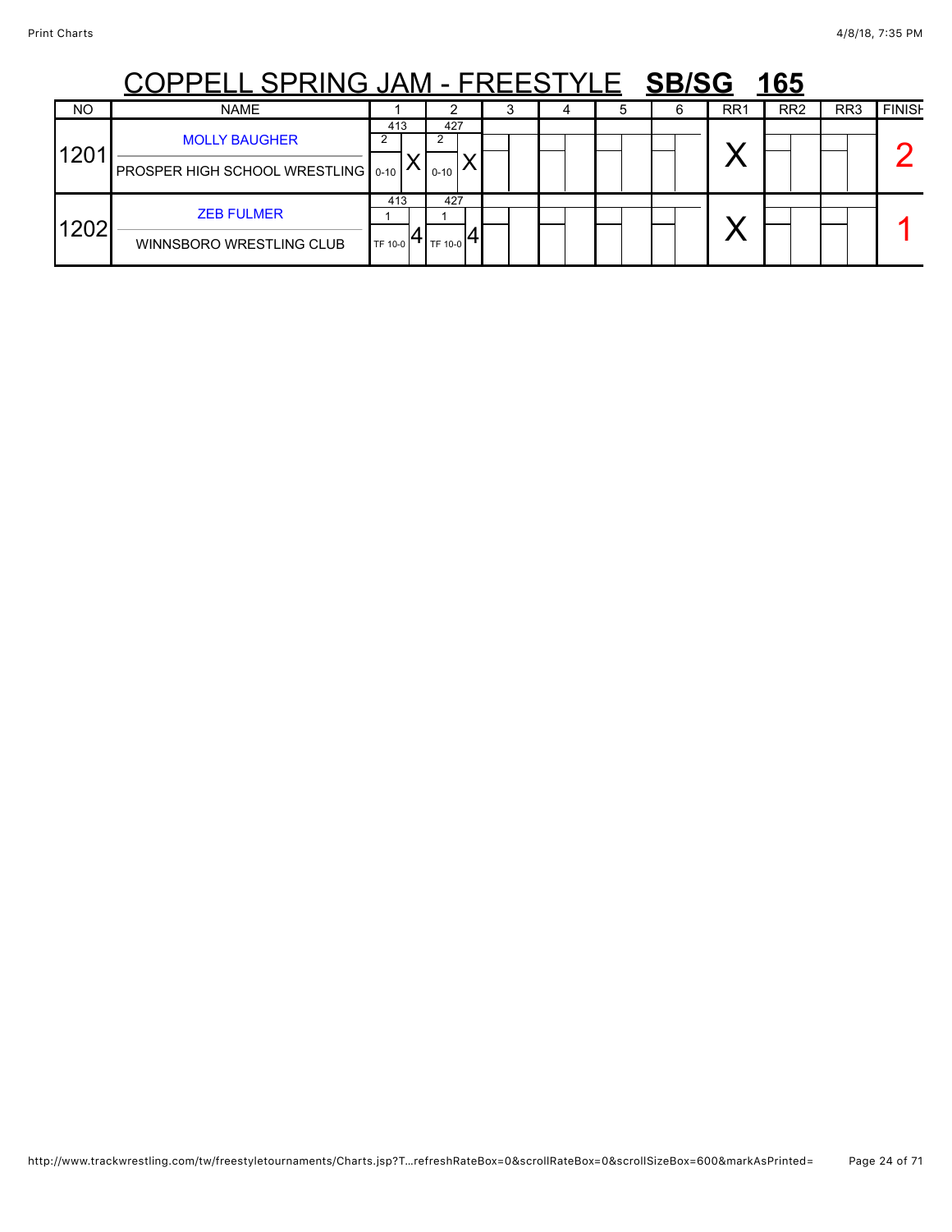# COPPELL SPRING JAM - FREESTYLE SB/SG 165

| NO | NAME | 1 | 2 | 3 | 4 | 5 | 6 | RR1 | RR2 | RR3 | FINISH |
|---|---|---|---|---|---|---|---|---|---|---|---|
| 1201 | MOLLY BAUGHER<br>PROSPER HIGH SCHOOL WRESTLING | 413<br>2<br>0-10 X | 427<br>2<br>0-10 X | | | | | X | | | 2 |
| 1202 | ZEB FULMER<br>WINNSBORO WRESTLING CLUB | 413<br>1<br>TF 10-0 4 | 427<br>1<br>TF 10-0 4 | | | | | X | | | 1 |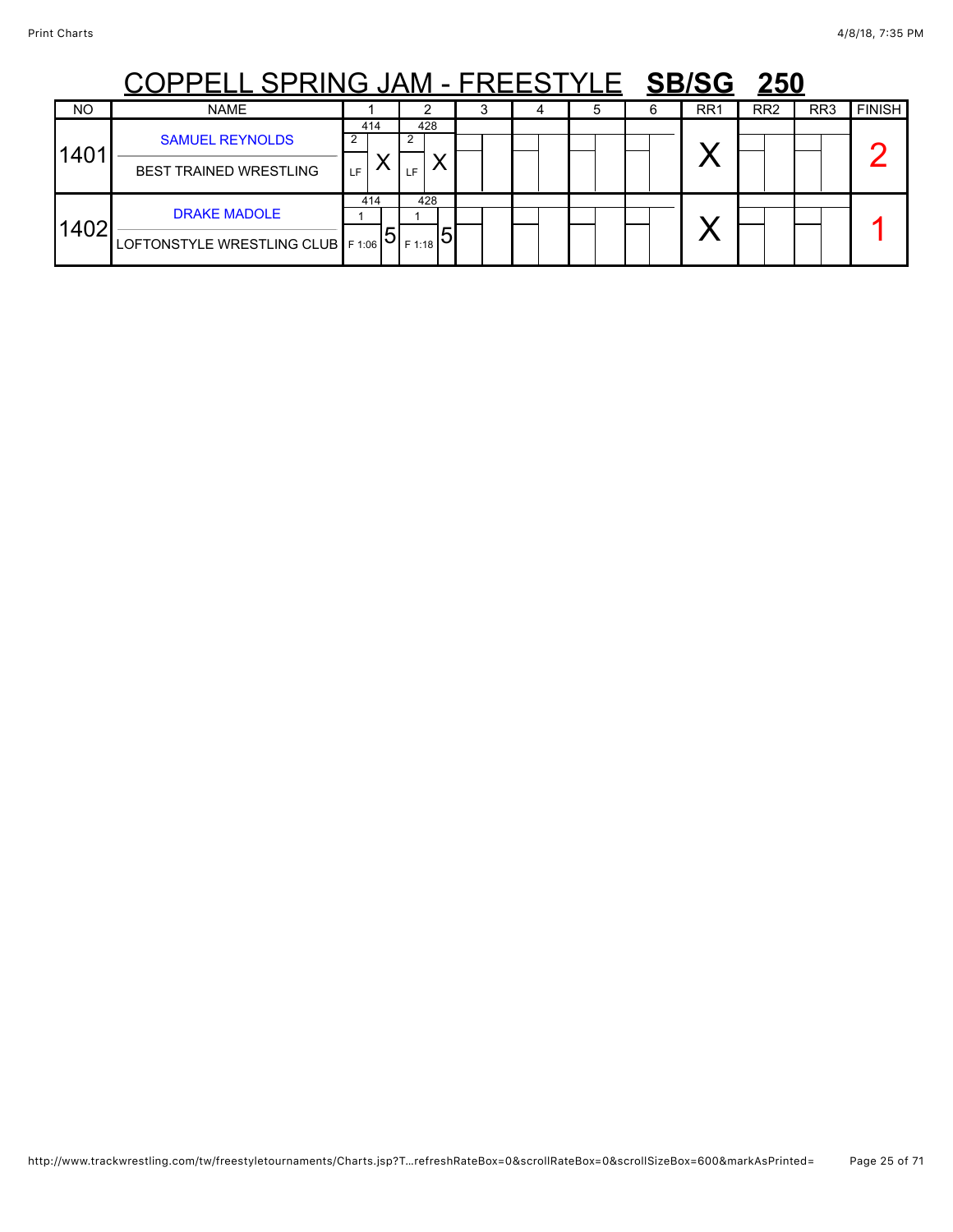# COPPELL SPRING JAM - FREESTYLE **SB/SG 250**

| NO | NAME | 1 | 2 | 3 | 4 | 5 | 6 | RR1 | RR2 | RR3 | FINISH |
|---|---|---|---|---|---|---|---|---|---|---|---|
| 1401 | SAMUEL REYNOLDS<br>BEST TRAINED WRESTLING | 414<br>2<br>LF X | 428<br>2<br>LF X | | | | | X | | | 2 |
| 1402 | DRAKE MADOLE<br>LOFTONSTYLE WRESTLING CLUB | 414<br>1<br>F 1:06 5 | 428<br>1<br>F 1:18 5 | | | | | X | | | 1 |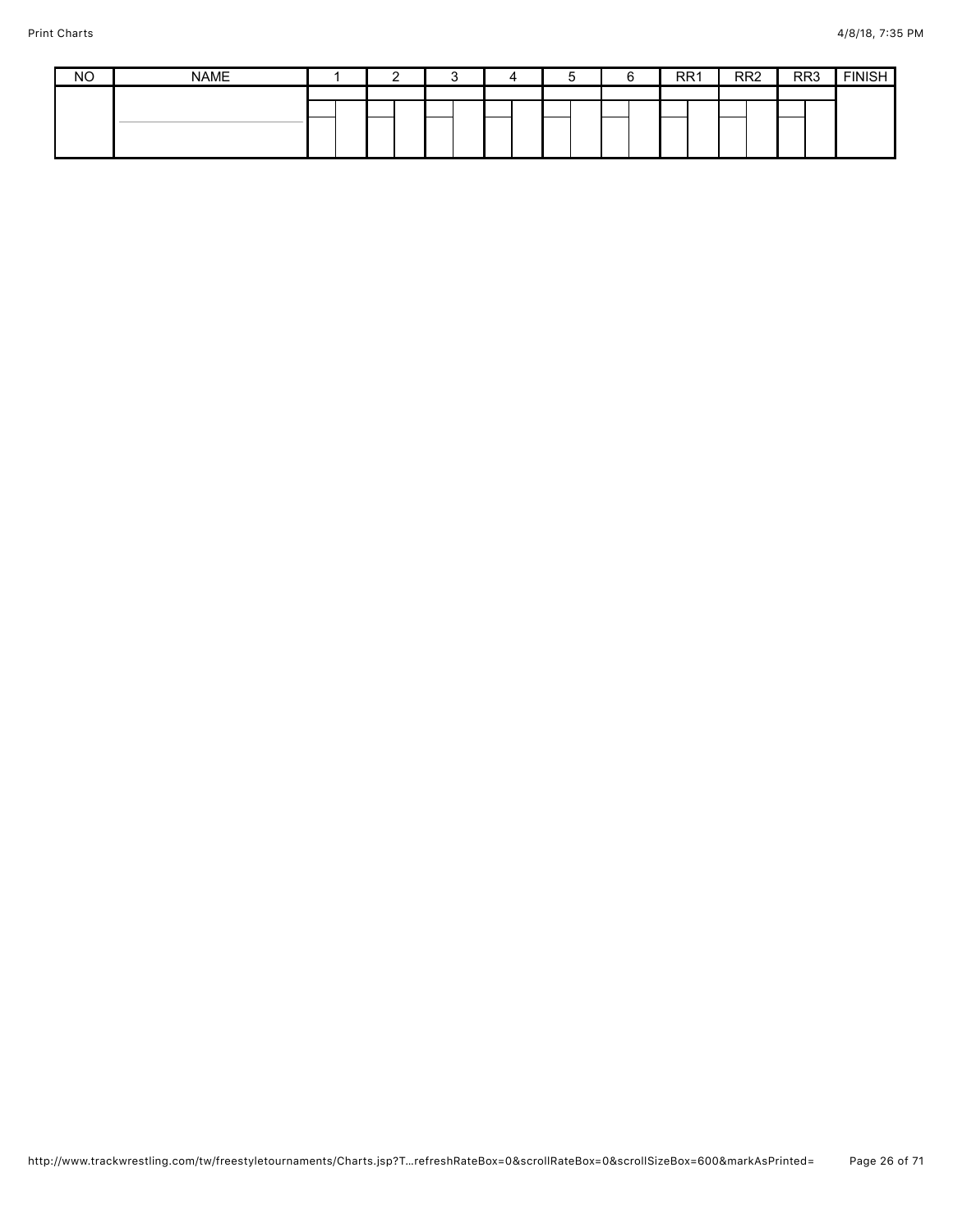| NO | NAME | 1 | 2 | 3 | 4 | 5 | 6 | RR1 | RR2 | RR3 | FINISH |
| --- | --- | --- | --- | --- | --- | --- | --- | --- | --- | --- | --- |
| | | | | | | | | | | | |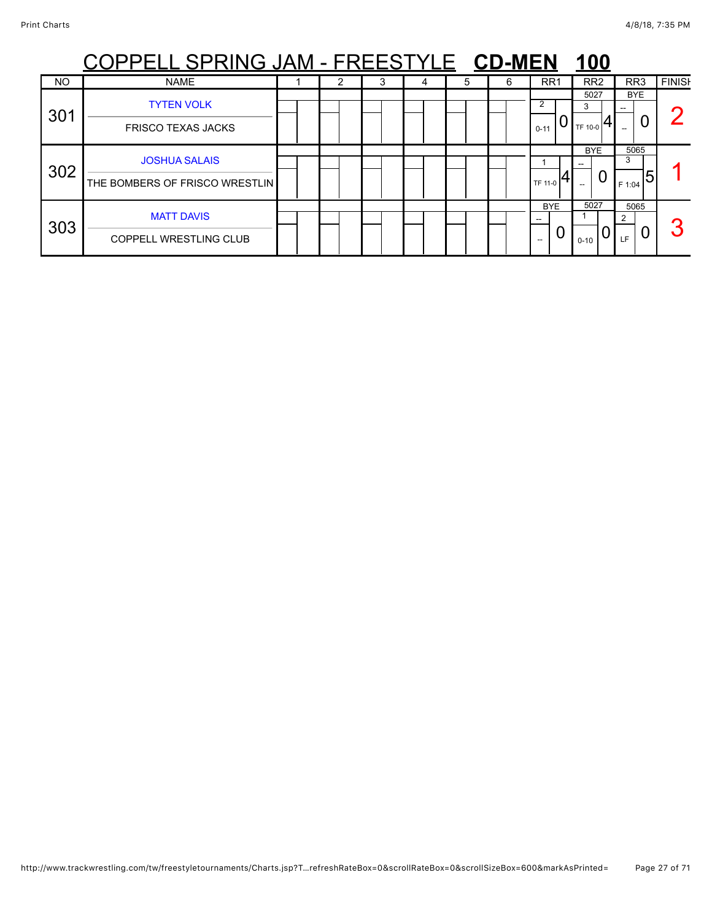# COPPELL SPRING JAM - FREESTYLE **CD-MEN** **100**

| NO | NAME | 1 | 2 | 3 | 4 | 5 | 6 | RR1 | RR2 | RR3 | FINISH |
|---|---|---|---|---|---|---|---|---|---|---|---|
| 301 | TYTEN VOLK<br>FRISCO TEXAS JACKS | | | | | | | 2<br>0-11 0 | 5027<br>3<br>TF 10-0 4 | BYE<br>--<br>-- 0 | 2 |
| 302 | JOSHUA SALAIS<br>THE BOMBERS OF FRISCO WRESTLIN | | | | | | | 1<br>TF 11-0 4 | BYE<br>--<br>-- 0 | 5065<br>3<br>F 1:04 5 | 1 |
| 303 | MATT DAVIS<br>COPPELL WRESTLING CLUB | | | | | | | BYE<br>--<br>-- 0 | 5027<br>1<br>0-10 0 | 5065<br>2<br>LF 0 | 3 |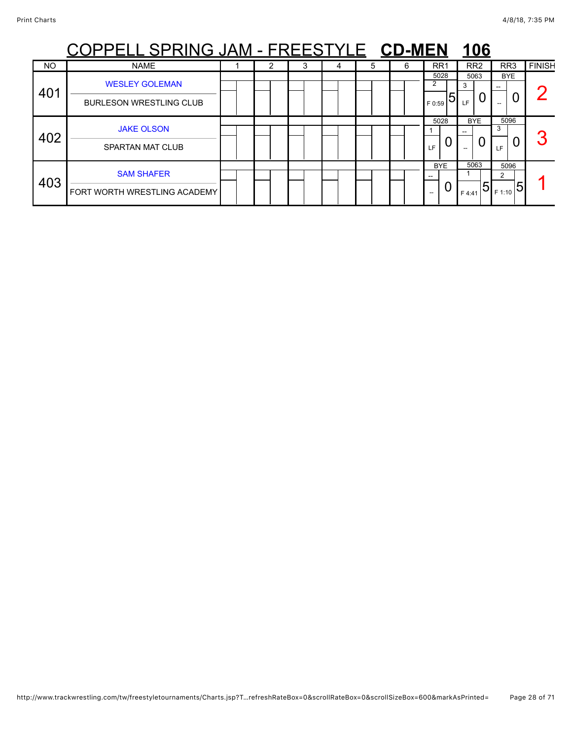# COPPELL SPRING JAM - FREESTYLE **CD-MEN** **106**

| NO | NAME | 1 | 2 | 3 | 4 | 5 | 6 | RR1 | RR2 | RR3 | FINISH |
|---|---|---|---|---|---|---|---|---|---|---|---|
| 401 | WESLEY GOLEMAN<br>BURLESON WRESTLING CLUB | | | | | | | 5028<br>2<br>F 0:59 5 | 5063<br>3<br>LF 0 | BYE<br>--<br>-- 0 | 2 |
| 402 | JAKE OLSON<br>SPARTAN MAT CLUB | | | | | | | 5028<br>1<br>LF 0 | BYE<br>--<br>-- 0 | 5096<br>3<br>LF 0 | 3 |
| 403 | SAM SHAFER<br>FORT WORTH WRESTLING ACADEMY | | | | | | | BYE<br>--<br>-- 0 | 5063<br>1<br>F 4:41 5 | 5096<br>2<br>F 1:10 5 | 1 |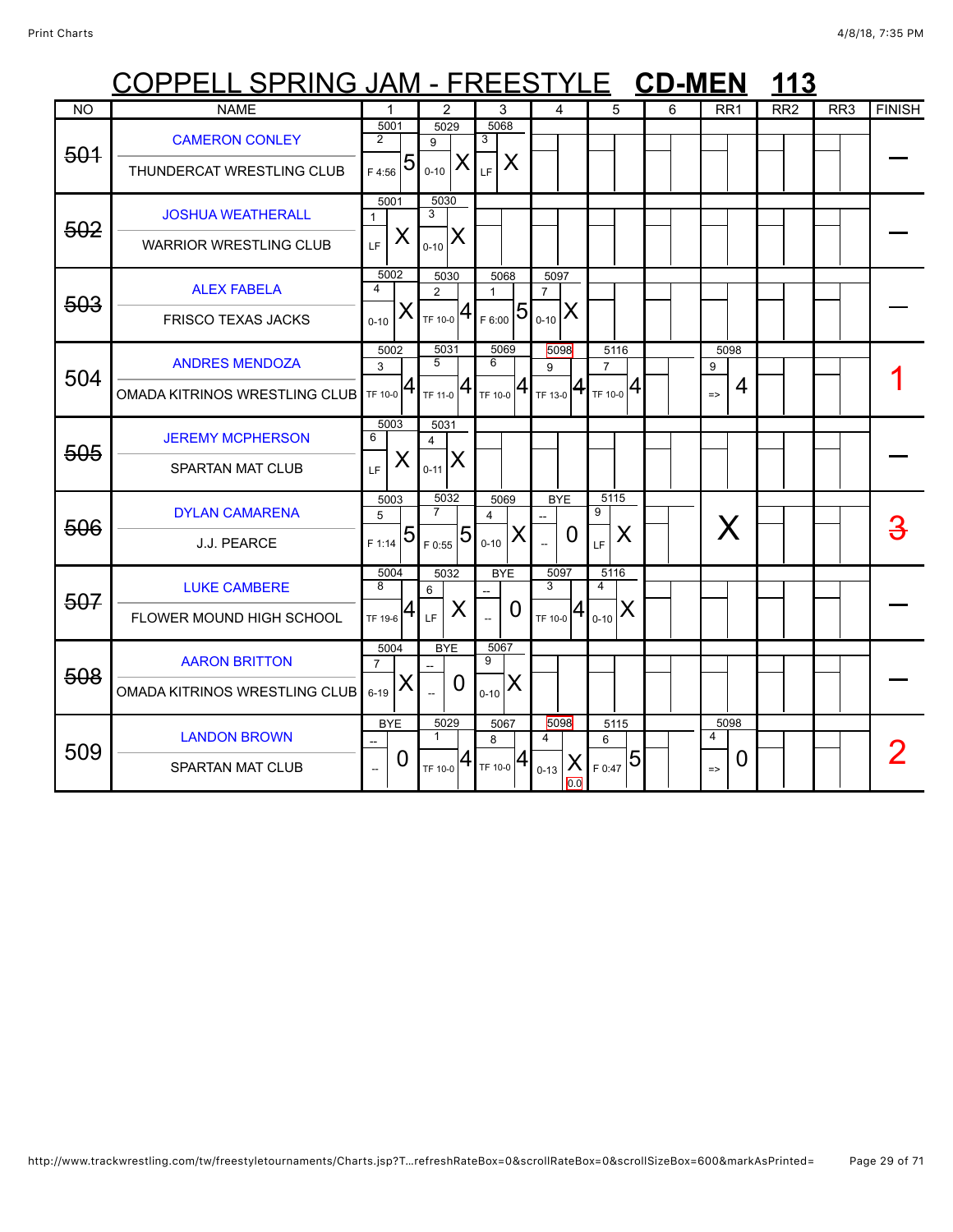# COPPELL SPRING JAM - FREESTYLE **CD-MEN** **113**

| NO | NAME | 1 | 2 | 3 | 4 | 5 | 6 | RR1 | RR2 | RR3 | FINISH |
|---|---|---|---|---|---|---|---|---|---|---|---|
| ~~501~~ | CAMERON CONLEY<br>THUNDERCAT WRESTLING CLUB | 5001<br>2<br>F 4:56 5 | 5029<br>9<br>0-10 X | 5068<br>3<br>LF X | | | | | | | — |
| ~~502~~ | JOSHUA WEATHERALL<br>WARRIOR WRESTLING CLUB | 5001<br>1<br>LF X | 5030<br>3<br>0-10 X | | | | | | | | — |
| ~~503~~ | ALEX FABELA<br>FRISCO TEXAS JACKS | 5002<br>4<br>0-10 X | 5030<br>2<br>TF 10-0 4 | 5068<br>1<br>F 6:00 5 | 5097<br>7<br>0-10 X | | | | | | — |
| 504 | ANDRES MENDOZA<br>OMADA KITRINOS WRESTLING CLUB | 5002<br>3<br>TF 10-0 4 | 5031<br>5<br>TF 11-0 4 | 5069<br>6<br>TF 10-0 4 | 5098<br>9<br>TF 13-0 4 | 5116<br>7<br>TF 10-0 4 | | 5098<br>9<br>=> 4 | | | 1 |
| ~~505~~ | JEREMY MCPHERSON<br>SPARTAN MAT CLUB | 5003<br>6<br>LF X | 5031<br>4<br>0-11 X | | | | | | | | — |
| ~~506~~ | DYLAN CAMARENA<br>J.J. PEARCE | 5003<br>5<br>F 1:14 5 | 5032<br>7<br>F 0:55 5 | 5069<br>4<br>0-10 X | BYE<br>--<br>-- 0 | 5115<br>9<br>LF X | | X | | | ~~3~~ |
| ~~507~~ | LUKE CAMBERE<br>FLOWER MOUND HIGH SCHOOL | 5004<br>8<br>TF 19-6 4 | 5032<br>6<br>LF X | BYE<br>--<br>-- 0 | 5097<br>3<br>TF 10-0 4 | 5116<br>4<br>0-10 X | | | | | — |
| ~~508~~ | AARON BRITTON<br>OMADA KITRINOS WRESTLING CLUB | 5004<br>7<br>6-19 X | BYE<br>--<br>-- 0 | 5067<br>9<br>0-10 X | | | | | | | — |
| 509 | LANDON BROWN<br>SPARTAN MAT CLUB | BYE<br>--<br>-- 0 | 5029<br>1<br>TF 10-0 4 | 5067<br>8<br>TF 10-0 4 | 5098<br>4<br>0-13 X 0.0 | 5115<br>6<br>F 0:47 5 | | 5098<br>4<br>=> 0 | | | 2 |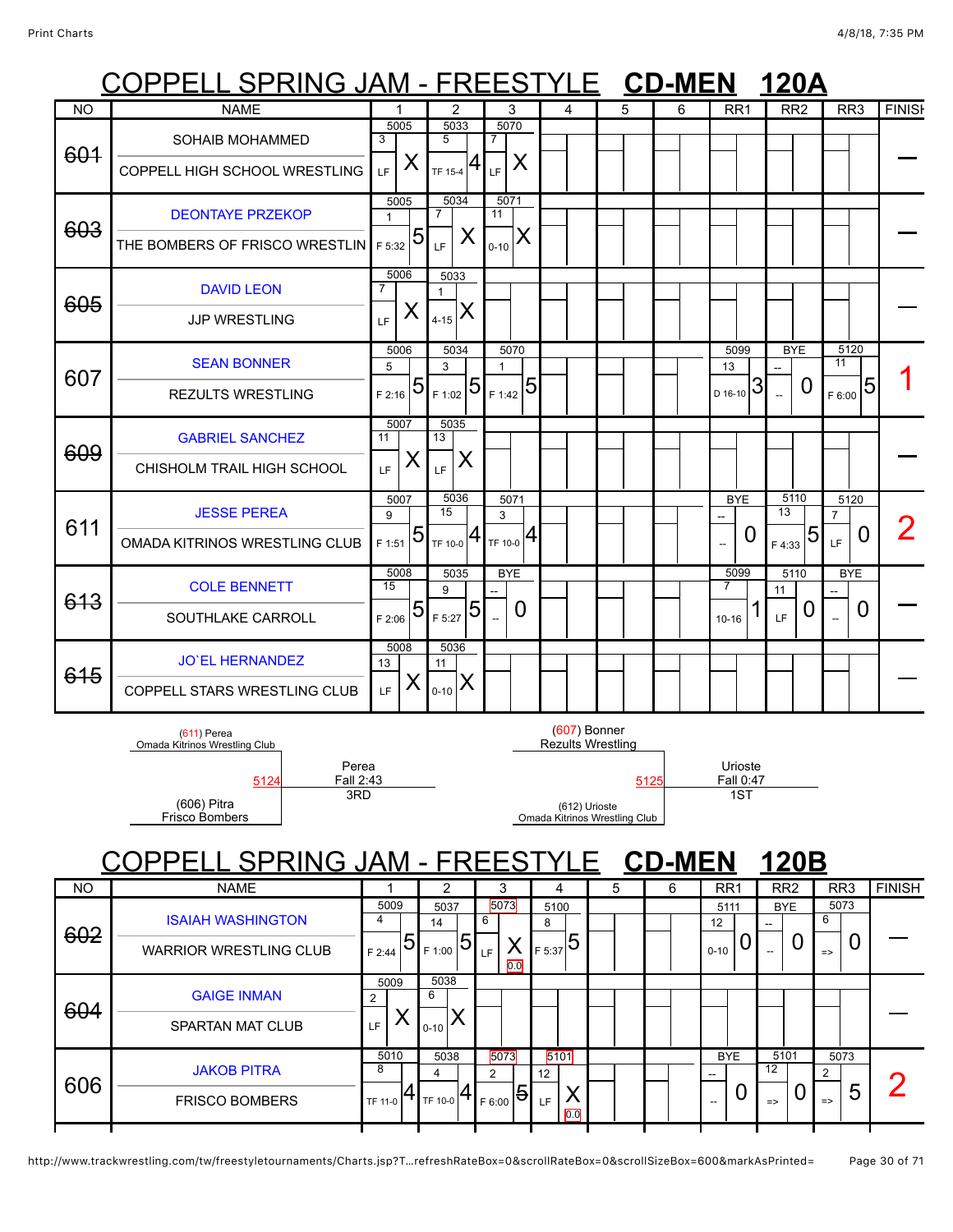# COPPELL SPRING JAM - FREESTYLE **CD-MEN** **120A**

| NO | NAME | 1 | 2 | 3 | 4 | 5 | 6 | RR1 | RR2 | RR3 | FINISH |
|---|---|---|---|---|---|---|---|---|---|---|---|
| ~~601~~ | SOHAIB MOHAMMED / COPPELL HIGH SCHOOL WRESTLING | 5005 / 3 / LF / X | 5033 / 5 / TF 15-4 / 4 | 5070 / 7 / LF / X | | | | | | | — |
| ~~603~~ | DEONTAYE PRZEKOP / THE BOMBERS OF FRISCO WRESTLIN | 5005 / 1 / F 5:32 / 5 | 5034 / 7 / LF / X | 5071 / 11 / 0-10 / X | | | | | | | — |
| ~~605~~ | DAVID LEON / JJP WRESTLING | 5006 / 7 / LF / X | 5033 / 1 / 4-15 / X | | | | | | | | — |
| 607 | SEAN BONNER / REZULTS WRESTLING | 5006 / 5 / F 2:16 / 5 | 5034 / 3 / F 1:02 / 5 | 5070 / 1 / F 1:42 / 5 | | | | 5099 / 13 / D 16-10 / 3 | BYE / -- / -- / 0 | 5120 / 11 / F 6:00 / 5 | 1 |
| ~~609~~ | GABRIEL SANCHEZ / CHISHOLM TRAIL HIGH SCHOOL | 5007 / 11 / LF / X | 5035 / 13 / LF / X | | | | | | | | — |
| 611 | JESSE PEREA / OMADA KITRINOS WRESTLING CLUB | 5007 / 9 / F 1:51 / 5 | 5036 / 15 / TF 10-0 / 4 | 5071 / 3 / TF 10-0 / 4 | | | | BYE / -- / -- / 0 | 5110 / 13 / F 4:33 / 5 | 5120 / 7 / LF / 0 | 2 |
| ~~613~~ | COLE BENNETT / SOUTHLAKE CARROLL | 5008 / 15 / F 2:06 / 5 | 5035 / 9 / F 5:27 / 5 | BYE / -- / -- / 0 | | | | 5099 / 7 / 10-16 / 1 | 5110 / 11 / LF / 0 | BYE / -- / -- / 0 | — |
| ~~615~~ | JO`EL HERNANDEZ / COPPELL STARS WRESTLING CLUB | 5008 / 13 / LF / X | 5036 / 11 / 0-10 / X | | | | | | | | — |

(611) Perea, Omada Kitrinos Wrestling Club vs. (606) Pitra, Frisco Bombers — 5124 — Perea, Fall 2:43, 3RD

(607) Bonner, Rezults Wrestling vs. (612) Urioste, Omada Kitrinos Wrestling Club — 5125 — Urioste, Fall 0:47, 1ST

# COPPELL SPRING JAM - FREESTYLE **CD-MEN** **120B**

| NO | NAME | 1 | 2 | 3 | 4 | 5 | 6 | RR1 | RR2 | RR3 | FINISH |
|---|---|---|---|---|---|---|---|---|---|---|---|
| ~~602~~ | ISAIAH WASHINGTON / WARRIOR WRESTLING CLUB | 5009 / 4 / F 2:44 / 5 | 5037 / 14 / F 1:00 / 5 | 5073 / 6 / LF / X / 0.0 | 5100 / 8 / F 5:37 / 5 | | | 5111 / 12 / 0-10 / 0 | BYE / -- / -- / 0 | 5073 / 6 / => / 0 | — |
| ~~604~~ | GAIGE INMAN / SPARTAN MAT CLUB | 5009 / 2 / LF / X | 5038 / 6 / 0-10 / X | | | | | | | | — |
| 606 | JAKOB PITRA / FRISCO BOMBERS | 5010 / 8 / TF 11-0 / 4 | 5038 / 4 / TF 10-0 / 4 | 5073 / 2 / F 6:00 / ~~5~~ | 5101 / 12 / LF / X / 0.0 | | | BYE / -- / -- / 0 | 5101 / 12 / => / 0 | 5073 / 2 / => / 5 | 2 |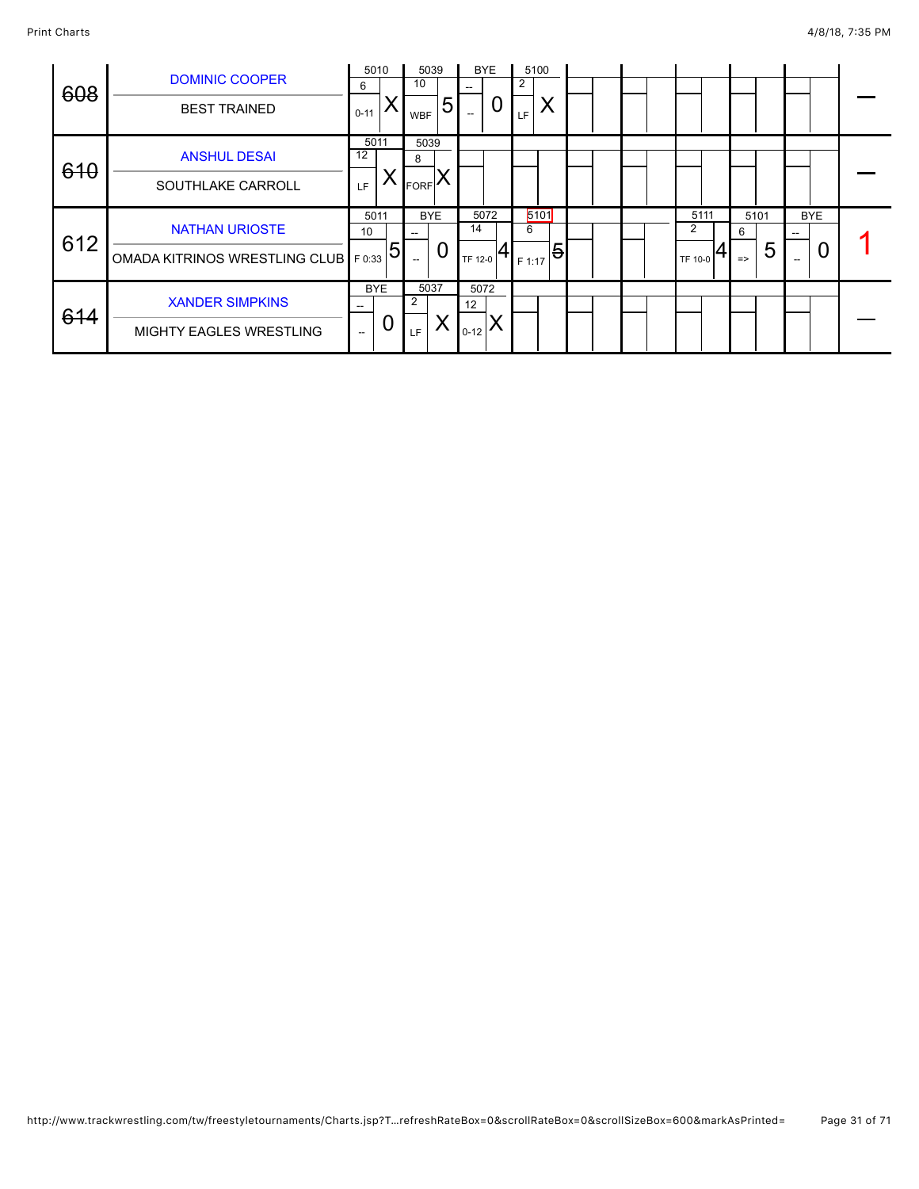| # | Wrestler / Team | Round 1 | Round 2 | Round 3 | Round 4 | Round 5 | Round 6 | Round 7 | Round 8 | Round 9 | Place |
|---|---|---|---|---|---|---|---|---|---|---|---|
| ~~608~~ | DOMINIC COOPER<br>BEST TRAINED | 5010<br>6<br>0-11 X | 5039<br>10<br>WBF 5 | BYE<br>--<br>-- 0 | 5100<br>2<br>LF X | | | | | | — |
| ~~610~~ | ANSHUL DESAI<br>SOUTHLAKE CARROLL | 5011<br>12<br>LF X | 5039<br>8<br>FORF X | | | | | | | | — |
| 612 | NATHAN URIOSTE<br>OMADA KITRINOS WRESTLING CLUB | 5011<br>10<br>F 0:33 5 | BYE<br>--<br>-- 0 | 5072<br>14<br>TF 12-0 4 | 5101<br>6<br>F 1:17 ~~5~~ | | | 5111<br>2<br>TF 10-0 4 | 5101<br>6<br>=> 5 | BYE<br>--<br>-- 0 | 1 |
| ~~614~~ | XANDER SIMPKINS<br>MIGHTY EAGLES WRESTLING | BYE<br>--<br>-- 0 | 5037<br>2<br>LF X | 5072<br>12<br>0-12 X | | | | | | | — |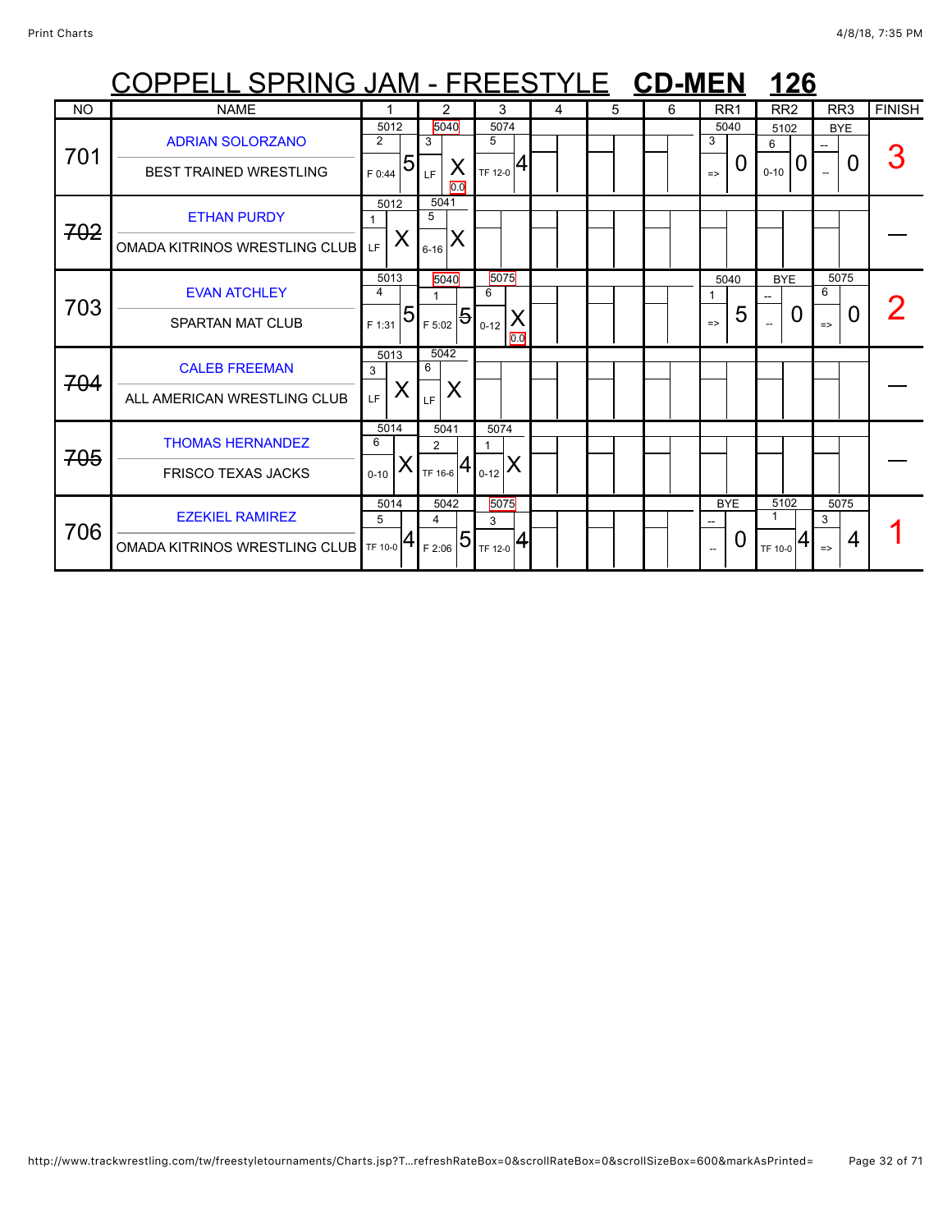# COPPELL SPRING JAM - FREESTYLE **CD-MEN** **126**

| NO | NAME | 1 | 2 | 3 | 4 | 5 | 6 | RR1 | RR2 | RR3 | FINISH |
|---|---|---|---|---|---|---|---|---|---|---|---|
| 701 | ADRIAN SOLORZANO<br>BEST TRAINED WRESTLING | 5012<br>2<br>F 0:44 5 | 5040<br>3<br>LF X 0.0 | 5074<br>5<br>TF 12-0 4 | | | | 5040<br>3<br>=> 0 | 5102<br>6<br>0-10 0 | BYE<br>--<br>-- 0 | 3 |
| ~~702~~ | ETHAN PURDY<br>OMADA KITRINOS WRESTLING CLUB | 5012<br>1<br>LF X | 5041<br>5<br>6-16 X | | | | | | | | — |
| 703 | EVAN ATCHLEY<br>SPARTAN MAT CLUB | 5013<br>4<br>F 1:31 5 | 5040<br>1<br>F 5:02 5 | 5075<br>6<br>0-12 X 0.0 | | | | 5040<br>1<br>=> 5 | BYE<br>--<br>-- 0 | 5075<br>6<br>=> 0 | 2 |
| ~~704~~ | CALEB FREEMAN<br>ALL AMERICAN WRESTLING CLUB | 5013<br>3<br>LF X | 5042<br>6<br>LF X | | | | | | | | — |
| ~~705~~ | THOMAS HERNANDEZ<br>FRISCO TEXAS JACKS | 5014<br>6<br>0-10 X | 5041<br>2<br>TF 16-6 4 | 5074<br>1<br>0-12 X | | | | | | | — |
| 706 | EZEKIEL RAMIREZ<br>OMADA KITRINOS WRESTLING CLUB | 5014<br>5<br>TF 10-0 4 | 5042<br>4<br>F 2:06 5 | 5075<br>3<br>TF 12-0 4 | | | | BYE<br>--<br>-- 0 | 5102<br>1<br>TF 10-0 4 | 5075<br>3<br>=> 4 | 1 |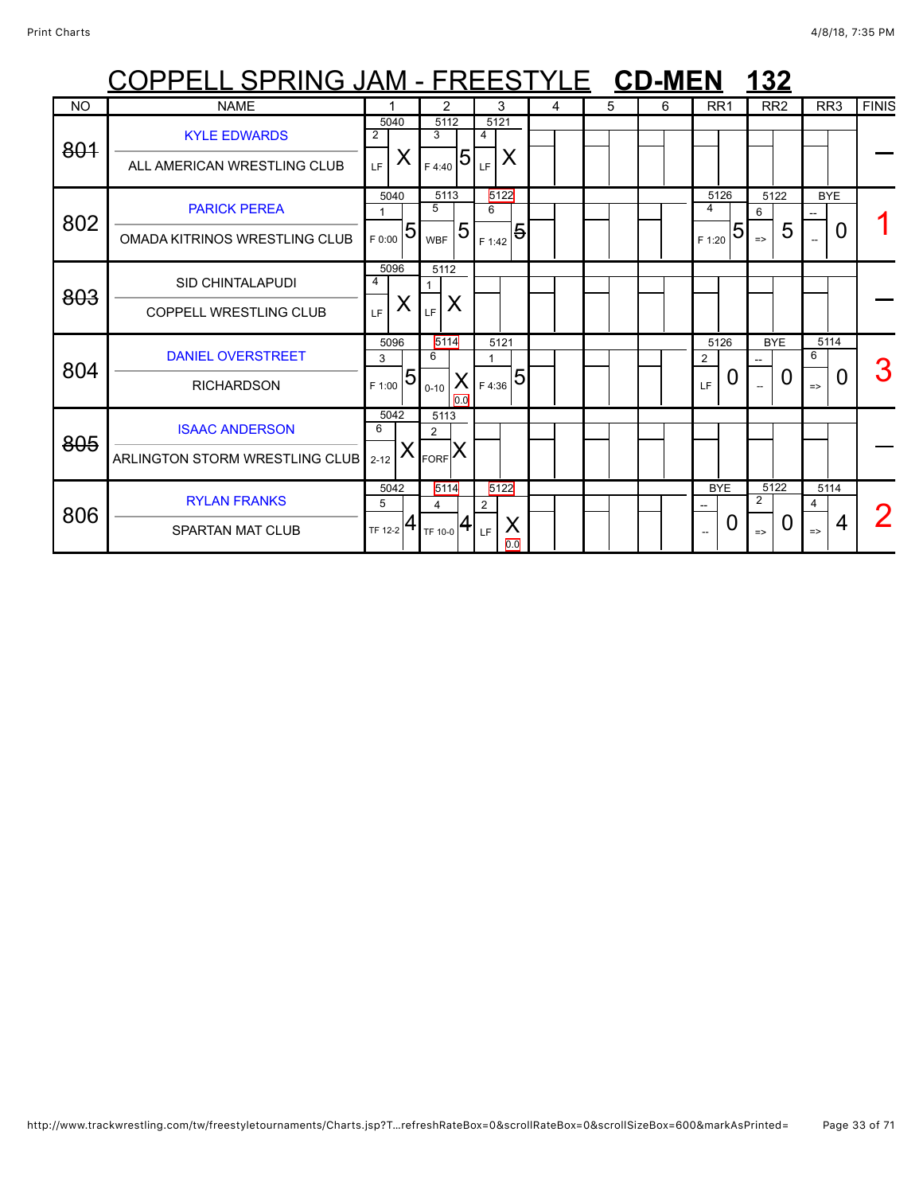# COPPELL SPRING JAM - FREESTYLE **CD-MEN** **132**

| NO | NAME | 1 | 2 | 3 | 4 | 5 | 6 | RR1 | RR2 | RR3 | FINIS |
|---|---|---|---|---|---|---|---|---|---|---|---|
| ~~801~~ | KYLE EDWARDS<br>ALL AMERICAN WRESTLING CLUB | 5040<br>2<br>LF X | 5112<br>3<br>F 4:40 5 | 5121<br>4<br>LF X | | | | | | | — |
| 802 | PARICK PEREA<br>OMADA KITRINOS WRESTLING CLUB | 5040<br>1<br>F 0:00 5 | 5113<br>5<br>WBF 5 | 5122<br>6<br>F 1:42 ~~5~~ | | | | 5126<br>4<br>F 1:20 5 | 5122<br>6<br>=> 5 | BYE<br>--<br>-- 0 | 1 |
| ~~803~~ | SID CHINTALAPUDI<br>COPPELL WRESTLING CLUB | 5096<br>4<br>LF X | 5112<br>1<br>LF X | | | | | | | | — |
| 804 | DANIEL OVERSTREET<br>RICHARDSON | 5096<br>3<br>F 1:00 5 | 5114<br>6<br>0-10 X<br>0.0 | 5121<br>1<br>F 4:36 5 | | | | 5126<br>2<br>LF 0 | BYE<br>--<br>-- 0 | 5114<br>6<br>=> 0 | 3 |
| ~~805~~ | ISAAC ANDERSON<br>ARLINGTON STORM WRESTLING CLUB | 5042<br>6<br>2-12 X | 5113<br>2<br>FORF X | | | | | | | | — |
| 806 | RYLAN FRANKS<br>SPARTAN MAT CLUB | 5042<br>5<br>TF 12-2 4 | 5114<br>4<br>TF 10-0 4 | 5122<br>2<br>LF X<br>0.0 | | | | BYE<br>--<br>-- 0 | 5122<br>2<br>=> 0 | 5114<br>4<br>=> 4 | 2 |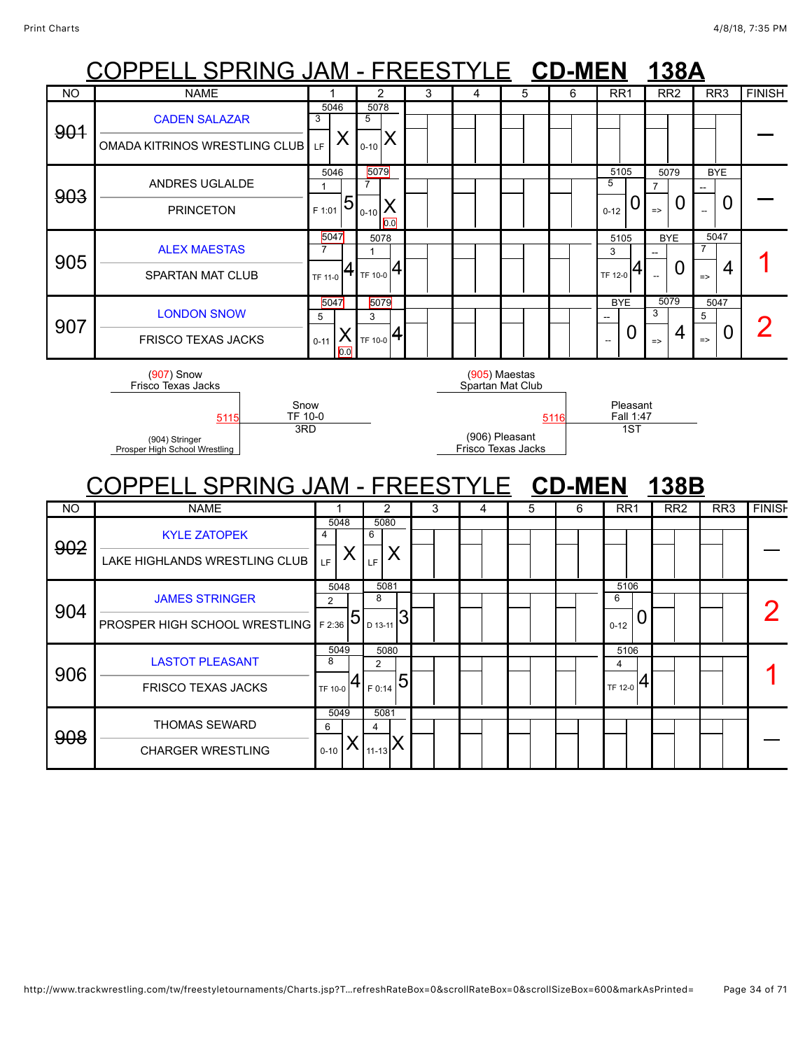# COPPELL SPRING JAM - FREESTYLE **CD-MEN** **138A**

| NO | NAME | 1 | 2 | 3 | 4 | 5 | 6 | RR1 | RR2 | RR3 | FINISH |
|---|---|---|---|---|---|---|---|---|---|---|---|
| ~~901~~ | CADEN SALAZAR / OMADA KITRINOS WRESTLING CLUB | 5046 3 LF X | 5078 5 0-10 X | | | | | | | | — |
| ~~903~~ | ANDRES UGLALDE / PRINCETON | 5046 1 F 1:01 5 | 5079 7 0-10 X 0.0 | | | | | 5105 5 0-12 0 | 5079 7 => 0 | BYE -- -- 0 | — |
| 905 | ALEX MAESTAS / SPARTAN MAT CLUB | 5047 7 TF 11-0 4 | 5078 1 TF 10-0 4 | | | | | 5105 3 TF 12-0 4 | BYE -- -- 0 | 5047 7 => 4 | 1 |
| 907 | LONDON SNOW / FRISCO TEXAS JACKS | 5047 5 0-11 X 0.0 | 5079 3 TF 10-0 4 | | | | | BYE -- -- 0 | 5079 3 => 4 | 5047 5 => 0 | 2 |

(907) Snow, Frisco Texas Jacks vs. (904) Stringer, Prosper High School Wrestling — 5115 — Snow, TF 10-0, 3RD

(905) Maestas, Spartan Mat Club vs. (906) Pleasant, Frisco Texas Jacks — 5116 — Pleasant, Fall 1:47, 1ST

# COPPELL SPRING JAM - FREESTYLE **CD-MEN** **138B**

| NO | NAME | 1 | 2 | 3 | 4 | 5 | 6 | RR1 | RR2 | RR3 | FINISH |
|---|---|---|---|---|---|---|---|---|---|---|---|
| ~~902~~ | KYLE ZATOPEK / LAKE HIGHLANDS WRESTLING CLUB | 5048 4 LF X | 5080 6 LF X | | | | | | | | — |
| 904 | JAMES STRINGER / PROSPER HIGH SCHOOL WRESTLING | 5048 2 F 2:36 5 | 5081 8 D 13-11 3 | | | | | 5106 6 0-12 0 | | | 2 |
| 906 | LASTOT PLEASANT / FRISCO TEXAS JACKS | 5049 8 TF 10-0 4 | 5080 2 F 0:14 5 | | | | | 5106 4 TF 12-0 4 | | | 1 |
| ~~908~~ | THOMAS SEWARD / CHARGER WRESTLING | 5049 6 0-10 X | 5081 4 11-13 X | | | | | | | | — |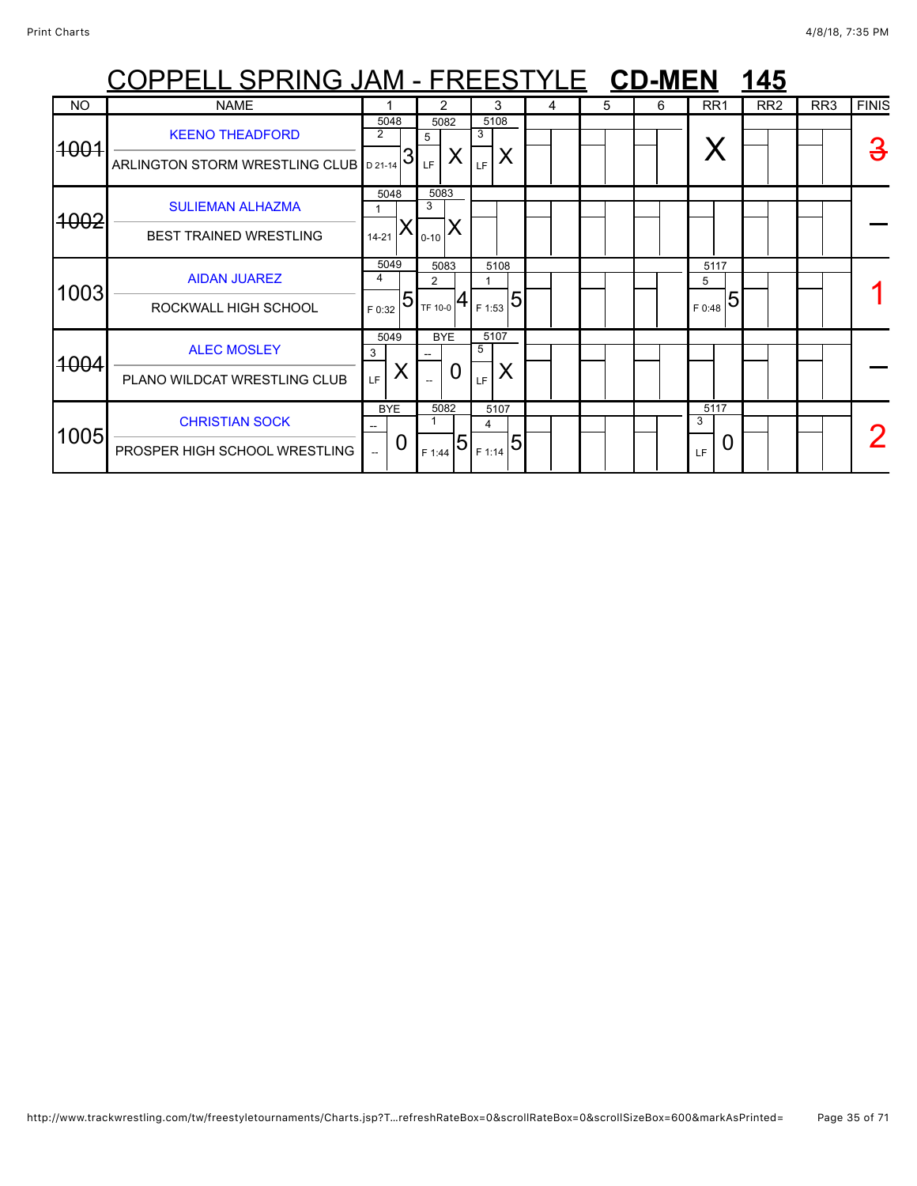# COPPELL SPRING JAM - FREESTYLE **CD-MEN** **145**

| NO | NAME | 1 | 2 | 3 | 4 | 5 | 6 | RR1 | RR2 | RR3 | FINIS |
|---|---|---|---|---|---|---|---|---|---|---|---|
| ~~1001~~ | KEENO THEADFORD<br>ARLINGTON STORM WRESTLING CLUB | 5048<br>2<br>D 21-14 3 | 5082<br>5<br>LF X | 5108<br>3<br>LF X | | | | X | | | ~~3~~ |
| ~~1002~~ | SULIEMAN ALHAZMA<br>BEST TRAINED WRESTLING | 5048<br>1<br>14-21 X | 5083<br>3<br>0-10 X | | | | | | | | — |
| 1003 | AIDAN JUAREZ<br>ROCKWALL HIGH SCHOOL | 5049<br>4<br>F 0:32 5 | 5083<br>2<br>TF 10-0 4 | 5108<br>1<br>F 1:53 5 | | | | 5117<br>5<br>F 0:48 5 | | | 1 |
| ~~1004~~ | ALEC MOSLEY<br>PLANO WILDCAT WRESTLING CLUB | 5049<br>3<br>LF X | BYE<br>--<br>-- 0 | 5107<br>5<br>LF X | | | | | | | — |
| 1005 | CHRISTIAN SOCK<br>PROSPER HIGH SCHOOL WRESTLING | BYE<br>--<br>-- 0 | 5082<br>1<br>F 1:44 5 | 5107<br>4<br>F 1:14 5 | | | | 5117<br>3<br>LF 0 | | | 2 |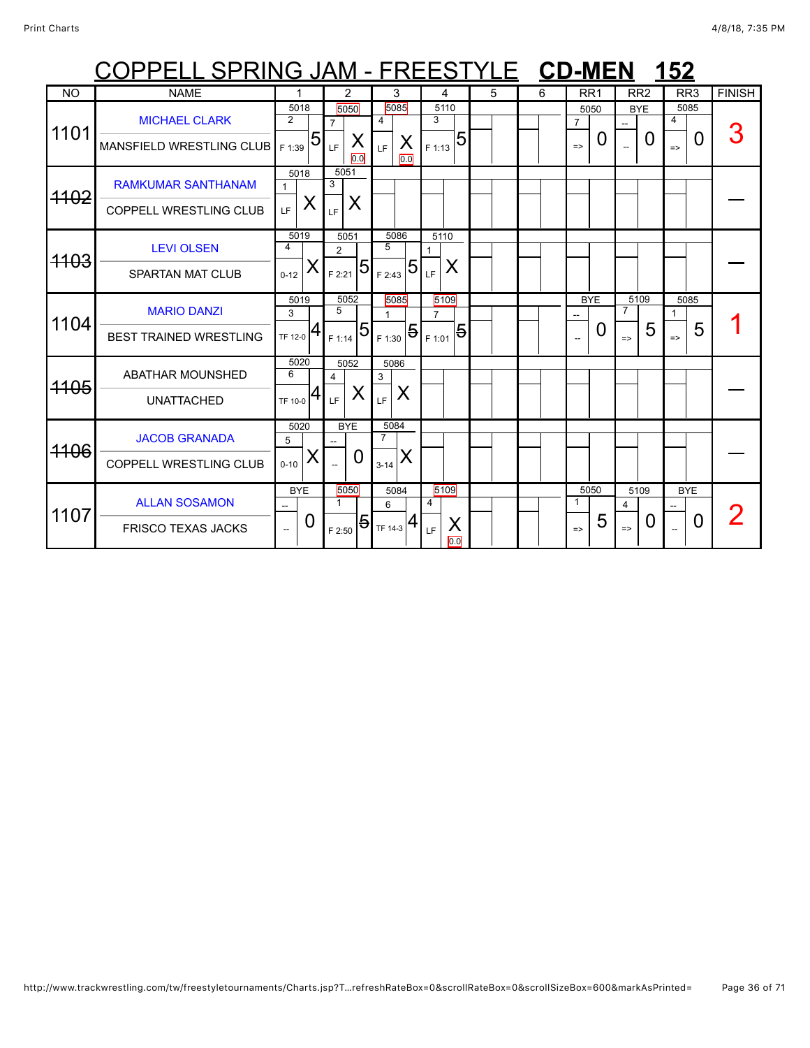# COPPELL SPRING JAM - FREESTYLE **CD-MEN** **152**

| NO | NAME | 1 | 2 | 3 | 4 | 5 | 6 | RR1 | RR2 | RR3 | FINISH |
|---|---|---|---|---|---|---|---|---|---|---|---|
| 1101 | MICHAEL CLARK<br>MANSFIELD WRESTLING CLUB | 5018<br>2<br>F 1:39 5 | 5050<br>7<br>LF X<br>0.0 | 5085<br>4<br>LF X<br>0.0 | 5110<br>3<br>F 1:13 5 | | | 5050<br>7<br>=> 0 | BYE<br>--<br>-- 0 | 5085<br>4<br>=> 0 | 3 |
| ~~1102~~ | RAMKUMAR SANTHANAM<br>COPPELL WRESTLING CLUB | 5018<br>1<br>LF X | 5051<br>3<br>LF X | | | | | | | | — |
| ~~1103~~ | LEVI OLSEN<br>SPARTAN MAT CLUB | 5019<br>4<br>0-12 X | 5051<br>2<br>F 2:21 5 | 5086<br>5<br>F 2:43 5 | 5110<br>1<br>LF X | | | | | | — |
| 1104 | MARIO DANZI<br>BEST TRAINED WRESTLING | 5019<br>3<br>TF 12-0 4 | 5052<br>5<br>F 1:14 5 | 5085<br>1<br>F 1:30 ~~5~~ | 5109<br>7<br>F 1:01 ~~5~~ | | | BYE<br>--<br>-- 0 | 5109<br>7<br>=> 5 | 5085<br>1<br>=> 5 | 1 |
| ~~1105~~ | ABATHAR MOUNSHED<br>UNATTACHED | 5020<br>6<br>TF 10-0 4 | 5052<br>4<br>LF X | 5086<br>3<br>LF X | | | | | | | — |
| ~~1106~~ | JACOB GRANADA<br>COPPELL WRESTLING CLUB | 5020<br>5<br>0-10 X | BYE<br>--<br>-- 0 | 5084<br>7<br>3-14 X | | | | | | | — |
| 1107 | ALLAN SOSAMON<br>FRISCO TEXAS JACKS | BYE<br>--<br>-- 0 | 5050<br>1<br>F 2:50 ~~5~~ | 5084<br>6<br>TF 14-3 4 | 5109<br>4<br>LF X<br>0.0 | | | 5050<br>1<br>=> 5 | 5109<br>4<br>=> 0 | BYE<br>--<br>-- 0 | 2 |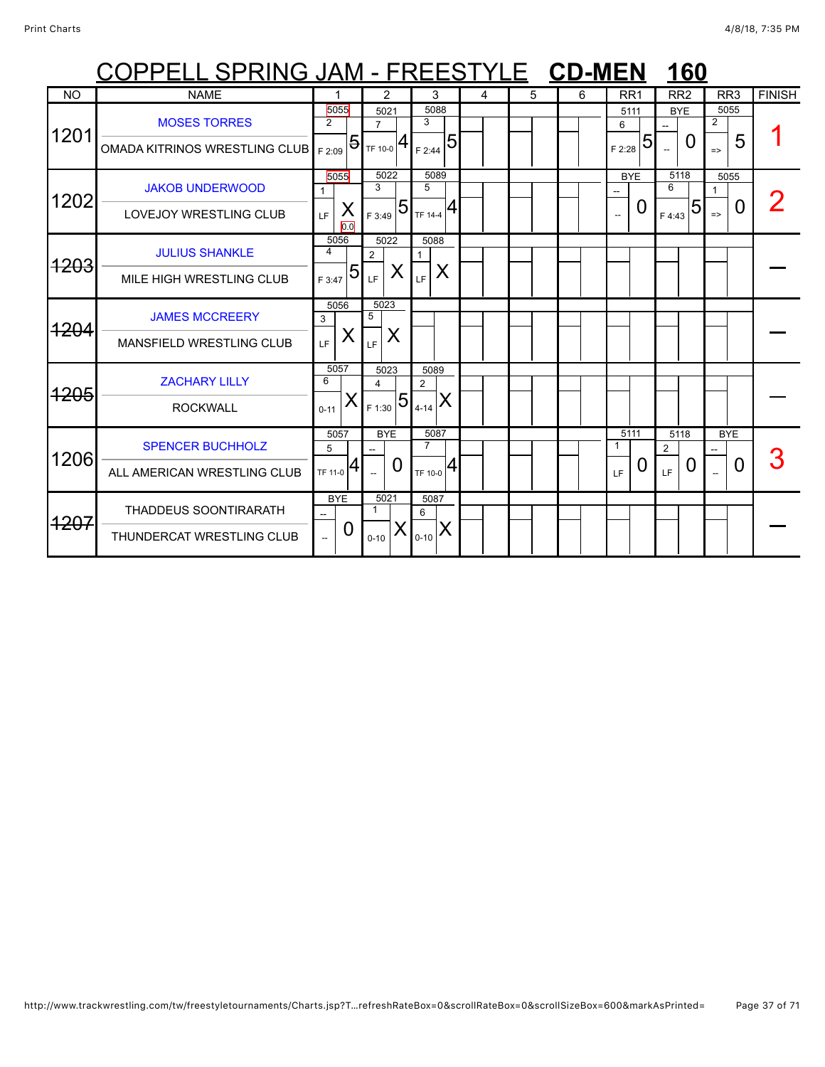# COPPELL SPRING JAM - FREESTYLE **CD-MEN** **160**

| NO | NAME | 1 | 2 | 3 | 4 | 5 | 6 | RR1 | RR2 | RR3 | FINISH |
|---|---|---|---|---|---|---|---|---|---|---|---|
| 1201 | MOSES TORRES<br>OMADA KITRINOS WRESTLING CLUB | 5055<br>2<br>F 2:09 5 | 5021<br>7<br>TF 10-0 4 | 5088<br>3<br>F 2:44 5 | | | | 5111<br>6<br>F 2:28 5 | BYE<br>--<br>-- 0 | 5055<br>2<br>=> 5 | 1 |
| 1202 | JAKOB UNDERWOOD<br>LOVEJOY WRESTLING CLUB | 5055<br>1<br>LF X<br>0.0 | 5022<br>3<br>F 3:49 5 | 5089<br>5<br>TF 14-4 4 | | | | BYE<br>--<br>-- 0 | 5118<br>6<br>F 4:43 5 | 5055<br>1<br>=> 0 | 2 |
| ~~1203~~ | JULIUS SHANKLE<br>MILE HIGH WRESTLING CLUB | 5056<br>4<br>F 3:47 5 | 5022<br>2<br>LF X | 5088<br>1<br>LF X | | | | | | | — |
| ~~1204~~ | JAMES MCCREERY<br>MANSFIELD WRESTLING CLUB | 5056<br>3<br>LF X | 5023<br>5<br>LF X | | | | | | | | — |
| ~~1205~~ | ZACHARY LILLY<br>ROCKWALL | 5057<br>6<br>0-11 X | 5023<br>4<br>F 1:30 5 | 5089<br>2<br>4-14 X | | | | | | | — |
| 1206 | SPENCER BUCHHOLZ<br>ALL AMERICAN WRESTLING CLUB | 5057<br>5<br>TF 11-0 4 | BYE<br>--<br>-- 0 | 5087<br>7<br>TF 10-0 4 | | | | 5111<br>1<br>LF 0 | 5118<br>2<br>LF 0 | BYE<br>--<br>-- 0 | 3 |
| ~~1207~~ | THADDEUS SOONTIRARATH<br>THUNDERCAT WRESTLING CLUB | BYE<br>--<br>-- 0 | 5021<br>1<br>0-10 X | 5087<br>6<br>0-10 X | | | | | | | — |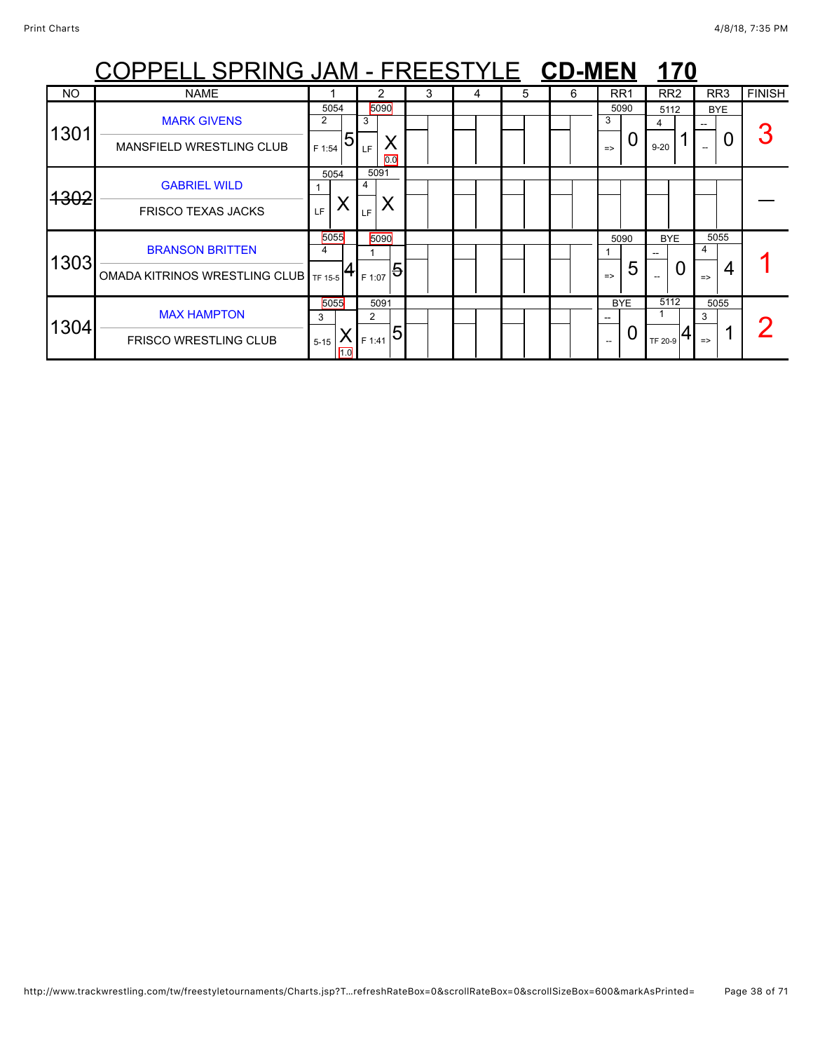# COPPELL SPRING JAM - FREESTYLE **CD-MEN** **170**

| NO | NAME | 1 | 2 | 3 | 4 | 5 | 6 | RR1 | RR2 | RR3 | FINISH |
|---|---|---|---|---|---|---|---|---|---|---|---|
| 1301 | MARK GIVENS<br>MANSFIELD WRESTLING CLUB | 5054<br>2<br>F 1:54 5 | 5090<br>3<br>LF X<br>0.0 | | | | | 5090<br>3<br>=> 0 | 5112<br>4<br>9-20 1 | BYE<br>--<br>-- 0 | 3 |
| ~~1302~~ | GABRIEL WILD<br>FRISCO TEXAS JACKS | 5054<br>1<br>LF X | 5091<br>4<br>LF X | | | | | | | | — |
| 1303 | BRANSON BRITTEN<br>OMADA KITRINOS WRESTLING CLUB | 5055<br>4<br>TF 15-5 4 | 5090<br>1<br>F 1:07 5 | | | | | 5090<br>1<br>=> 5 | BYE<br>--<br>-- 0 | 5055<br>4<br>=> 4 | 1 |
| 1304 | MAX HAMPTON<br>FRISCO WRESTLING CLUB | 5055<br>3<br>5-15 X<br>1.0 | 5091<br>2<br>F 1:41 5 | | | | | BYE<br>--<br>-- 0 | 5112<br>1<br>TF 20-9 4 | 5055<br>3<br>=> 1 | 2 |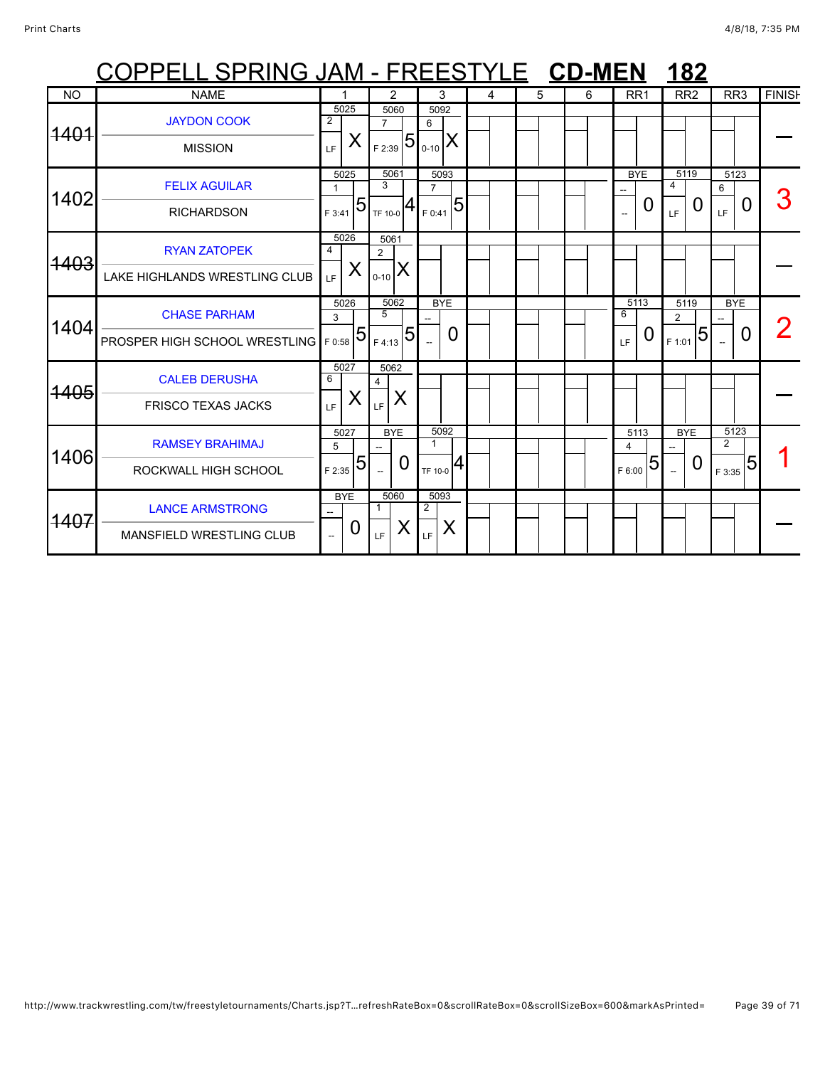# COPPELL SPRING JAM - FREESTYLE **CD-MEN** **182**

| NO | NAME | 1 | 2 | 3 | 4 | 5 | 6 | RR1 | RR2 | RR3 | FINISH |
|---|---|---|---|---|---|---|---|---|---|---|---|
| ~~1401~~ | JAYDON COOK / MISSION | 5025 / 2 / LF / X | 5060 / 7 / F 2:39 / 5 | 5092 / 6 / 0-10 / X | | | | | | | — |
| 1402 | FELIX AGUILAR / RICHARDSON | 5025 / 1 / F 3:41 / 5 | 5061 / 3 / TF 10-0 / 4 | 5093 / 7 / F 0:41 / 5 | | | | BYE / -- / -- / 0 | 5119 / 4 / LF / 0 | 5123 / 6 / LF / 0 | 3 |
| ~~1403~~ | RYAN ZATOPEK / LAKE HIGHLANDS WRESTLING CLUB | 5026 / 4 / LF / X | 5061 / 2 / 0-10 / X | | | | | | | | — |
| 1404 | CHASE PARHAM / PROSPER HIGH SCHOOL WRESTLING | 5026 / 3 / F 0:58 / 5 | 5062 / 5 / F 4:13 / 5 | BYE / -- / -- / 0 | | | | 5113 / 6 / LF / 0 | 5119 / 2 / F 1:01 / 5 | BYE / -- / -- / 0 | 2 |
| ~~1405~~ | CALEB DERUSHA / FRISCO TEXAS JACKS | 5027 / 6 / LF / X | 5062 / 4 / LF / X | | | | | | | | — |
| 1406 | RAMSEY BRAHIMAJ / ROCKWALL HIGH SCHOOL | 5027 / 5 / F 2:35 / 5 | BYE / -- / -- / 0 | 5092 / 1 / TF 10-0 / 4 | | | | 5113 / 4 / F 6:00 / 5 | BYE / -- / -- / 0 | 5123 / 2 / F 3:35 / 5 | 1 |
| ~~1407~~ | LANCE ARMSTRONG / MANSFIELD WRESTLING CLUB | BYE / -- / -- / 0 | 5060 / 1 / LF / X | 5093 / 2 / LF / X | | | | | | | — |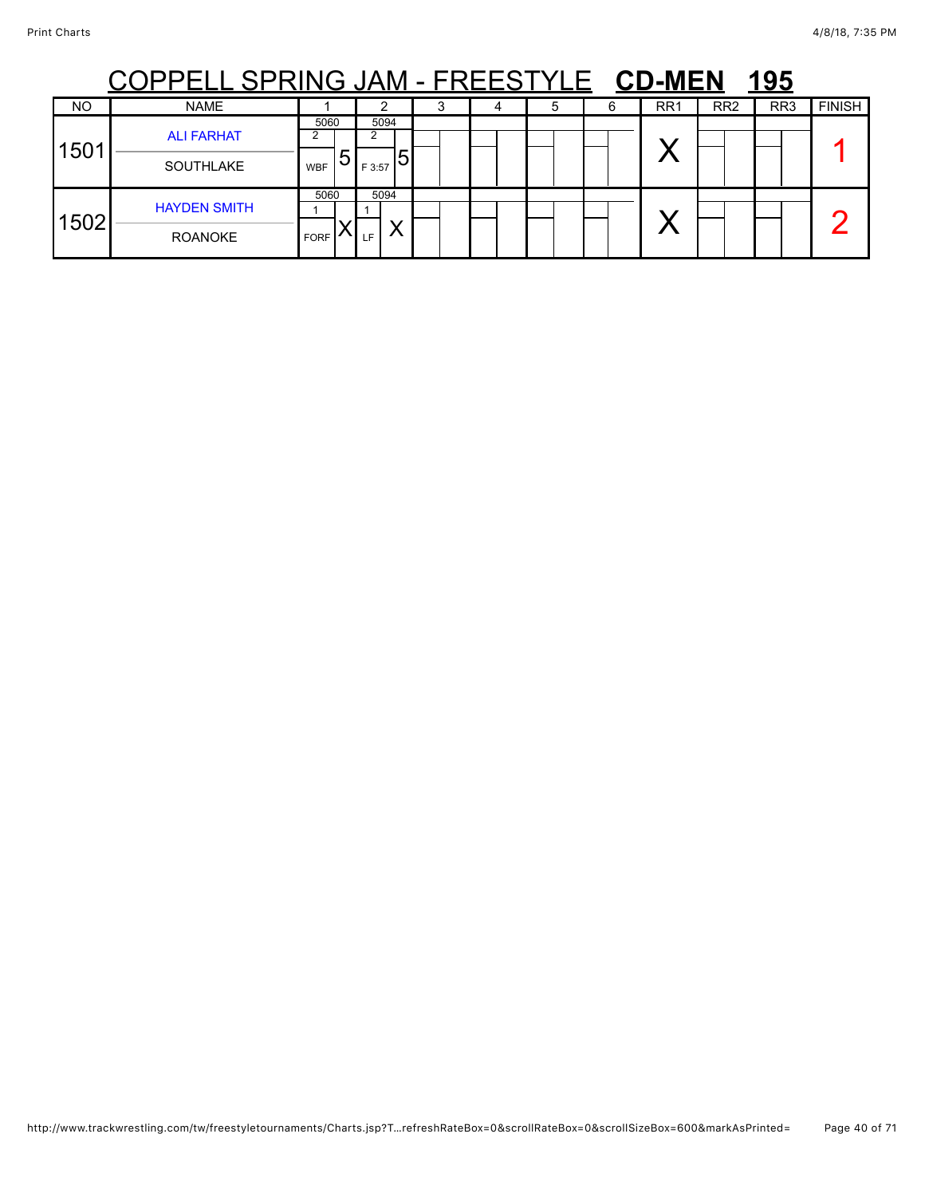# COPPELL SPRING JAM - FREESTYLE **CD-MEN** **195**

| NO | NAME | 1 | 2 | 3 | 4 | 5 | 6 | RR1 | RR2 | RR3 | FINISH |
|---|---|---|---|---|---|---|---|---|---|---|---|
| 1501 | ALI FARHAT<br>SOUTHLAKE | 5060<br>2<br>WBF 5 | 5094<br>2<br>F 3:57 5 | | | | | X | | | 1 |
| 1502 | HAYDEN SMITH<br>ROANOKE | 5060<br>1<br>FORF X | 5094<br>1<br>LF X | | | | | X | | | 2 |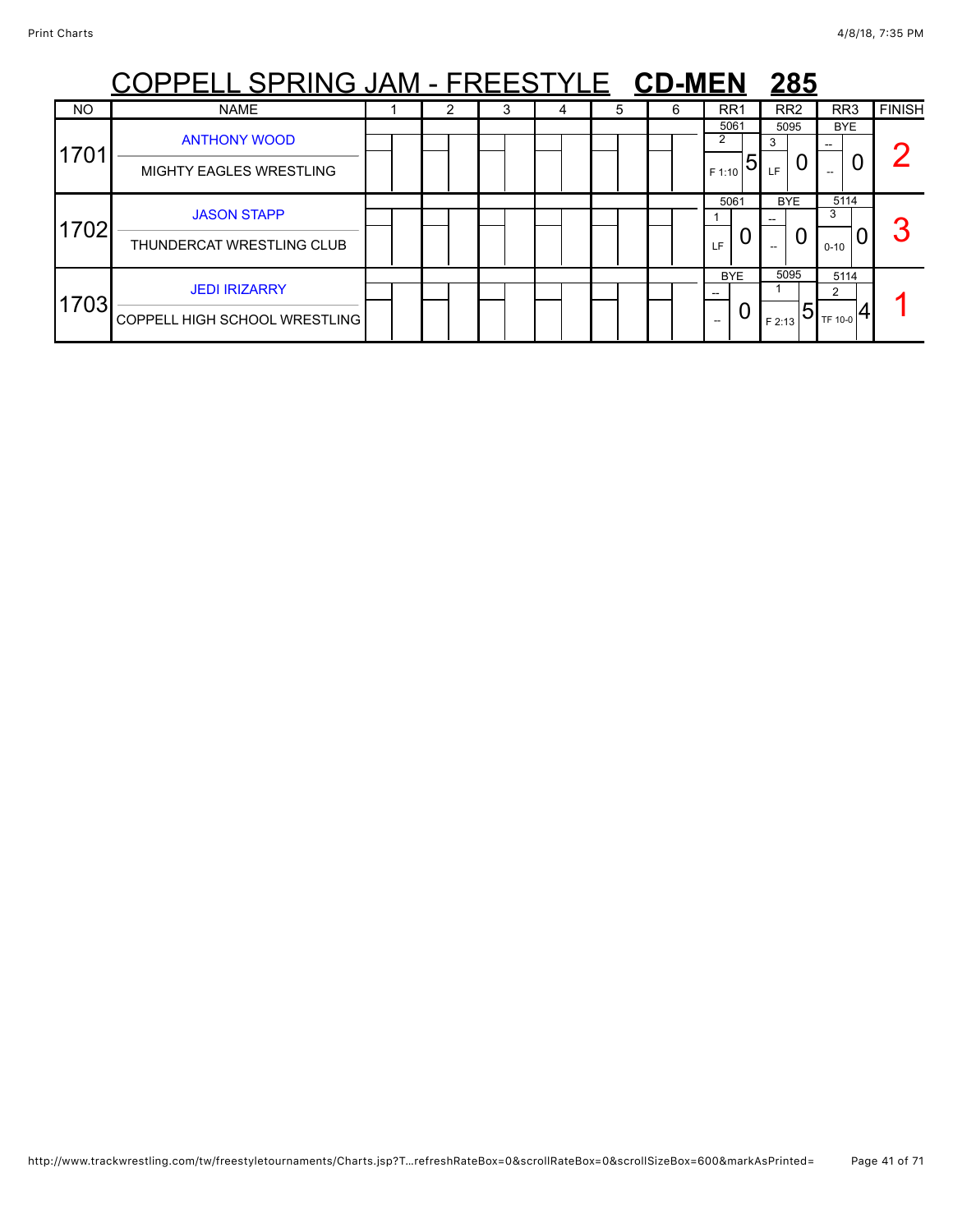# COPPELL SPRING JAM - FREESTYLE **CD-MEN** **285**

| NO | NAME | 1 | 2 | 3 | 4 | 5 | 6 | RR1 | RR2 | RR3 | FINISH |
|---|---|---|---|---|---|---|---|---|---|---|---|
| 1701 | ANTHONY WOOD<br>MIGHTY EAGLES WRESTLING | | | | | | | 5061<br>2<br>F 1:10 5 | 5095<br>3<br>LF 0 | BYE<br>--<br>-- 0 | 2 |
| 1702 | JASON STAPP<br>THUNDERCAT WRESTLING CLUB | | | | | | | 5061<br>1<br>LF 0 | BYE<br>--<br>-- 0 | 5114<br>3<br>0-10 0 | 3 |
| 1703 | JEDI IRIZARRY<br>COPPELL HIGH SCHOOL WRESTLING | | | | | | | BYE<br>--<br>-- 0 | 5095<br>1<br>F 2:13 5 | 5114<br>2<br>TF 10-0 4 | 1 |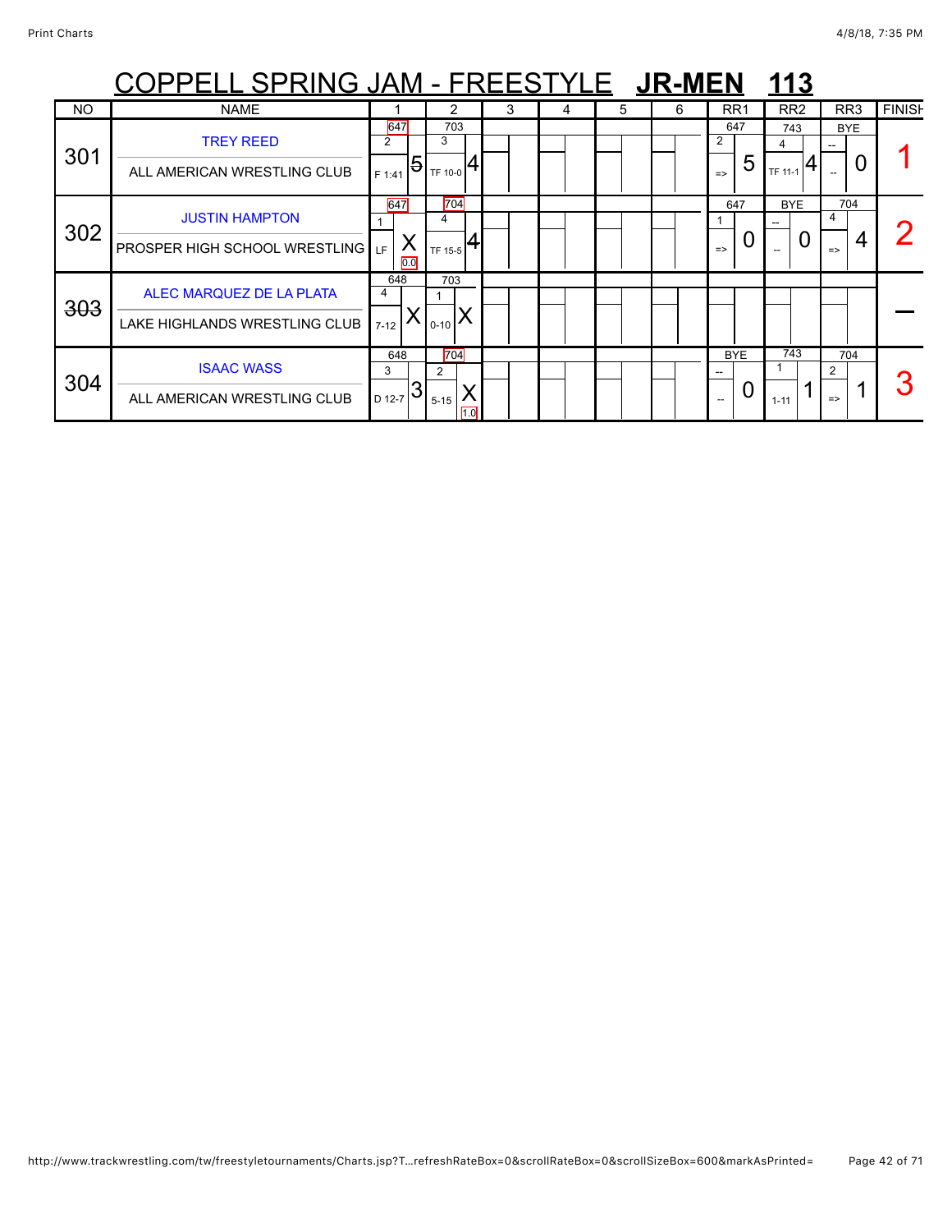# COPPELL SPRING JAM - FREESTYLE **JR-MEN** **113**

| NO | NAME | 1 | 2 | 3 | 4 | 5 | 6 | RR1 | RR2 | RR3 | FINISH |
|---|---|---|---|---|---|---|---|---|---|---|---|
| 301 | TREY REED<br>ALL AMERICAN WRESTLING CLUB | 647<br>2<br>F 1:41 5 | 703<br>3<br>TF 10-0 4 | | | | | 647<br>2<br>=> 5 | 743<br>4<br>TF 11-1 4 | BYE<br>--<br>-- 0 | 1 |
| 302 | JUSTIN HAMPTON<br>PROSPER HIGH SCHOOL WRESTLING | 647<br>1<br>LF X<br>0.0 | 704<br>4<br>TF 15-5 4 | | | | | 647<br>1<br>=> 0 | BYE<br>--<br>-- 0 | 704<br>4<br>=> 4 | 2 |
| ~~303~~ | ALEC MARQUEZ DE LA PLATA<br>LAKE HIGHLANDS WRESTLING CLUB | 648<br>4<br>7-12 X | 703<br>1<br>0-10 X | | | | | | | | — |
| 304 | ISAAC WASS<br>ALL AMERICAN WRESTLING CLUB | 648<br>3<br>D 12-7 3 | 704<br>2<br>5-15 X<br>1.0 | | | | | BYE<br>--<br>-- 0 | 743<br>1<br>1-11 1 | 704<br>2<br>=> 1 | 3 |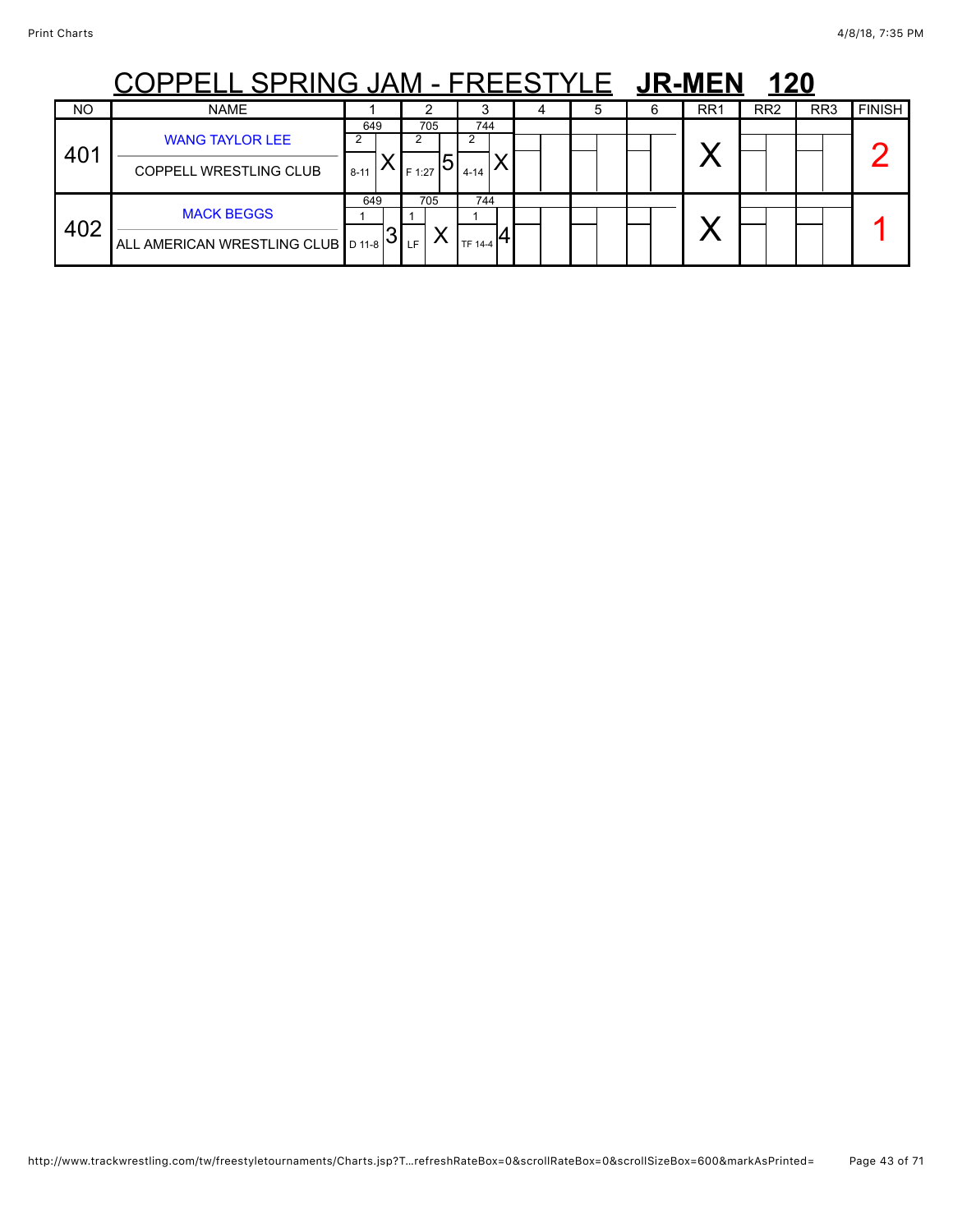# COPPELL SPRING JAM - FREESTYLE **JR-MEN** **120**

| NO | NAME | 1 | 2 | 3 | 4 | 5 | 6 | RR1 | RR2 | RR3 | FINISH |
|---|---|---|---|---|---|---|---|---|---|---|---|
| 401 | WANG TAYLOR LEE<br>COPPELL WRESTLING CLUB | 649<br>2<br>8-11 X | 705<br>2<br>F 1:27 5 | 744<br>2<br>4-14 X | | | | X | | | 2 |
| 402 | MACK BEGGS<br>ALL AMERICAN WRESTLING CLUB | 649<br>1<br>D 11-8 3 | 705<br>1<br>LF X | 744<br>1<br>TF 14-4 4 | | | | X | | | 1 |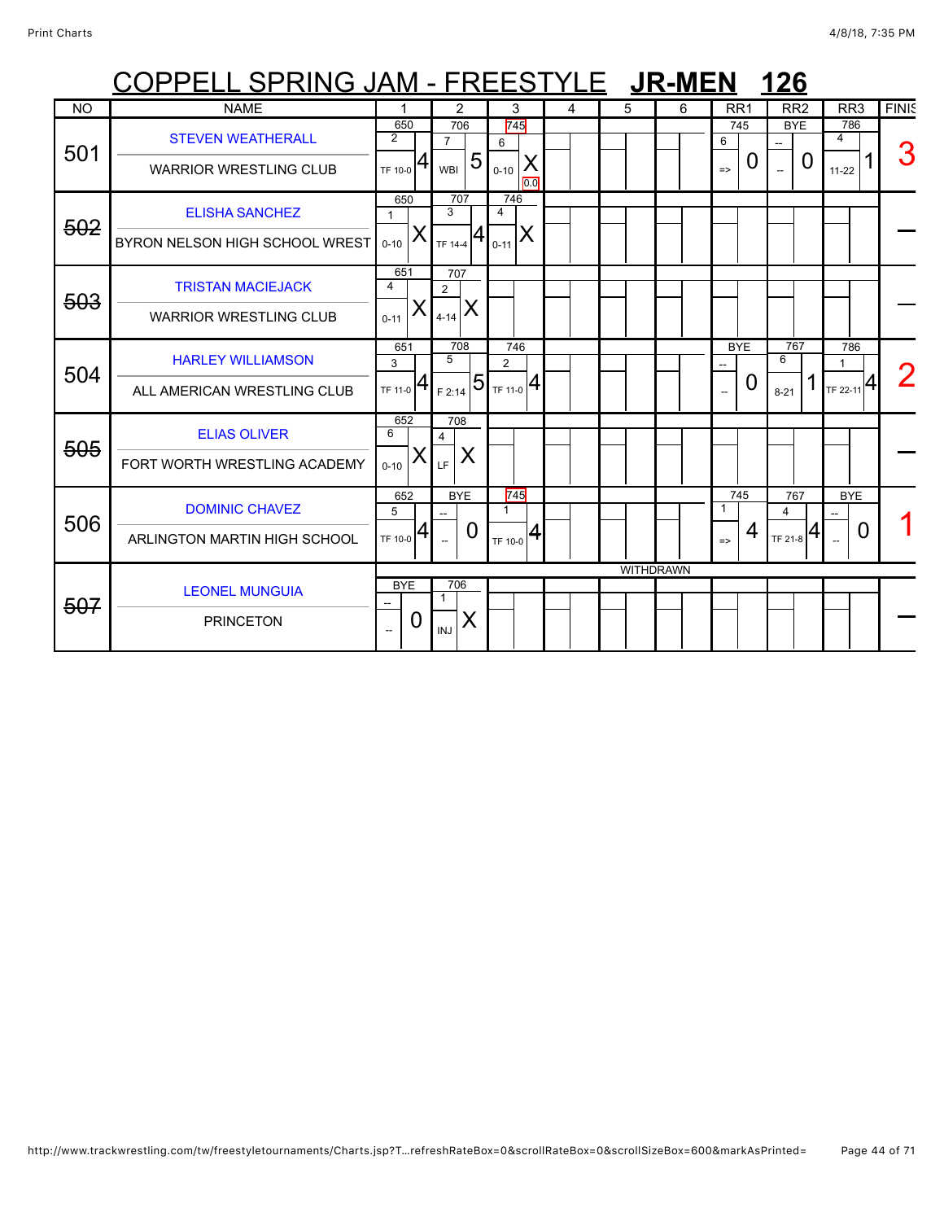# COPPELL SPRING JAM - FREESTYLE **JR-MEN** **126**

| NO | NAME | 1 | 2 | 3 | 4 | 5 | 6 | RR1 | RR2 | RR3 | FINISH |
|---|---|---|---|---|---|---|---|---|---|---|---|
| 501 | STEVEN WEATHERALL<br>WARRIOR WRESTLING CLUB | 650<br>2<br>TF 10-0 4 | 706<br>7<br>WBI 5 | 745<br>6<br>0-10 X<br>0.0 | | | | 745<br>6<br>=> 0 | BYE<br>--<br>-- 0 | 786<br>4<br>11-22 1 | 3 |
| ~~502~~ | ELISHA SANCHEZ<br>BYRON NELSON HIGH SCHOOL WREST | 650<br>1<br>0-10 X | 707<br>3<br>TF 14-4 4 | 746<br>4<br>0-11 X | | | | | | | — |
| ~~503~~ | TRISTAN MACIEJACK<br>WARRIOR WRESTLING CLUB | 651<br>4<br>0-11 X | 707<br>2<br>4-14 X | | | | | | | | — |
| 504 | HARLEY WILLIAMSON<br>ALL AMERICAN WRESTLING CLUB | 651<br>3<br>TF 11-0 4 | 708<br>5<br>F 2:14 5 | 746<br>2<br>TF 11-0 4 | | | | BYE<br>--<br>-- 0 | 767<br>6<br>8-21 1 | 786<br>1<br>TF 22-11 4 | 2 |
| ~~505~~ | ELIAS OLIVER<br>FORT WORTH WRESTLING ACADEMY | 652<br>6<br>0-10 X | 708<br>4<br>LF X | | | | | | | | — |
| 506 | DOMINIC CHAVEZ<br>ARLINGTON MARTIN HIGH SCHOOL | 652<br>5<br>TF 10-0 4 | BYE<br>--<br>-- 0 | 745<br>1<br>TF 10-0 4 | | | | 745<br>1<br>=> 4 | 767<br>4<br>TF 21-8 4 | BYE<br>--<br>-- 0 | 1 |
| ~~507~~ | LEONEL MUNGUIA<br>PRINCETON | BYE<br>--<br>-- 0 | 706<br>1<br>INJ X | | | WITHDRAWN | | | | | — |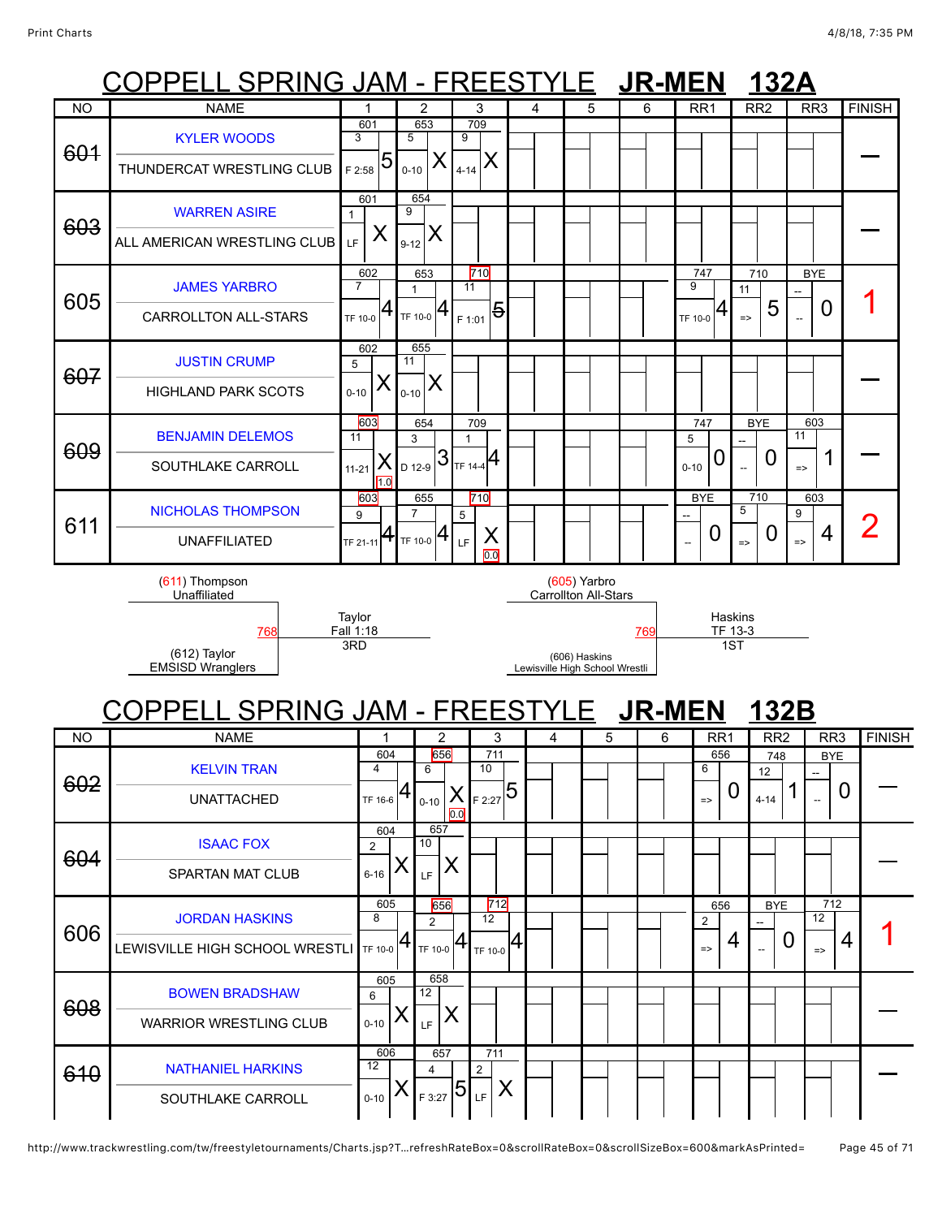# COPPELL SPRING JAM - FREESTYLE **JR-MEN 132A**

| NO | NAME | 1 | 2 | 3 | 4 | 5 | 6 | RR1 | RR2 | RR3 | FINISH |
|---|---|---|---|---|---|---|---|---|---|---|---|
| ~~601~~ | KYLER WOODS / THUNDERCAT WRESTLING CLUB | 601 / 3 / F 2:58 / 5 | 653 / 5 / 0-10 / X | 709 / 9 / 4-14 / X | | | | | | | — |
| ~~603~~ | WARREN ASIRE / ALL AMERICAN WRESTLING CLUB | 601 / 1 / LF / X | 654 / 9 / 9-12 / X | | | | | | | | — |
| 605 | JAMES YARBRO / CARROLLTON ALL-STARS | 602 / 7 / TF 10-0 / 4 | 653 / 1 / TF 10-0 / 4 | 710 / 11 / F 1:01 / ~~5~~ | | | | 747 / 9 / TF 10-0 / 4 | 710 / 11 / => / 5 | BYE / -- / -- / 0 | 1 |
| ~~607~~ | JUSTIN CRUMP / HIGHLAND PARK SCOTS | 602 / 5 / 0-10 / X | 655 / 11 / 0-10 / X | | | | | | | | — |
| ~~609~~ | BENJAMIN DELEMOS / SOUTHLAKE CARROLL | 603 / 11 / 11-21 / X / 1.0 | 654 / 3 / D 12-9 / 3 | 709 / 1 / TF 14-4 / 4 | | | | 747 / 5 / 0-10 / 0 | BYE / -- / -- / 0 | 603 / 11 / => / 1 | — |
| 611 | NICHOLAS THOMPSON / UNAFFILIATED | 603 / 9 / TF 21-11 / 4 | 655 / 7 / TF 10-0 / 4 | 710 / 5 / LF / X / 0.0 | | | | BYE / -- / -- / 0 | 710 / 5 / => / 0 | 603 / 9 / => / 4 | 2 |

(611) Thompson, Unaffiliated vs. (612) Taylor, EMSISD Wrangles — 768 — Taylor, Fall 1:18, 3RD

(605) Yarbro, Carrollton All-Stars vs. (606) Haskins, Lewisville High School Wrestli — 769 — Haskins, TF 13-3, 1ST

# COPPELL SPRING JAM - FREESTYLE **JR-MEN 132B**

| NO | NAME | 1 | 2 | 3 | 4 | 5 | 6 | RR1 | RR2 | RR3 | FINISH |
|---|---|---|---|---|---|---|---|---|---|---|---|
| ~~602~~ | KELVIN TRAN / UNATTACHED | 604 / 4 / TF 16-6 / 4 | 656 / 6 / 0-10 / X / 0.0 | 711 / 10 / F 2:27 / 5 | | | | 656 / 6 / => / 0 | 748 / 12 / 4-14 / 1 | BYE / -- / -- / 0 | — |
| ~~604~~ | ISAAC FOX / SPARTAN MAT CLUB | 604 / 2 / 6-16 / X | 657 / 10 / LF / X | | | | | | | | — |
| 606 | JORDAN HASKINS / LEWISVILLE HIGH SCHOOL WRESTLI | 605 / 8 / TF 10-0 / 4 | 656 / 2 / TF 10-0 / 4 | 712 / 12 / TF 10-0 / 4 | | | | 656 / 2 / => / 4 | BYE / -- / -- / 0 | 712 / 12 / => / 4 | 1 |
| ~~608~~ | BOWEN BRADSHAW / WARRIOR WRESTLING CLUB | 605 / 6 / 0-10 / X | 658 / 12 / LF / X | | | | | | | | — |
| ~~610~~ | NATHANIEL HARKINS / SOUTHLAKE CARROLL | 606 / 12 / 0-10 / X | 657 / 4 / F 3:27 / 5 | 711 / 2 / LF / X | | | | | | | — |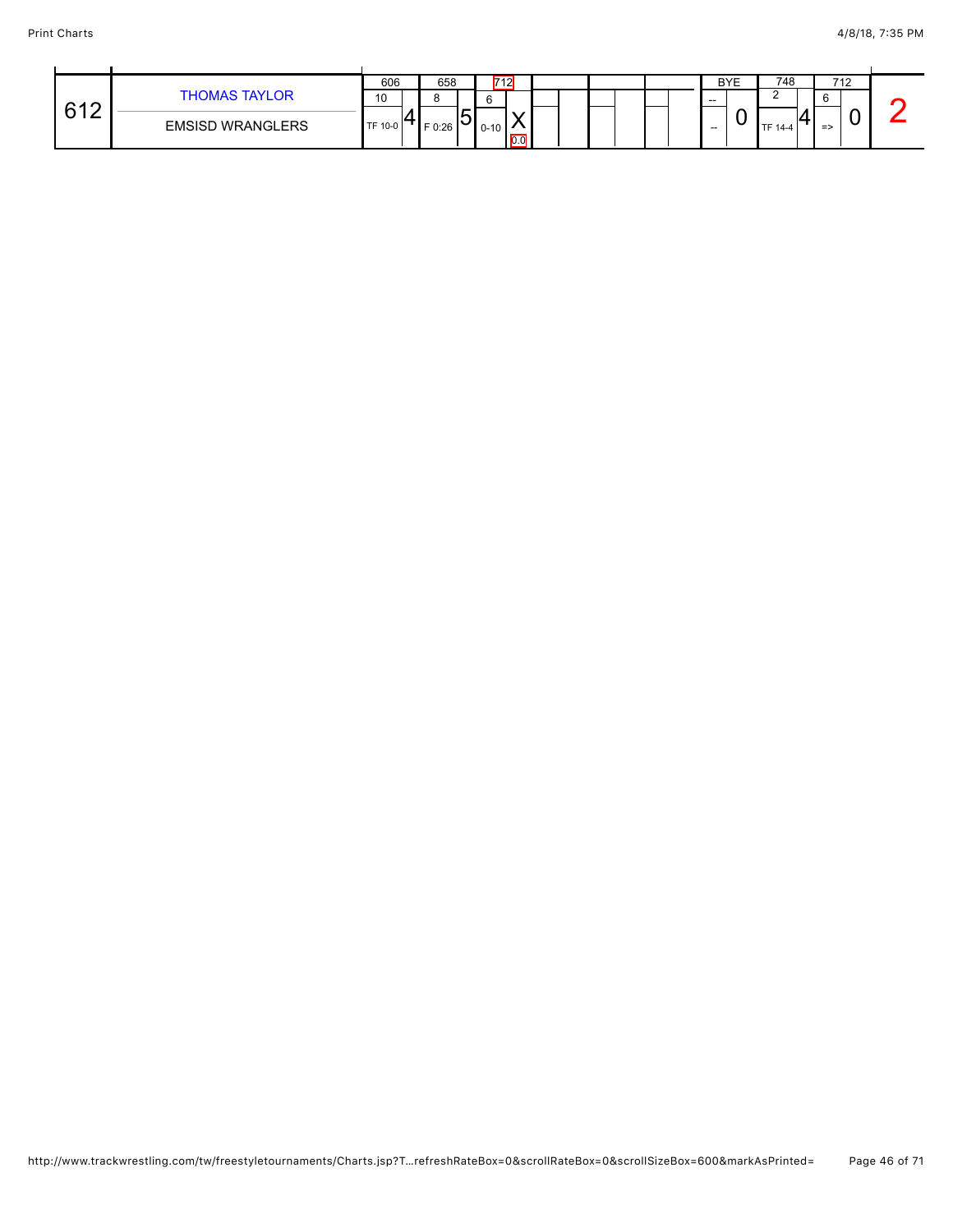| # | Wrestler / Team | Match 1 | Match 2 | Match 3 | Match 4 | Match 5 | Match 6 | Match 7 | Match 8 | Match 9 | Total |
|---|---|---|---|---|---|---|---|---|---|---|---|
| 612 | THOMAS TAYLOR<br>EMSISD WRANGLERS | 606<br>10<br>TF 10-0<br>4 | 658<br>8<br>F 0:26<br>5 | 712<br>6<br>0-10<br>X<br>0.0 | | | | BYE<br>--<br>--<br>0 | 748<br>2<br>TF 14-4<br>4 | 712<br>6<br>=><br>0 | 2 |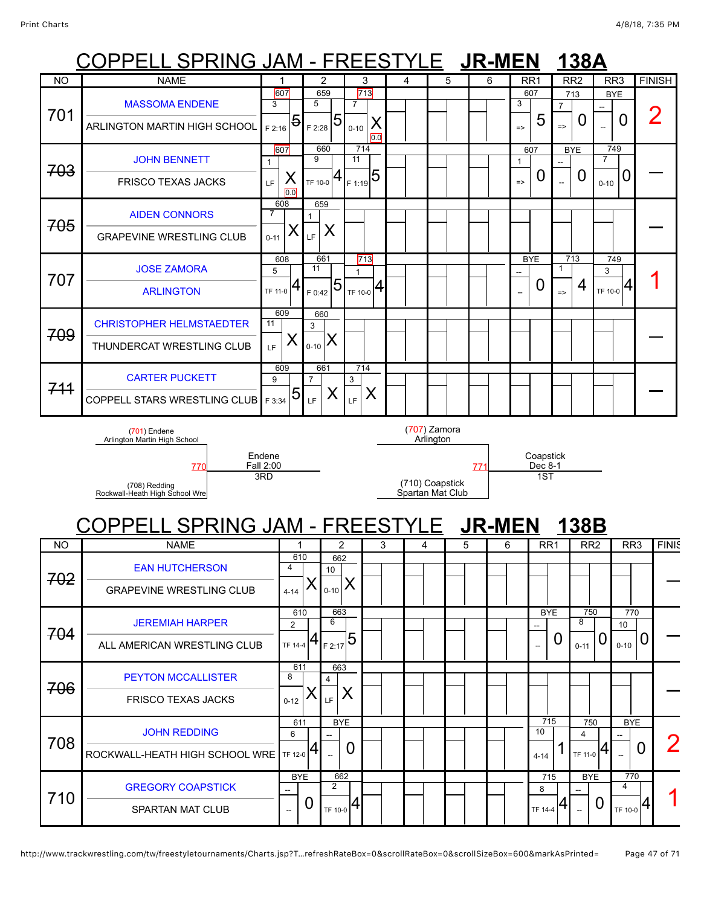# COPPELL SPRING JAM - FREESTYLE **JR-MEN 138A**

| NO | NAME | 1 | 2 | 3 | 4 | 5 | 6 | RR1 | RR2 | RR3 | FINISH |
|---|---|---|---|---|---|---|---|---|---|---|---|
| 701 | MASSOMA ENDENE / ARLINGTON MARTIN HIGH SCHOOL | 607 3 F 2:16 5 | 659 5 F 2:28 5 | 713 7 0-10 X 0.0 | | | | 607 3 => 5 | 713 7 => 0 | BYE -- -- 0 | 2 |
| ~~703~~ | JOHN BENNETT / FRISCO TEXAS JACKS | 607 1 LF X 0.0 | 660 9 TF 10-0 4 | 714 11 F 1:19 5 | | | | 607 1 => 0 | BYE -- -- 0 | 749 7 0-10 0 | — |
| ~~705~~ | AIDEN CONNORS / GRAPEVINE WRESTLING CLUB | 608 7 0-11 X | 659 1 LF X | | | | | | | | — |
| 707 | JOSE ZAMORA / ARLINGTON | 608 5 TF 11-0 4 | 661 11 F 0:42 5 | 713 1 TF 10-0 4 | | | | BYE -- -- 0 | 713 1 => 4 | 749 3 TF 10-0 4 | 1 |
| ~~709~~ | CHRISTOPHER HELMSTAEDTER / THUNDERCAT WRESTLING CLUB | 609 11 LF X | 660 3 0-10 X | | | | | | | | — |
| ~~711~~ | CARTER PUCKETT / COPPELL STARS WRESTLING CLUB | 609 9 F 3:34 5 | 661 7 LF X | 714 3 LF X | | | | | | | — |

(701) Endene, Arlington Martin High School vs (708) Redding, Rockwall-Heath High School Wre — 770 — Endene, Fall 2:00, 3RD

(707) Zamora, Arlington vs (710) Coapstick, Spartan Mat Club — 771 — Coapstick, Dec 8-1, 1ST

# COPPELL SPRING JAM - FREESTYLE **JR-MEN 138B**

| NO | NAME | 1 | 2 | 3 | 4 | 5 | 6 | RR1 | RR2 | RR3 | FINISH |
|---|---|---|---|---|---|---|---|---|---|---|---|
| ~~702~~ | EAN HUTCHERSON / GRAPEVINE WRESTLING CLUB | 610 4 4-14 X | 662 10 0-10 X | | | | | | | | — |
| ~~704~~ | JEREMIAH HARPER / ALL AMERICAN WRESTLING CLUB | 610 2 TF 14-4 4 | 663 6 F 2:17 5 | | | | | BYE -- -- 0 | 750 8 0-11 0 | 770 10 0-10 0 | — |
| ~~706~~ | PEYTON MCCALLISTER / FRISCO TEXAS JACKS | 611 8 0-12 X | 663 4 LF X | | | | | | | | — |
| 708 | JOHN REDDING / ROCKWALL-HEATH HIGH SCHOOL WRE | 611 6 TF 12-0 4 | BYE -- -- 0 | | | | | 715 10 4-14 1 | 750 4 TF 11-0 4 | BYE -- -- 0 | 2 |
| 710 | GREGORY COAPSTICK / SPARTAN MAT CLUB | BYE -- -- 0 | 662 2 TF 10-0 4 | | | | | 715 8 TF 14-4 4 | BYE -- -- 0 | 770 4 TF 10-0 4 | 1 |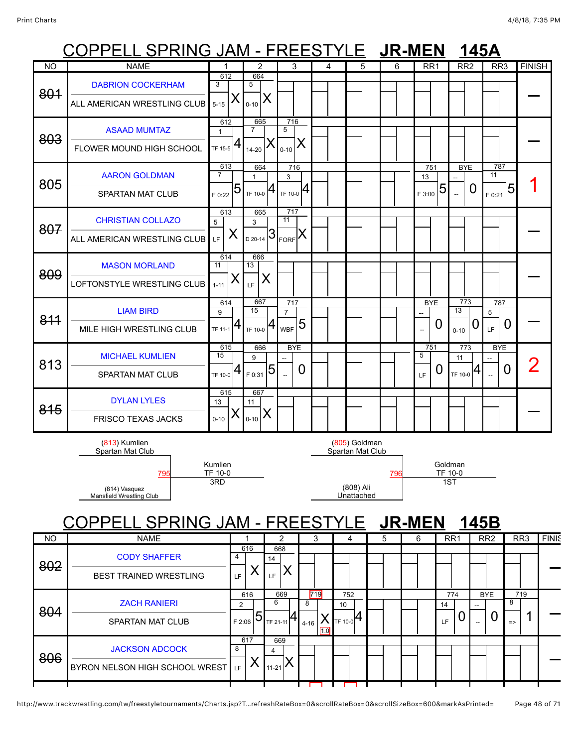# COPPELL SPRING JAM - FREESTYLE **JR-MEN 145A**

| NO | NAME | 1 | 2 | 3 | 4 | 5 | 6 | RR1 | RR2 | RR3 | FINISH |
|---|---|---|---|---|---|---|---|---|---|---|---|
| ~~801~~ | DABRION COCKERHAM<br>ALL AMERICAN WRESTLING CLUB | 612<br>3<br>5-15 X | 664<br>5<br>0-10 X | | | | | | | | — |
| ~~803~~ | ASAAD MUMTAZ<br>FLOWER MOUND HIGH SCHOOL | 612<br>1<br>TF 15-5 4 | 665<br>7<br>14-20 X | 716<br>5<br>0-10 X | | | | | | | — |
| 805 | AARON GOLDMAN<br>SPARTAN MAT CLUB | 613<br>7<br>F 0:22 5 | 664<br>1<br>TF 10-0 4 | 716<br>3<br>TF 10-0 4 | | | | 751<br>13<br>F 3:00 5 | BYE<br>--<br>-- 0 | 787<br>11<br>F 0:21 5 | 1 |
| ~~807~~ | CHRISTIAN COLLAZO<br>ALL AMERICAN WRESTLING CLUB | 613<br>5<br>LF X | 665<br>3<br>D 20-14 3 | 717<br>11<br>FORF X | | | | | | | — |
| ~~809~~ | MASON MORLAND<br>LOFTONSTYLE WRESTLING CLUB | 614<br>11<br>1-11 X | 666<br>13<br>LF X | | | | | | | | — |
| ~~811~~ | LIAM BIRD<br>MILE HIGH WRESTLING CLUB | 614<br>9<br>TF 11-1 4 | 667<br>15<br>TF 10-0 4 | 717<br>7<br>WBF 5 | | | | BYE<br>--<br>-- 0 | 773<br>13<br>0-10 0 | 787<br>5<br>LF 0 | — |
| 813 | MICHAEL KUMLIEN<br>SPARTAN MAT CLUB | 615<br>15<br>TF 10-0 4 | 666<br>9<br>F 0:31 5 | BYE<br>--<br>-- 0 | | | | 751<br>5<br>LF 0 | 773<br>11<br>TF 10-0 4 | BYE<br>--<br>-- 0 | 2 |
| ~~815~~ | DYLAN LYLES<br>FRISCO TEXAS JACKS | 615<br>13<br>0-10 X | 667<br>11<br>0-10 X | | | | | | | | — |

(813) Kumlien
Spartan Mat Club

795 — Kumlien, TF 10-0, 3RD

(814) Vasquez
Mansfield Wrestling Club

(805) Goldman
Spartan Mat Club

796 — Goldman, TF 10-0, 1ST

(808) Ali
Unattached

# COPPELL SPRING JAM - FREESTYLE **JR-MEN 145B**

| NO | NAME | 1 | 2 | 3 | 4 | 5 | 6 | RR1 | RR2 | RR3 | FINISH |
|---|---|---|---|---|---|---|---|---|---|---|---|
| ~~802~~ | CODY SHAFFER<br>BEST TRAINED WRESTLING | 616<br>4<br>LF X | 668<br>14<br>LF X | | | | | | | | — |
| 804 | ZACH RANIERI<br>SPARTAN MAT CLUB | 616<br>2<br>F 2:06 5 | 669<br>6<br>TF 21-11 4 | 719<br>8<br>4-16 X<br>1.0 | 752<br>10<br>TF 10-0 4 | | | 774<br>14<br>LF 0 | BYE<br>--<br>-- 0 | 719<br>8<br>=> 1 | — |
| ~~806~~ | JACKSON ADCOCK<br>BYRON NELSON HIGH SCHOOL WREST | 617<br>8<br>LF X | 669<br>4<br>11-21 X | | | | | | | | — |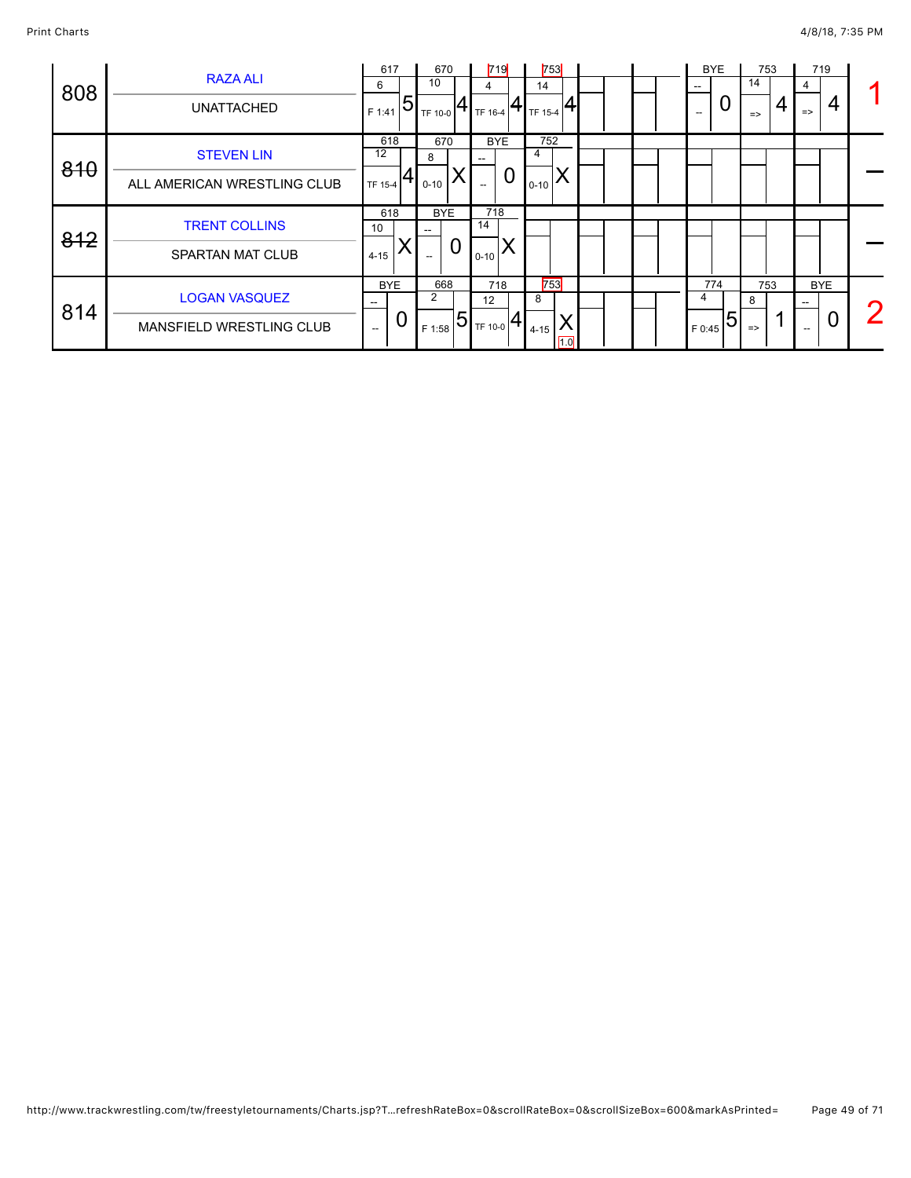| Number | Wrestler / Team | Round 1 | Round 2 | Round 3 | Round 4 | Round 5 | Round 6 | Round 7 | Round 8 | Round 9 | Place |
|---|---|---|---|---|---|---|---|---|---|---|---|
| 808 | RAZA ALI<br>UNATTACHED | 617<br>6<br>F 1:41<br>5 | 670<br>10<br>TF 10-0<br>4 | 719<br>4<br>TF 16-4<br>4 | 753<br>14<br>TF 15-4<br>4 | | | BYE<br>--<br>--<br>0 | 753<br>14<br>=><br>4 | 719<br>4<br>=><br>4 | 1 |
| ~~810~~ | STEVEN LIN<br>ALL AMERICAN WRESTLING CLUB | 618<br>12<br>TF 15-4<br>4 | 670<br>8<br>0-10<br>X | BYE<br>--<br>--<br>0 | 752<br>4<br>0-10<br>X | | | | | | — |
| ~~812~~ | TRENT COLLINS<br>SPARTAN MAT CLUB | 618<br>10<br>4-15<br>X | BYE<br>--<br>--<br>0 | 718<br>14<br>0-10<br>X | | | | | | | — |
| 814 | LOGAN VASQUEZ<br>MANSFIELD WRESTLING CLUB | BYE<br>--<br>--<br>0 | 668<br>2<br>F 1:58<br>5 | 718<br>12<br>TF 10-0<br>4 | 753<br>8<br>4-15<br>X<br>1.0 | | | 774<br>4<br>F 0:45<br>5 | 753<br>8<br>=><br>1 | BYE<br>--<br>--<br>0 | 2 |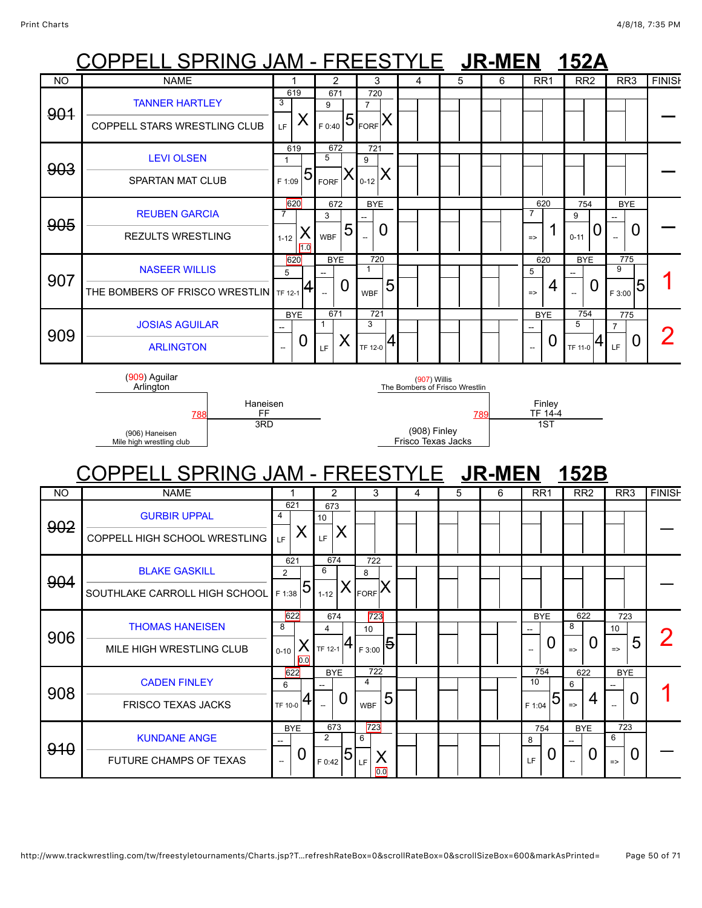# COPPELL SPRING JAM - FREESTYLE **JR-MEN** **152A**

| NO | NAME | 1 | 2 | 3 | 4 | 5 | 6 | RR1 | RR2 | RR3 | FINISH |
|---|---|---|---|---|---|---|---|---|---|---|---|
| ~~901~~ | TANNER HARTLEY<br>COPPELL STARS WRESTLING CLUB | 619<br>3<br>LF X | 671<br>9<br>F 0:40 5 | 720<br>7<br>FORF X | | | | | | | — |
| ~~903~~ | LEVI OLSEN<br>SPARTAN MAT CLUB | 619<br>1<br>F 1:09 5 | 672<br>5<br>FORF X | 721<br>9<br>0-12 X | | | | | | | — |
| ~~905~~ | REUBEN GARCIA<br>REZULTS WRESTLING | 620<br>7<br>1-12 X<br>1.0 | 672<br>3<br>WBF 5 | BYE<br>--<br>-- 0 | | | | 620<br>7<br>=> 1 | 754<br>9<br>0-11 0 | BYE<br>--<br>-- 0 | — |
| 907 | NASEER WILLIS<br>THE BOMBERS OF FRISCO WRESTLIN | 620<br>5<br>TF 12-1 4 | BYE<br>--<br>-- 0 | 720<br>1<br>WBF 5 | | | | 620<br>5<br>=> 4 | BYE<br>--<br>-- 0 | 775<br>9<br>F 3:00 5 | 1 |
| 909 | JOSIAS AGUILAR<br>ARLINGTON | BYE<br>--<br>-- 0 | 671<br>1<br>LF X | 721<br>3<br>TF 12-0 4 | | | | BYE<br>--<br>-- 0 | 754<br>5<br>TF 11-0 4 | 775<br>7<br>LF 0 | 2 |

(909) Aguilar
Arlington

788 — Haneisen, FF, 3RD

(906) Haneisen
Mile high wrestling club

(907) Willis
The Bombers of Frisco Wrestlin

789 — Finley, TF 14-4, 1ST

(908) Finley
Frisco Texas Jacks

# COPPELL SPRING JAM - FREESTYLE **JR-MEN** **152B**

| NO | NAME | 1 | 2 | 3 | 4 | 5 | 6 | RR1 | RR2 | RR3 | FINISH |
|---|---|---|---|---|---|---|---|---|---|---|---|
| ~~902~~ | GURBIR UPPAL<br>COPPELL HIGH SCHOOL WRESTLING | 621<br>4<br>LF X | 673<br>10<br>LF X | | | | | | | | — |
| ~~904~~ | BLAKE GASKILL<br>SOUTHLAKE CARROLL HIGH SCHOOL | 621<br>2<br>F 1:38 5 | 674<br>6<br>1-12 X | 722<br>8<br>FORF X | | | | | | | — |
| 906 | THOMAS HANEISEN<br>MILE HIGH WRESTLING CLUB | 622<br>8<br>0-10 X<br>0.0 | 674<br>4<br>TF 12-1 4 | 723<br>10<br>F 3:00 ~~5~~ | | | | BYE<br>--<br>-- 0 | 622<br>8<br>=> 0 | 723<br>10<br>=> 5 | 2 |
| 908 | CADEN FINLEY<br>FRISCO TEXAS JACKS | 622<br>6<br>TF 10-0 4 | BYE<br>--<br>-- 0 | 722<br>4<br>WBF 5 | | | | 754<br>10<br>F 1:04 5 | 622<br>6<br>=> 4 | BYE<br>--<br>-- 0 | 1 |
| ~~910~~ | KUNDANE ANGE<br>FUTURE CHAMPS OF TEXAS | BYE<br>--<br>-- 0 | 673<br>2<br>F 0:42 5 | 723<br>6<br>LF X<br>0.0 | | | | 754<br>8<br>LF 0 | BYE<br>--<br>-- 0 | 723<br>6<br>=> 0 | — |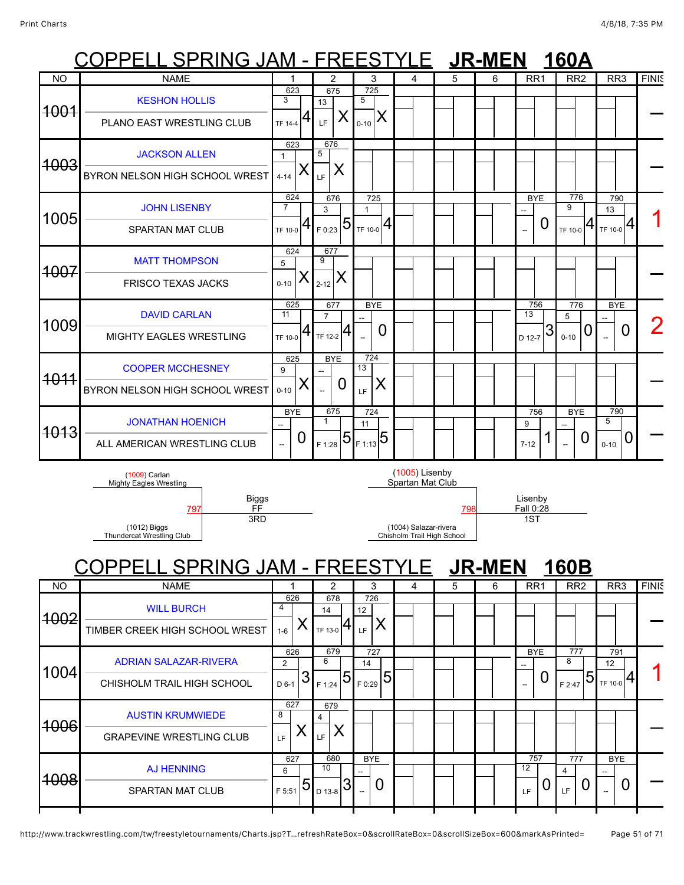# COPPELL SPRING JAM - FREESTYLE **JR-MEN 160A**

| NO | NAME | 1 | 2 | 3 | 4 | 5 | 6 | RR1 | RR2 | RR3 | FINISH |
|---|---|---|---|---|---|---|---|---|---|---|---|
| ~~1001~~ | KESHON HOLLIS / PLANO EAST WRESTLING CLUB | 623 / 3 / TF 14-4 / 4 | 675 / 13 / LF / X | 725 / 5 / 0-10 / X | | | | | | | — |
| ~~1003~~ | JACKSON ALLEN / BYRON NELSON HIGH SCHOOL WREST | 623 / 1 / 4-14 / X | 676 / 5 / LF / X | | | | | | | | — |
| 1005 | JOHN LISENBY / SPARTAN MAT CLUB | 624 / 7 / TF 10-0 / 4 | 676 / 3 / F 0:23 / 5 | 725 / 1 / TF 10-0 / 4 | | | | BYE / -- / -- / 0 | 776 / 9 / TF 10-0 / 4 | 790 / 13 / TF 10-0 / 4 | 1 |
| ~~1007~~ | MATT THOMPSON / FRISCO TEXAS JACKS | 624 / 5 / 0-10 / X | 677 / 9 / 2-12 / X | | | | | | | | — |
| 1009 | DAVID CARLAN / MIGHTY EAGLES WRESTLING | 625 / 11 / TF 10-0 / 4 | 677 / 7 / TF 12-2 / 4 | BYE / -- / -- / 0 | | | | 756 / 13 / D 12-7 / 3 | 776 / 5 / 0-10 / 0 | BYE / -- / -- / 0 | 2 |
| ~~1011~~ | COOPER MCCHESNEY / BYRON NELSON HIGH SCHOOL WREST | 625 / 9 / 0-10 / X | BYE / -- / -- / 0 | 724 / 13 / LF / X | | | | | | | — |
| ~~1013~~ | JONATHAN HOENICH / ALL AMERICAN WRESTLING CLUB | BYE / -- / -- / 0 | 675 / 1 / F 1:28 / 5 | 724 / 11 / F 1:13 / 5 | | | | 756 / 9 / 7-12 / 1 | BYE / -- / -- / 0 | 790 / 5 / 0-10 / 0 | — |

Match 797: (1009) Carlan, Mighty Eagles Wrestling vs. (1012) Biggs, Thundercat Wrestling Club — Biggs, FF, 3RD

Match 798: (1005) Lisenby, Spartan Mat Club vs. (1004) Salazar-rivera, Chisholm Trail High School — Lisenby, Fall 0:28, 1ST

# COPPELL SPRING JAM - FREESTYLE **JR-MEN 160B**

| NO | NAME | 1 | 2 | 3 | 4 | 5 | 6 | RR1 | RR2 | RR3 | FINISH |
|---|---|---|---|---|---|---|---|---|---|---|---|
| ~~1002~~ | WILL BURCH / TIMBER CREEK HIGH SCHOOL WREST | 626 / 4 / 1-6 / X | 678 / 14 / TF 13-0 / 4 | 726 / 12 / LF / X | | | | | | | — |
| 1004 | ADRIAN SALAZAR-RIVERA / CHISHOLM TRAIL HIGH SCHOOL | 626 / 2 / D 6-1 / 3 | 679 / 6 / F 1:24 / 5 | 727 / 14 / F 0:29 / 5 | | | | BYE / -- / -- / 0 | 777 / 8 / F 2:47 / 5 | 791 / 12 / TF 10-0 / 4 | 1 |
| ~~1006~~ | AUSTIN KRUMWIEDE / GRAPEVINE WRESTLING CLUB | 627 / 8 / LF / X | 679 / 4 / LF / X | | | | | | | | — |
| ~~1008~~ | AJ HENNING / SPARTAN MAT CLUB | 627 / 6 / F 5:51 / 5 | 680 / 10 / D 13-8 / 3 | BYE / -- / -- / 0 | | | | 757 / 12 / LF / 0 | 777 / 4 / LF / 0 | BYE / -- / -- / 0 | — |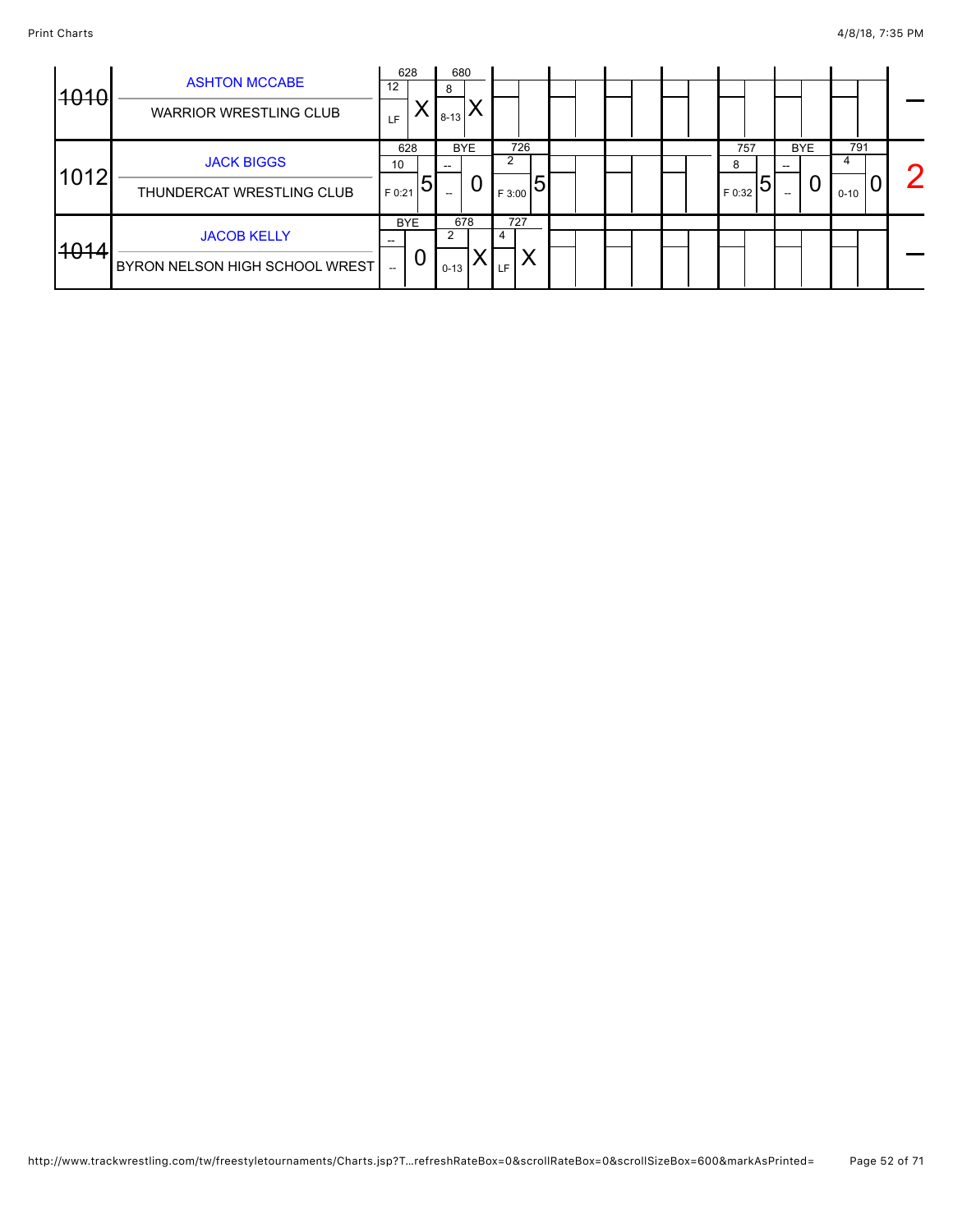| # | Wrestler / Team | Match 1 | Match 2 | Match 3 | | | | | Match 4 | Match 5 | Match 6 | Points |
|---|---|---|---|---|---|---|---|---|---|---|---|---|
| ~~1010~~ | ASHTON MCCABE<br>WARRIOR WRESTLING CLUB | 628<br>12<br>LF X | 680<br>8<br>8-13 X | | | | | | | | | — |
| 1012 | JACK BIGGS<br>THUNDERCAT WRESTLING CLUB | 628<br>10<br>F 0:21 5 | BYE<br>--<br>-- 0 | 726<br>2<br>F 3:00 5 | | | | | 757<br>8<br>F 0:32 5 | BYE<br>--<br>-- 0 | 791<br>4<br>0-10 0 | 2 |
| ~~1014~~ | JACOB KELLY<br>BYRON NELSON HIGH SCHOOL WREST | BYE<br>--<br>-- 0 | 678<br>2<br>0-13 X | 727<br>4<br>LF X | | | | | | | | — |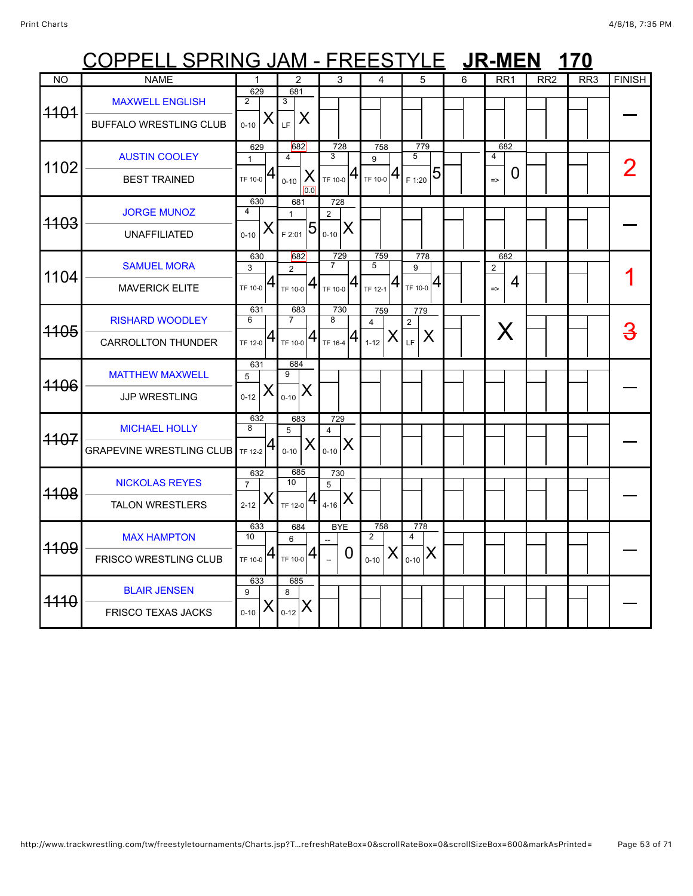# COPPELL SPRING JAM - FREESTYLE **JR-MEN** **170**

| NO | NAME | 1 | 2 | 3 | 4 | 5 | 6 | RR1 | RR2 | RR3 | FINISH |
|---|---|---|---|---|---|---|---|---|---|---|---|
| ~~1101~~ | MAXWELL ENGLISH<br>BUFFALO WRESTLING CLUB | 629<br>2<br>0-10 X | 681<br>3<br>LF X | | | | | | | | — |
| 1102 | AUSTIN COOLEY<br>BEST TRAINED | 629<br>1<br>TF 10-0 4 | 682<br>4<br>0-10 X<br>0.0 | 728<br>3<br>TF 10-0 4 | 758<br>9<br>TF 10-0 4 | 779<br>5<br>F 1:20 5 | | 682<br>4<br>=> 0 | | | 2 |
| ~~1103~~ | JORGE MUNOZ<br>UNAFFILIATED | 630<br>4<br>0-10 X | 681<br>1<br>F 2:01 5 | 728<br>2<br>0-10 X | | | | | | | — |
| 1104 | SAMUEL MORA<br>MAVERICK ELITE | 630<br>3<br>TF 10-0 4 | 682<br>2<br>TF 10-0 4 | 729<br>7<br>TF 10-0 4 | 759<br>5<br>TF 12-1 4 | 778<br>9<br>TF 10-0 4 | | 682<br>2<br>=> 4 | | | 1 |
| ~~1105~~ | RISHARD WOODLEY<br>CARROLLTON THUNDER | 631<br>6<br>TF 12-0 4 | 683<br>7<br>TF 10-0 4 | 730<br>8<br>TF 16-4 4 | 759<br>4<br>1-12 X | 779<br>2<br>LF X | | X | | | ~~3~~ |
| ~~1106~~ | MATTHEW MAXWELL<br>JJP WRESTLING | 631<br>5<br>0-12 X | 684<br>9<br>0-10 X | | | | | | | | — |
| ~~1107~~ | MICHAEL HOLLY<br>GRAPEVINE WRESTLING CLUB | 632<br>8<br>TF 12-2 4 | 683<br>5<br>0-10 X | 729<br>4<br>0-10 X | | | | | | | — |
| ~~1108~~ | NICKOLAS REYES<br>TALON WRESTLERS | 632<br>7<br>2-12 X | 685<br>10<br>TF 12-0 4 | 730<br>5<br>4-16 X | | | | | | | — |
| ~~1109~~ | MAX HAMPTON<br>FRISCO WRESTLING CLUB | 633<br>10<br>TF 10-0 4 | 684<br>6<br>TF 10-0 4 | BYE<br>--<br>-- 0 | 758<br>2<br>0-10 X | 778<br>4<br>0-10 X | | | | | — |
| ~~1110~~ | BLAIR JENSEN<br>FRISCO TEXAS JACKS | 633<br>9<br>0-10 X | 685<br>8<br>0-12 X | | | | | | | | — |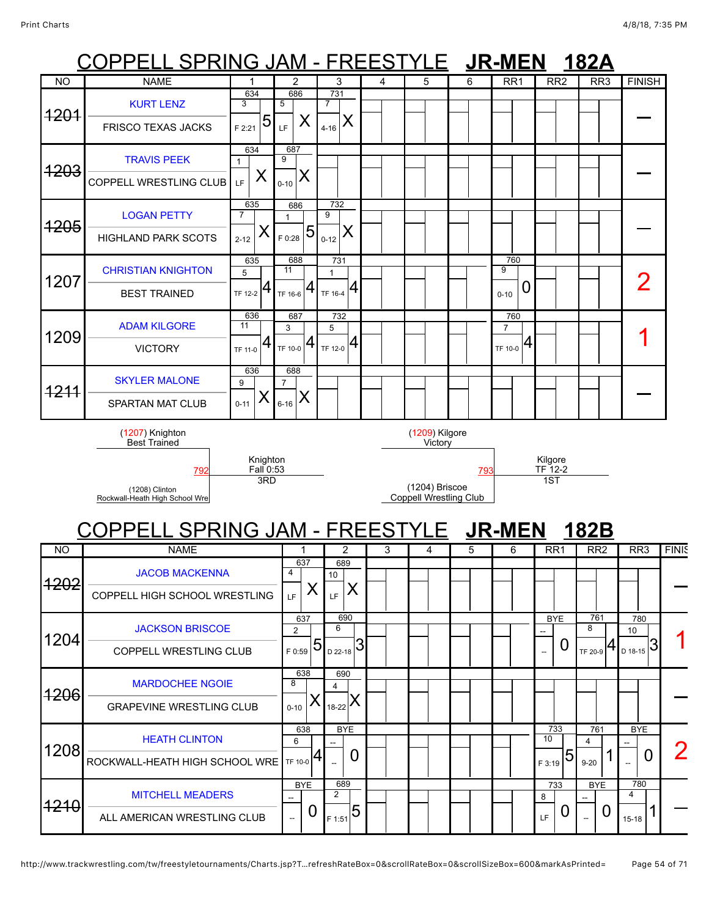# COPPELL SPRING JAM - FREESTYLE **JR-MEN** **182A**

| NO | NAME | 1 | 2 | 3 | 4 | 5 | 6 | RR1 | RR2 | RR3 | FINISH |
|---|---|---|---|---|---|---|---|---|---|---|---|
| ~~1201~~ | KURT LENZ<br>FRISCO TEXAS JACKS | 634<br>3<br>F 2:21 5 | 686<br>5<br>LF X | 731<br>7<br>4-16 X | | | | | | | — |
| ~~1203~~ | TRAVIS PEEK<br>COPPELL WRESTLING CLUB | 634<br>1<br>LF X | 687<br>9<br>0-10 X | | | | | | | | — |
| ~~1205~~ | LOGAN PETTY<br>HIGHLAND PARK SCOTS | 635<br>7<br>2-12 X | 686<br>1<br>F 0:28 5 | 732<br>9<br>0-12 X | | | | | | | — |
| 1207 | CHRISTIAN KNIGHTON<br>BEST TRAINED | 635<br>5<br>TF 12-2 4 | 688<br>11<br>TF 16-6 4 | 731<br>1<br>TF 16-4 4 | | | | 760<br>9<br>0-10 0 | | | 2 |
| 1209 | ADAM KILGORE<br>VICTORY | 636<br>11<br>TF 11-0 4 | 687<br>3<br>TF 10-0 4 | 732<br>5<br>TF 12-0 4 | | | | 760<br>7<br>TF 10-0 4 | | | 1 |
| ~~1211~~ | SKYLER MALONE<br>SPARTAN MAT CLUB | 636<br>9<br>0-11 X | 688<br>7<br>6-16 X | | | | | | | | — |

(1207) Knighton, Best Trained vs (1208) Clinton, Rockwall-Heath High School Wre — Bout 792 — Knighton, Fall 0:53 — 3RD

(1209) Kilgore, Victory vs (1204) Briscoe, Coppell Wrestling Club — Bout 793 — Kilgore, TF 12-2 — 1ST

# COPPELL SPRING JAM - FREESTYLE **JR-MEN** **182B**

| NO | NAME | 1 | 2 | 3 | 4 | 5 | 6 | RR1 | RR2 | RR3 | FINISH |
|---|---|---|---|---|---|---|---|---|---|---|---|
| ~~1202~~ | JACOB MACKENNA<br>COPPELL HIGH SCHOOL WRESTLING | 637<br>4<br>LF X | 689<br>10<br>LF X | | | | | | | | — |
| 1204 | JACKSON BRISCOE<br>COPPELL WRESTLING CLUB | 637<br>2<br>F 0:59 5 | 690<br>6<br>D 22-18 3 | | | | | BYE<br>--<br>-- 0 | 761<br>8<br>TF 20-9 4 | 780<br>10<br>D 18-15 3 | 1 |
| ~~1206~~ | MARDOCHEE NGOIE<br>GRAPEVINE WRESTLING CLUB | 638<br>8<br>0-10 X | 690<br>4<br>18-22 X | | | | | | | | — |
| 1208 | HEATH CLINTON<br>ROCKWALL-HEATH HIGH SCHOOL WRE | 638<br>6<br>TF 10-0 4 | BYE<br>--<br>-- 0 | | | | | 733<br>10<br>F 3:19 5 | 761<br>4<br>9-20 1 | BYE<br>--<br>-- 0 | 2 |
| ~~1210~~ | MITCHELL MEADERS<br>ALL AMERICAN WRESTLING CLUB | BYE<br>--<br>-- 0 | 689<br>2<br>F 1:51 5 | | | | | 733<br>8<br>LF 0 | BYE<br>--<br>-- 0 | 780<br>4<br>15-18 1 | — |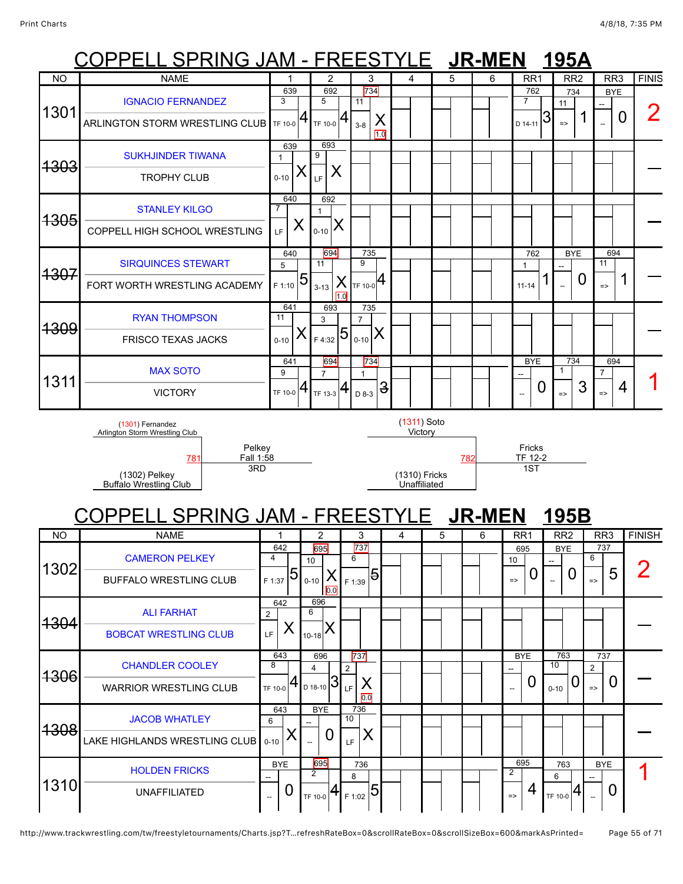# COPPELL SPRING JAM - FREESTYLE **JR-MEN 195A**

| NO | NAME | 1 | 2 | 3 | 4 | 5 | 6 | RR1 | RR2 | RR3 | FINISH |
|---|---|---|---|---|---|---|---|---|---|---|---|
| 1301 | IGNACIO FERNANDEZ<br>ARLINGTON STORM WRESTLING CLUB | 639<br>3<br>TF 10-0 4 | 692<br>5<br>TF 10-0 4 | 734<br>11<br>3-8 X<br>1.0 | | | | 762<br>7<br>D 14-11 3 | 734<br>11<br>=> 1 | BYE<br>--<br>-- 0 | 2 |
| ~~1303~~ | SUKHJINDER TIWANA<br>TROPHY CLUB | 639<br>1<br>0-10 X | 693<br>9<br>LF X | | | | | | | | — |
| ~~1305~~ | STANLEY KILGO<br>COPPELL HIGH SCHOOL WRESTLING | 640<br>7<br>LF X | 692<br>1<br>0-10 X | | | | | | | | — |
| ~~1307~~ | SIRQUINCES STEWART<br>FORT WORTH WRESTLING ACADEMY | 640<br>5<br>F 1:10 5 | 694<br>11<br>3-13 X<br>1.0 | 735<br>9<br>TF 10-0 4 | | | | 762<br>1<br>11-14 1 | BYE<br>--<br>-- 0 | 694<br>11<br>=> 1 | — |
| ~~1309~~ | RYAN THOMPSON<br>FRISCO TEXAS JACKS | 641<br>11<br>0-10 X | 693<br>3<br>F 4:32 5 | 735<br>7<br>0-10 X | | | | | | | — |
| 1311 | MAX SOTO<br>VICTORY | 641<br>9<br>TF 10-0 4 | 694<br>7<br>TF 13-3 4 | 734<br>1<br>D 8-3 ~~3~~ | | | | BYE<br>--<br>-- 0 | 734<br>1<br>=> 3 | 694<br>7<br>=> 4 | 1 |

(1301) Fernandez – Arlington Storm Wrestling Club
781
(1302) Pelkey – Buffalo Wrestling Club
Pelkey – Fall 1:58 – 3RD

(1311) Soto – Victory
782
(1310) Fricks – Unaffiliated
Fricks – TF 12-2 – 1ST

# COPPELL SPRING JAM - FREESTYLE **JR-MEN 195B**

| NO | NAME | 1 | 2 | 3 | 4 | 5 | 6 | RR1 | RR2 | RR3 | FINISH |
|---|---|---|---|---|---|---|---|---|---|---|---|
| 1302 | CAMERON PELKEY<br>BUFFALO WRESTLING CLUB | 642<br>4<br>F 1:37 5 | 695<br>10<br>0-10 X<br>0.0 | 737<br>6<br>F 1:39 ~~5~~ | | | | 695<br>10<br>=> 0 | BYE<br>--<br>-- 0 | 737<br>6<br>=> 5 | 2 |
| ~~1304~~ | ALI FARHAT<br>BOBCAT WRESTLING CLUB | 642<br>2<br>LF X | 696<br>6<br>10-18 X | | | | | | | | — |
| ~~1306~~ | CHANDLER COOLEY<br>WARRIOR WRESTLING CLUB | 643<br>8<br>TF 10-0 4 | 696<br>4<br>D 18-10 3 | 737<br>2<br>LF X<br>0.0 | | | | BYE<br>--<br>-- 0 | 763<br>10<br>0-10 0 | 737<br>2<br>=> 0 | — |
| ~~1308~~ | JACOB WHATLEY<br>LAKE HIGHLANDS WRESTLING CLUB | 643<br>6<br>0-10 X | BYE<br>--<br>-- 0 | 736<br>10<br>LF X | | | | | | | — |
| 1310 | HOLDEN FRICKS<br>UNAFFILIATED | BYE<br>--<br>-- 0 | 695<br>2<br>TF 10-0 4 | 736<br>8<br>F 1:02 5 | | | | 695<br>2<br>=> 4 | 763<br>6<br>TF 10-0 4 | BYE<br>--<br>-- 0 | 1 |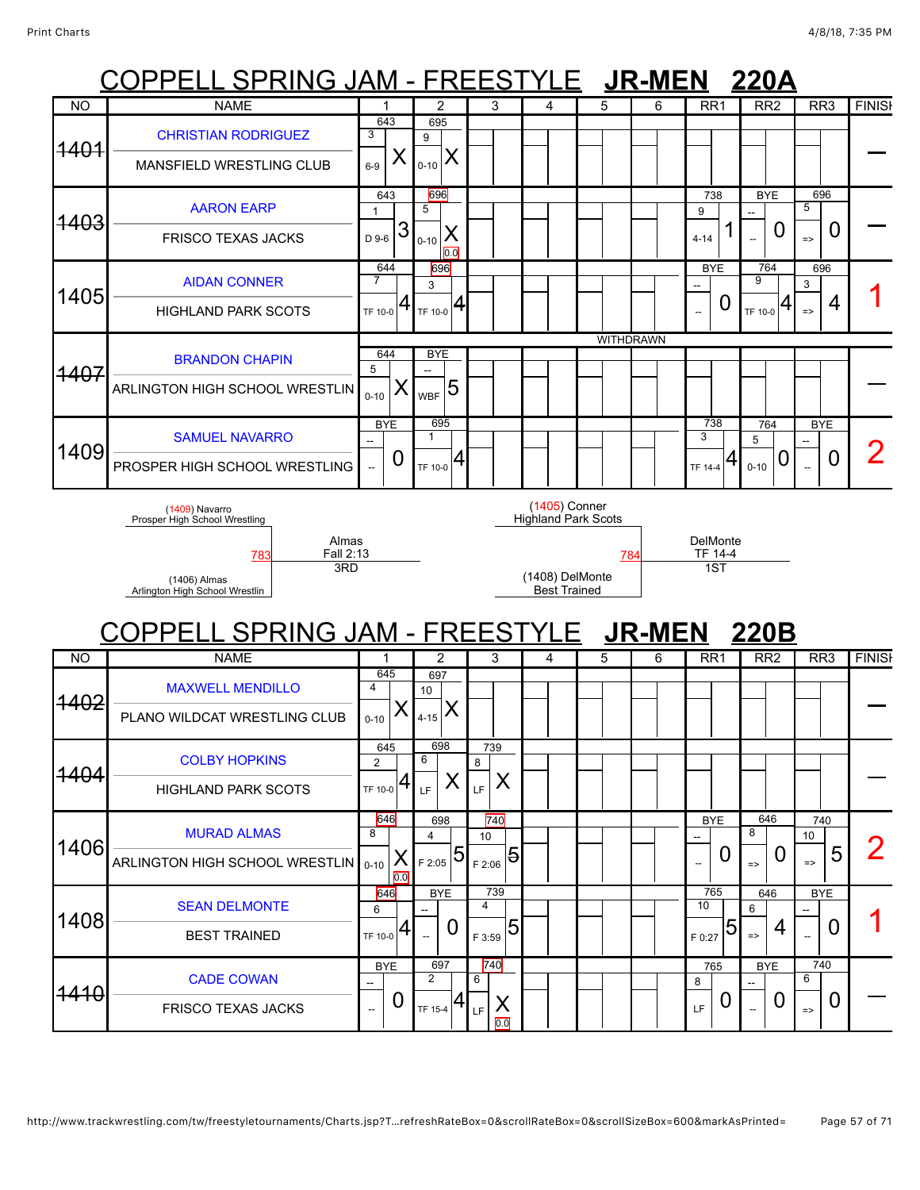# COPPELL SPRING JAM - FREESTYLE **JR-MEN 220A**

| NO | NAME | 1 | 2 | 3 | 4 | 5 | 6 | RR1 | RR2 | RR3 | FINISH |
|---|---|---|---|---|---|---|---|---|---|---|---|
| ~~1401~~ | CHRISTIAN RODRIGUEZ<br>MANSFIELD WRESTLING CLUB | 643<br>3<br>6-9 X | 695<br>9<br>0-10 X | | | | | | | | — |
| ~~1403~~ | AARON EARP<br>FRISCO TEXAS JACKS | 643<br>1<br>D 9-6 3 | 696<br>5<br>0-10 X<br>0.0 | | | | | 738<br>9<br>4-14 1 | BYE<br>--<br>-- 0 | 696<br>5<br>=> 0 | — |
| 1405 | AIDAN CONNER<br>HIGHLAND PARK SCOTS | 644<br>7<br>TF 10-0 4 | 696<br>3<br>TF 10-0 4 | | | | | BYE<br>--<br>-- 0 | 764<br>9<br>TF 10-0 4 | 696<br>3<br>=> 4 | 1 |
| ~~1407~~ | BRANDON CHAPIN<br>ARLINGTON HIGH SCHOOL WRESTLIN | 644<br>5<br>0-10 X | BYE<br>--<br>WBF 5 | | | WITHDRAWN | | | | | — |
| 1409 | SAMUEL NAVARRO<br>PROSPER HIGH SCHOOL WRESTLING | BYE<br>--<br>-- 0 | 695<br>1<br>TF 10-0 4 | | | | | 738<br>3<br>TF 14-4 4 | 764<br>5<br>0-10 0 | BYE<br>--<br>-- 0 | 2 |

(1409) Navarro
Prosper High School Wrestling

783

(1406) Almas
Arlington High School Wrestlin

Almas
Fall 2:13
3RD

(1405) Conner
Highland Park Scots

784

(1408) DelMonte
Best Trained

DelMonte
TF 14-4
1ST

# COPPELL SPRING JAM - FREESTYLE **JR-MEN 220B**

| NO | NAME | 1 | 2 | 3 | 4 | 5 | 6 | RR1 | RR2 | RR3 | FINISH |
|---|---|---|---|---|---|---|---|---|---|---|---|
| ~~1402~~ | MAXWELL MENDILLO<br>PLANO WILDCAT WRESTLING CLUB | 645<br>4<br>0-10 X | 697<br>10<br>4-15 X | | | | | | | | — |
| ~~1404~~ | COLBY HOPKINS<br>HIGHLAND PARK SCOTS | 645<br>2<br>TF 10-0 4 | 698<br>6<br>LF X | 739<br>8<br>LF X | | | | | | | — |
| 1406 | MURAD ALMAS<br>ARLINGTON HIGH SCHOOL WRESTLIN | 646<br>8<br>0-10 X<br>0.0 | 698<br>4<br>F 2:05 5 | 740<br>10<br>F 2:06 5 | | | | BYE<br>--<br>-- 0 | 646<br>8<br>=> 0 | 740<br>10<br>=> 5 | 2 |
| 1408 | SEAN DELMONTE<br>BEST TRAINED | 646<br>6<br>TF 10-0 4 | BYE<br>--<br>-- 0 | 739<br>4<br>F 3:59 5 | | | | 765<br>10<br>F 0:27 5 | 646<br>6<br>=> 4 | BYE<br>--<br>-- 0 | 1 |
| ~~1410~~ | CADE COWAN<br>FRISCO TEXAS JACKS | BYE<br>--<br>-- 0 | 697<br>2<br>TF 15-4 4 | 740<br>6<br>LF X<br>0.0 | | | | 765<br>8<br>LF 0 | BYE<br>--<br>-- 0 | 740<br>6<br>=> 0 | — |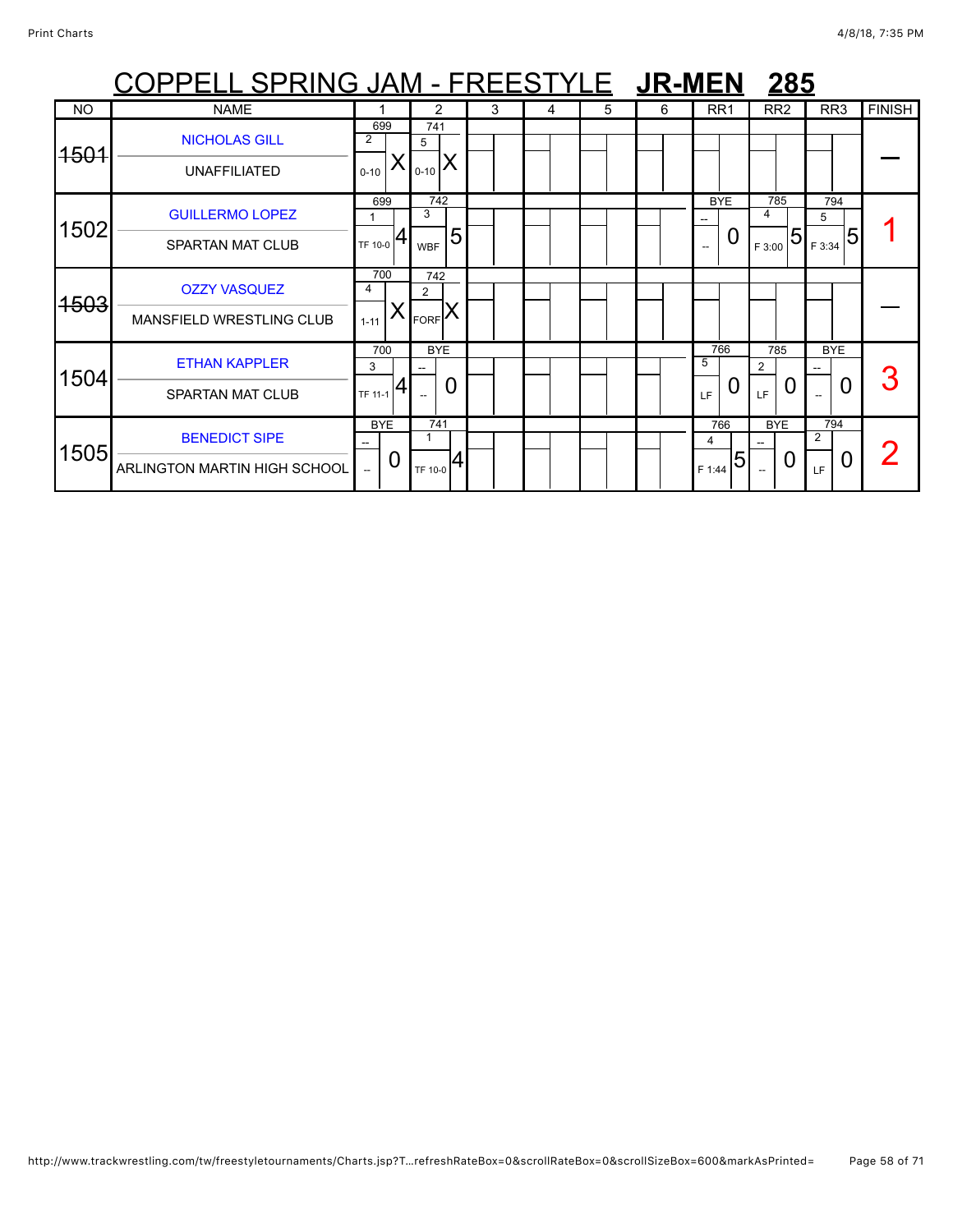# COPPELL SPRING JAM - FREESTYLE **JR-MEN** **285**

| NO | NAME | 1 | 2 | 3 | 4 | 5 | 6 | RR1 | RR2 | RR3 | FINISH |
|---|---|---|---|---|---|---|---|---|---|---|---|
| ~~1501~~ | NICHOLAS GILL<br>UNAFFILIATED | 699<br>2<br>0-10 X | 741<br>5<br>0-10 X | | | | | | | | — |
| 1502 | GUILLERMO LOPEZ<br>SPARTAN MAT CLUB | 699<br>1<br>TF 10-0 4 | 742<br>3<br>WBF 5 | | | | | BYE<br>--<br>-- 0 | 785<br>4<br>F 3:00 5 | 794<br>5<br>F 3:34 5 | 1 |
| ~~1503~~ | OZZY VASQUEZ<br>MANSFIELD WRESTLING CLUB | 700<br>4<br>1-11 X | 742<br>2<br>FORF X | | | | | | | | — |
| 1504 | ETHAN KAPPLER<br>SPARTAN MAT CLUB | 700<br>3<br>TF 11-1 4 | BYE<br>--<br>-- 0 | | | | | 766<br>5<br>LF 0 | 785<br>2<br>LF 0 | BYE<br>--<br>-- 0 | 3 |
| 1505 | BENEDICT SIPE<br>ARLINGTON MARTIN HIGH SCHOOL | BYE<br>--<br>-- 0 | 741<br>1<br>TF 10-0 4 | | | | | 766<br>4<br>F 1:44 5 | BYE<br>--<br>-- 0 | 794<br>2<br>LF 0 | 2 |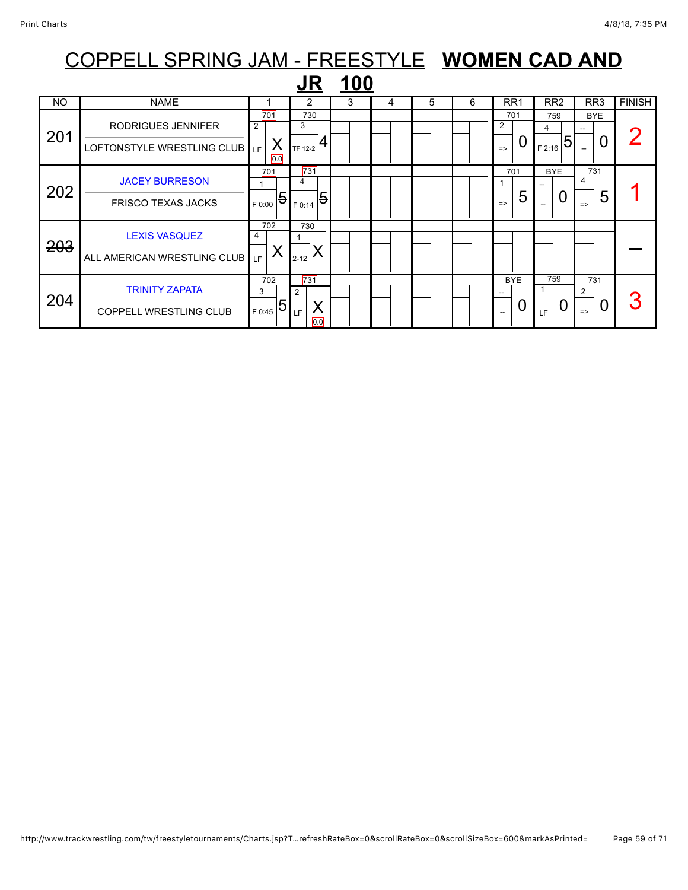# COPPELL SPRING JAM - FREESTYLE **WOMEN CAD AND JR 100**

| NO | NAME | 1 | 2 | 3 | 4 | 5 | 6 | RR1 | RR2 | RR3 | FINISH |
|---|---|---|---|---|---|---|---|---|---|---|---|
| 201 | RODRIGUES JENNIFER<br>LOFTONSTYLE WRESTLING CLUB | 701<br>2 X<br>LF 0.0 | 730<br>3 4<br>TF 12-2 | | | | | 701<br>2 0<br>=> | 759<br>4 5<br>F 2:16 | BYE<br>-- 0<br>-- | 2 |
| 202 | JACEY BURRESON<br>FRISCO TEXAS JACKS | 701<br>1 5<br>F 0:00 | 731<br>4 5<br>F 0:14 | | | | | 701<br>1 5<br>=> | BYE<br>-- 0<br>-- | 731<br>4 5<br>=> | 1 |
| ~~203~~ | LEXIS VASQUEZ<br>ALL AMERICAN WRESTLING CLUB | 702<br>4 X<br>LF | 730<br>1 X<br>2-12 | | | | | | | | — |
| 204 | TRINITY ZAPATA<br>COPPELL WRESTLING CLUB | 702<br>3 5<br>F 0:45 | 731<br>2 X<br>LF 0.0 | | | | | BYE<br>-- 0<br>-- | 759<br>1 0<br>LF | 731<br>2 0<br>=> | 3 |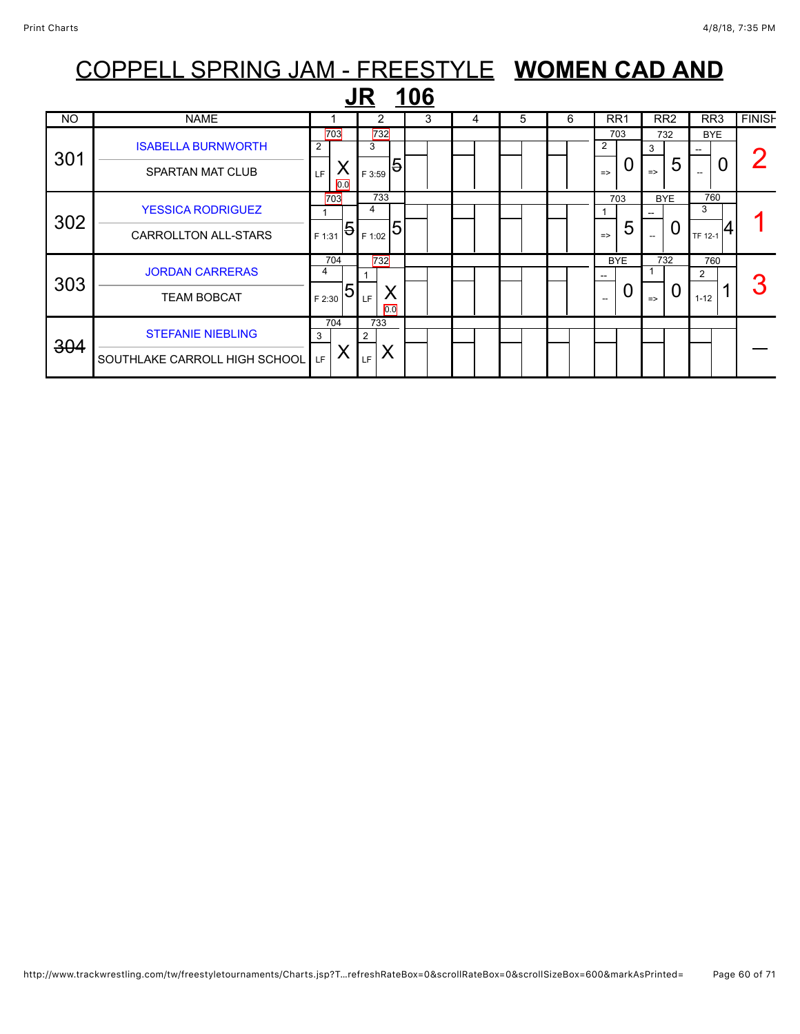# COPPELL SPRING JAM - FREESTYLE **WOMEN CAD AND JR 106**

| NO | NAME | 1 | 2 | 3 | 4 | 5 | 6 | RR1 | RR2 | RR3 | FINISH |
|---|---|---|---|---|---|---|---|---|---|---|---|
| 301 | ISABELLA BURNWORTH / SPARTAN MAT CLUB | 703 / 2 / LF / X / 0.0 | 732 / 3 / F 3:59 / 5 | | | | | 703 / 2 / => / 0 | 732 / 3 / => / 5 | BYE / -- / -- / 0 | 2 |
| 302 | YESSICA RODRIGUEZ / CARROLLTON ALL-STARS | 703 / 1 / F 1:31 / 5 | 733 / 4 / F 1:02 / 5 | | | | | 703 / 1 / => / 5 | BYE / -- / -- / 0 | 760 / 3 / TF 12-1 / 4 | 1 |
| 303 | JORDAN CARRERAS / TEAM BOBCAT | 704 / 4 / F 2:30 / 5 | 732 / 1 / LF / X / 0.0 | | | | | BYE / -- / -- / 0 | 732 / 1 / => / 0 | 760 / 2 / 1-12 / 1 | 3 |
| ~~304~~ | STEFANIE NIEBLING / SOUTHLAKE CARROLL HIGH SCHOOL | 704 / 3 / LF / X | 733 / 2 / LF / X | | | | | | | | — |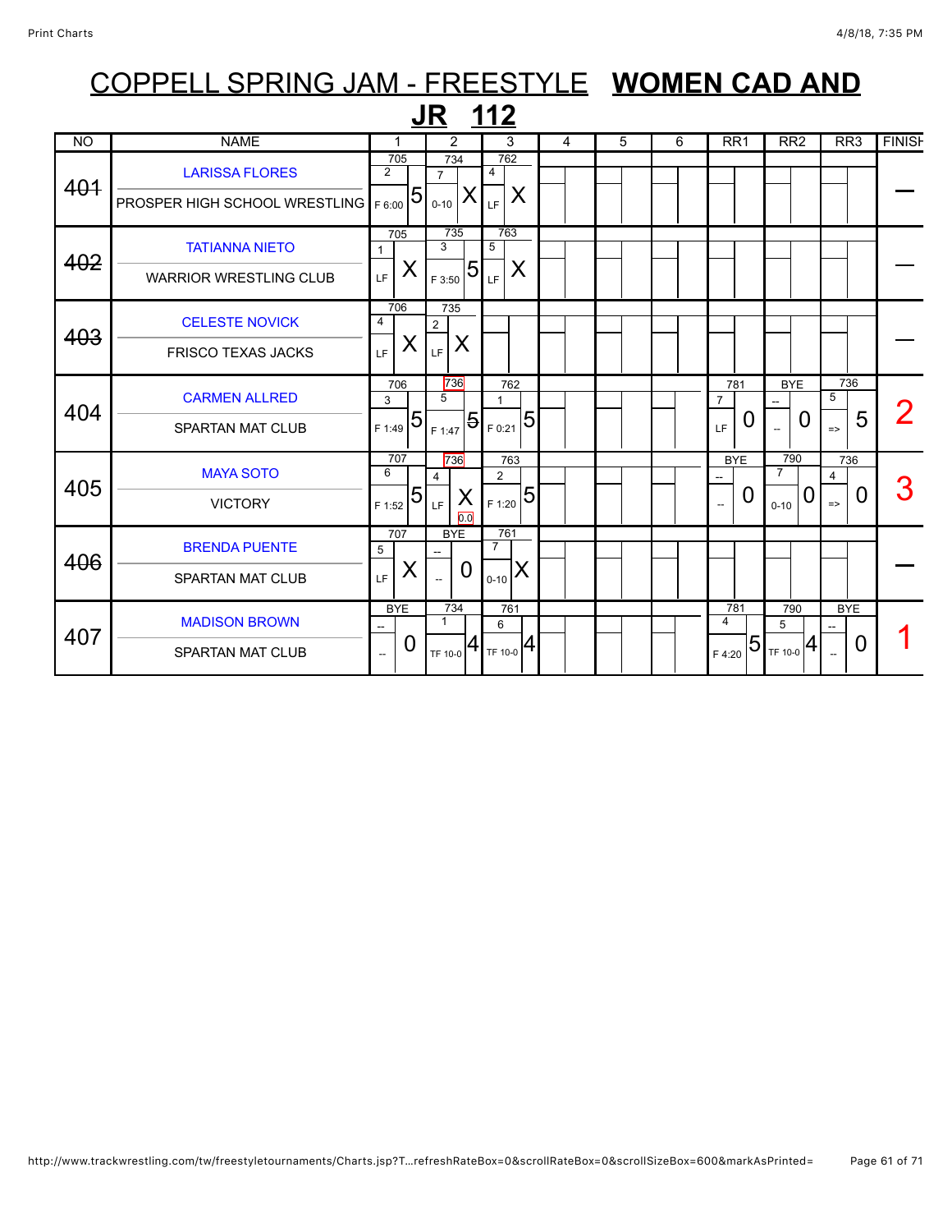# COPPELL SPRING JAM - FREESTYLE **WOMEN CAD AND JR 112**

| NO | NAME | 1 | 2 | 3 | 4 | 5 | 6 | RR1 | RR2 | RR3 | FINISH |
|---|---|---|---|---|---|---|---|---|---|---|---|
| ~~401~~ | LARISSA FLORES<br>PROSPER HIGH SCHOOL WRESTLING | 705<br>2<br>F 6:00 5 | 734<br>7<br>0-10 X | 762<br>4<br>LF X | | | | | | | — |
| ~~402~~ | TATIANNA NIETO<br>WARRIOR WRESTLING CLUB | 705<br>1<br>LF X | 735<br>3<br>F 3:50 5 | 763<br>5<br>LF X | | | | | | | — |
| ~~403~~ | CELESTE NOVICK<br>FRISCO TEXAS JACKS | 706<br>4<br>LF X | 735<br>2<br>LF X | | | | | | | | — |
| 404 | CARMEN ALLRED<br>SPARTAN MAT CLUB | 706<br>3<br>F 1:49 5 | 736<br>5<br>F 1:47 ~~5~~ | 762<br>1<br>F 0:21 5 | | | | 781<br>7<br>LF 0 | BYE<br>--<br>-- 0 | 736<br>5<br>=> 5 | 2 |
| 405 | MAYA SOTO<br>VICTORY | 707<br>6<br>F 1:52 5 | 736<br>4<br>LF X<br>0.0 | 763<br>2<br>F 1:20 5 | | | | BYE<br>--<br>-- 0 | 790<br>7<br>0-10 0 | 736<br>4<br>=> 0 | 3 |
| ~~406~~ | BRENDA PUENTE<br>SPARTAN MAT CLUB | 707<br>5<br>LF X | BYE<br>--<br>-- 0 | 761<br>7<br>0-10 X | | | | | | | — |
| 407 | MADISON BROWN<br>SPARTAN MAT CLUB | BYE<br>--<br>-- 0 | 734<br>1<br>TF 10-0 4 | 761<br>6<br>TF 10-0 4 | | | | 781<br>4<br>F 4:20 5 | 790<br>5<br>TF 10-0 4 | BYE<br>--<br>-- 0 | 1 |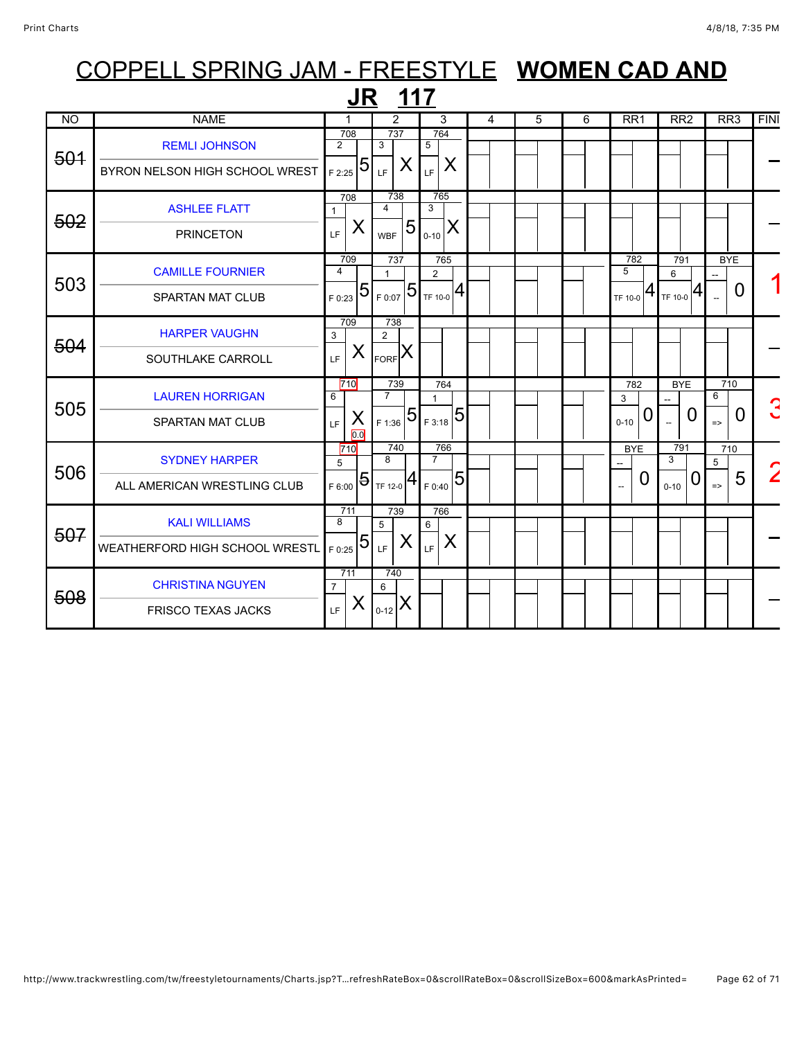# COPPELL SPRING JAM - FREESTYLE **WOMEN CAD AND JR 117**

| NO | NAME | 1 | 2 | 3 | 4 | 5 | 6 | RR1 | RR2 | RR3 | FINI |
|---|---|---|---|---|---|---|---|---|---|---|---|
| ~~501~~ | REMLI JOHNSON<br>BYRON NELSON HIGH SCHOOL WREST | 708<br>2<br>F 2:25 5 | 737<br>3<br>LF X | 764<br>5<br>LF X | | | | | | | – |
| ~~502~~ | ASHLEE FLATT<br>PRINCETON | 708<br>1<br>LF X | 738<br>4<br>WBF 5 | 765<br>3<br>0-10 X | | | | | | | – |
| 503 | CAMILLE FOURNIER<br>SPARTAN MAT CLUB | 709<br>4<br>F 0:23 5 | 737<br>1<br>F 0:07 5 | 765<br>2<br>TF 10-0 4 | | | | 782<br>5<br>TF 10-0 4 | 791<br>6<br>TF 10-0 4 | BYE<br>--<br>-- 0 | 1 |
| ~~504~~ | HARPER VAUGHN<br>SOUTHLAKE CARROLL | 709<br>3<br>LF X | 738<br>2<br>FORF X | | | | | | | | – |
| 505 | LAUREN HORRIGAN<br>SPARTAN MAT CLUB | 710<br>6<br>LF X<br>0.0 | 739<br>7<br>F 1:36 5 | 764<br>1<br>F 3:18 5 | | | | 782<br>3<br>0-10 0 | BYE<br>--<br>-- 0 | 710<br>6<br>=> 0 | 3 |
| 506 | SYDNEY HARPER<br>ALL AMERICAN WRESTLING CLUB | 710<br>5<br>F 6:00 5 | 740<br>8<br>TF 12-0 4 | 766<br>7<br>F 0:40 5 | | | | BYE<br>--<br>-- 0 | 791<br>3<br>0-10 0 | 710<br>5<br>=> 5 | 2 |
| ~~507~~ | KALI WILLIAMS<br>WEATHERFORD HIGH SCHOOL WRESTL | 711<br>8<br>F 0:25 5 | 739<br>5<br>LF X | 766<br>6<br>LF X | | | | | | | – |
| ~~508~~ | CHRISTINA NGUYEN<br>FRISCO TEXAS JACKS | 711<br>7<br>LF X | 740<br>6<br>0-12 X | | | | | | | | – |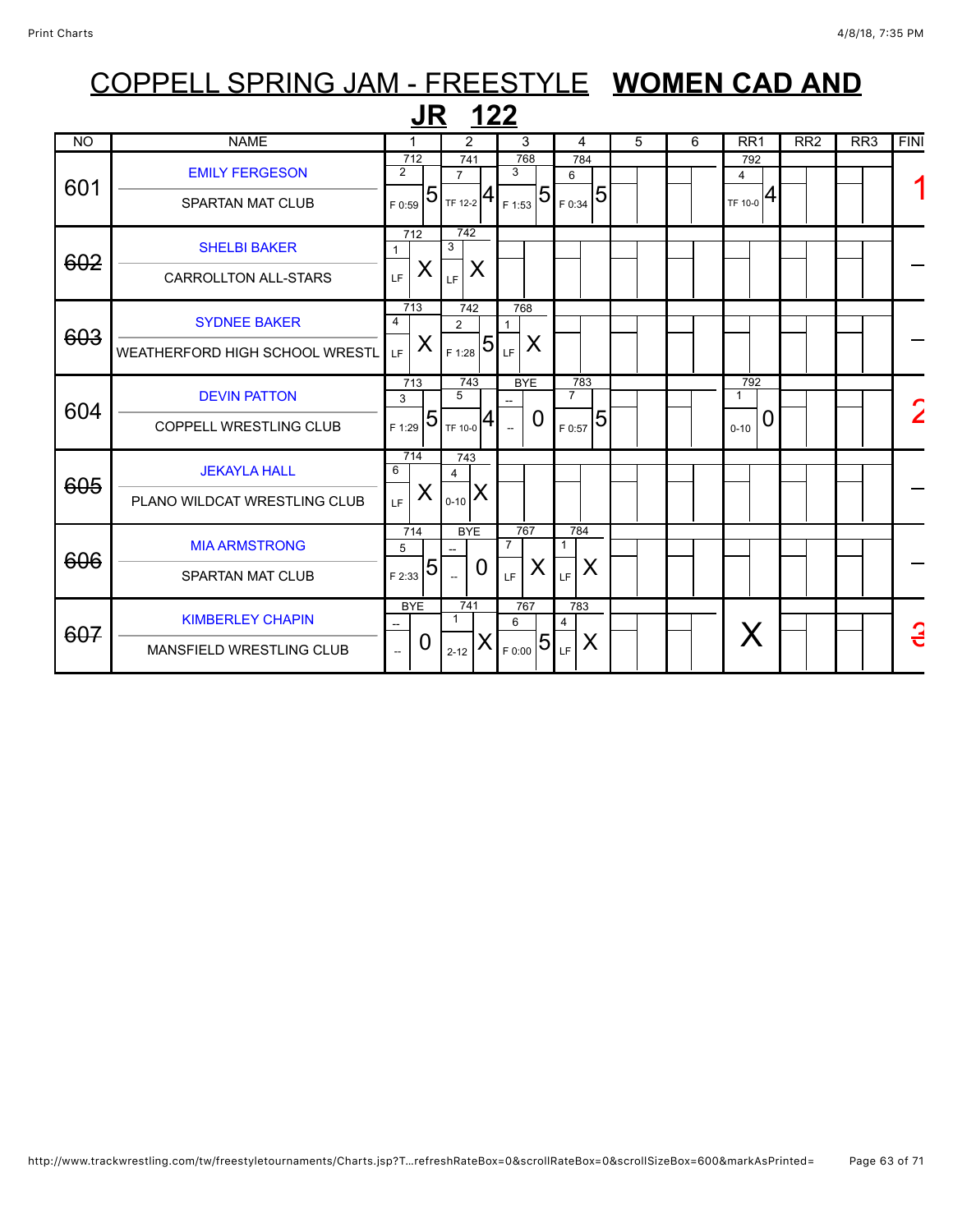# COPPELL SPRING JAM - FREESTYLE **WOMEN CAD AND JR 122**

| NO | NAME | 1 | 2 | 3 | 4 | 5 | 6 | RR1 | RR2 | RR3 | FINI |
|---|---|---|---|---|---|---|---|---|---|---|---|
| 601 | EMILY FERGESON / SPARTAN MAT CLUB | 712 / 2 / F 0:59 / 5 | 741 / 7 / TF 12-2 / 4 | 768 / 3 / F 1:53 / 5 | 784 / 6 / F 0:34 / 5 | | | 792 / 4 / TF 10-0 / 4 | | | 1 |
| ~~602~~ | SHELBI BAKER / CARROLLTON ALL-STARS | 712 / 1 / LF / X | 742 / 3 / LF / X | | | | | | | | – |
| ~~603~~ | SYDNEE BAKER / WEATHERFORD HIGH SCHOOL WRESTL | 713 / 4 / LF / X | 742 / 2 / F 1:28 / 5 | 768 / 1 / LF / X | | | | | | | – |
| 604 | DEVIN PATTON / COPPELL WRESTLING CLUB | 713 / 3 / F 1:29 / 5 | 743 / 5 / TF 10-0 / 4 | BYE / -- / -- / 0 | 783 / 7 / F 0:57 / 5 | | | 792 / 1 / 0-10 / 0 | | | 2 |
| ~~605~~ | JEKAYLA HALL / PLANO WILDCAT WRESTLING CLUB | 714 / 6 / LF / X | 743 / 4 / 0-10 / X | | | | | | | | – |
| ~~606~~ | MIA ARMSTRONG / SPARTAN MAT CLUB | 714 / 5 / F 2:33 / 5 | BYE / -- / -- / 0 | 767 / 7 / LF / X | 784 / 1 / LF / X | | | | | | – |
| ~~607~~ | KIMBERLEY CHAPIN / MANSFIELD WRESTLING CLUB | BYE / -- / -- / 0 | 741 / 1 / 2-12 / X | 767 / 6 / F 0:00 / 5 | 783 / 4 / LF / X | | | X | | | ~~3~~ |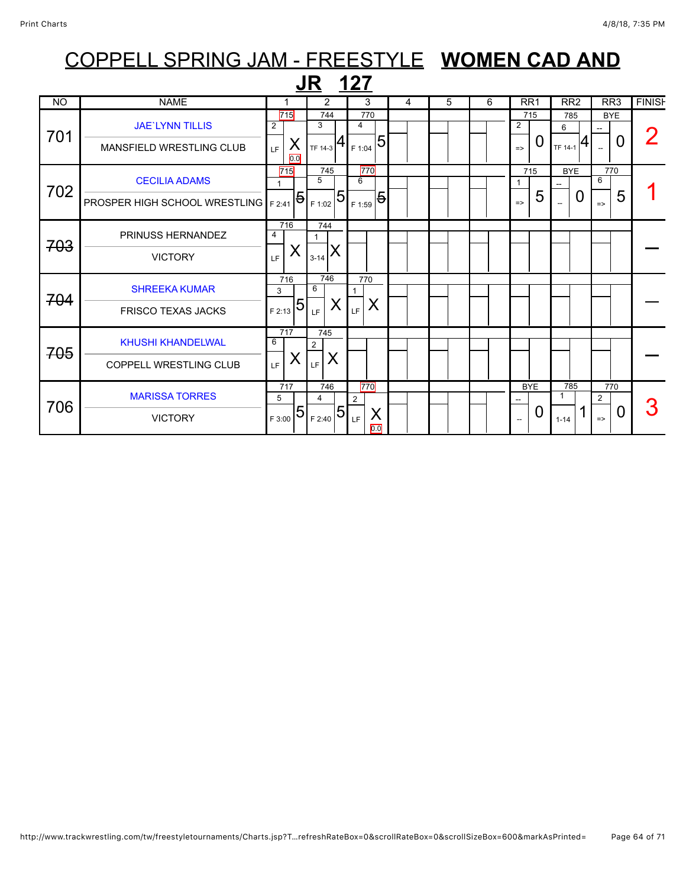# COPPELL SPRING JAM - FREESTYLE **WOMEN CAD AND JR 127**

| NO | NAME | 1 | 2 | 3 | 4 | 5 | 6 | RR1 | RR2 | RR3 | FINISH |
|---|---|---|---|---|---|---|---|---|---|---|---|
| 701 | JAE`LYNN TILLIS<br>MANSFIELD WRESTLING CLUB | 715<br>2<br>LF X<br>0.0 | 744<br>3<br>TF 14-3 4 | 770<br>4<br>F 1:04 5 | | | | 715<br>2<br>=> 0 | 785<br>6<br>TF 14-1 4 | BYE<br>--<br>-- 0 | 2 |
| 702 | CECILIA ADAMS<br>PROSPER HIGH SCHOOL WRESTLING | 715<br>1<br>F 2:41 5 | 745<br>5<br>F 1:02 5 | 770<br>6<br>F 1:59 5 | | | | 715<br>1<br>=> 5 | BYE<br>--<br>-- 0 | 770<br>6<br>=> 5 | 1 |
| ~~703~~ | PRINUSS HERNANDEZ<br>VICTORY | 716<br>4<br>LF X | 744<br>1<br>3-14 X | | | | | | | | — |
| ~~704~~ | SHREEKA KUMAR<br>FRISCO TEXAS JACKS | 716<br>3<br>F 2:13 5 | 746<br>6<br>LF X | 770<br>1<br>LF X | | | | | | | — |
| ~~705~~ | KHUSHI KHANDELWAL<br>COPPELL WRESTLING CLUB | 717<br>6<br>LF X | 745<br>2<br>LF X | | | | | | | | — |
| 706 | MARISSA TORRES<br>VICTORY | 717<br>5<br>F 3:00 5 | 746<br>4<br>F 2:40 5 | 770<br>2<br>LF X<br>0.0 | | | | BYE<br>--<br>-- 0 | 785<br>1<br>1-14 1 | 770<br>2<br>=> 0 | 3 |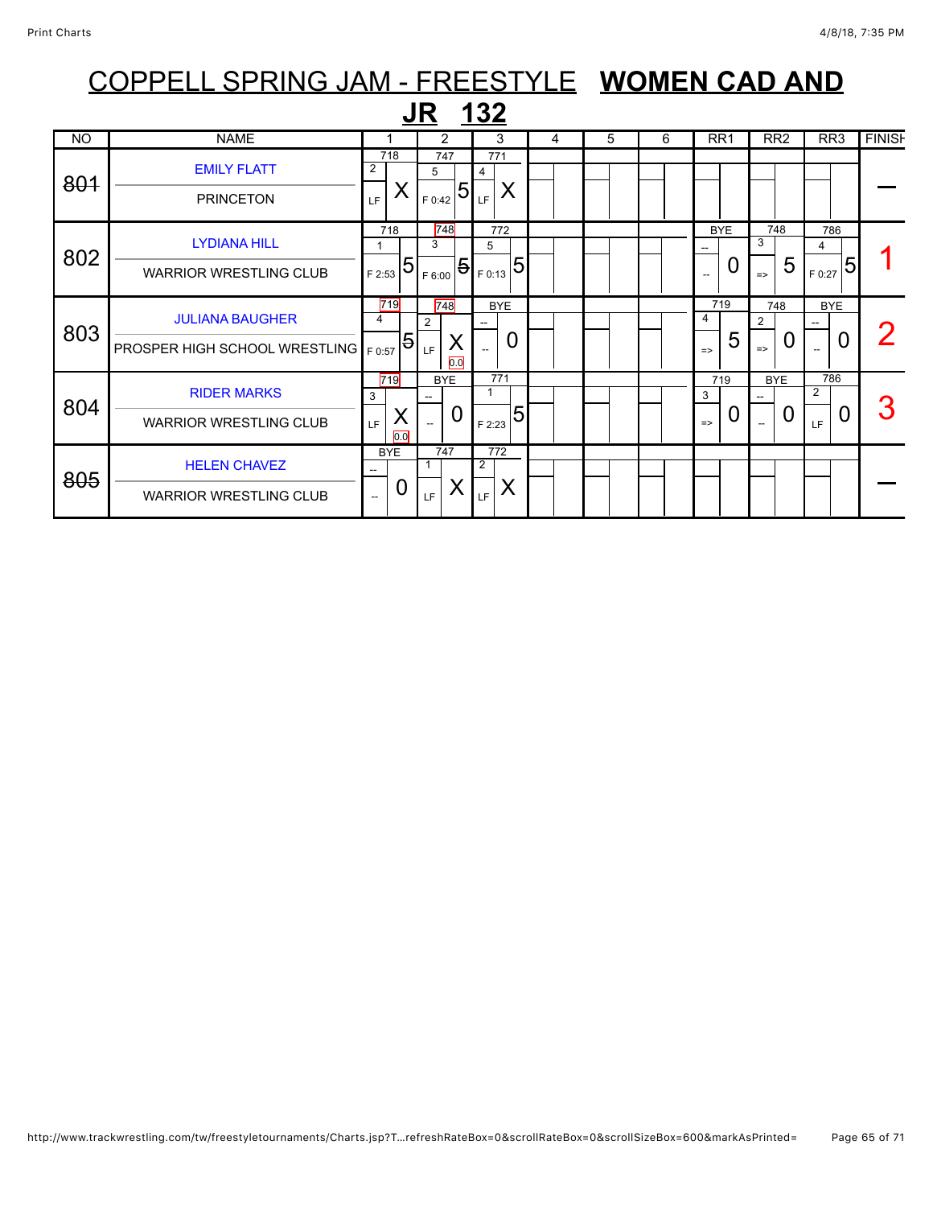# COPPELL SPRING JAM - FREESTYLE **WOMEN CAD AND JR 132**

| NO | NAME | 1 | 2 | 3 | 4 | 5 | 6 | RR1 | RR2 | RR3 | FINISH |
|---|---|---|---|---|---|---|---|---|---|---|---|
| ~~801~~ | EMILY FLATT / PRINCETON | 718 2 LF X | 747 5 F 0:42 5 | 771 4 LF X | | | | | | | — |
| 802 | LYDIANA HILL / WARRIOR WRESTLING CLUB | 718 1 F 2:53 5 | 748 3 F 6:00 ~~5~~ | 772 5 F 0:13 5 | | | | BYE -- -- 0 | 748 3 => 5 | 786 4 F 0:27 5 | 1 |
| 803 | JULIANA BAUGHER / PROSPER HIGH SCHOOL WRESTLING | 719 4 F 0:57 ~~5~~ | 748 2 LF X 0.0 | BYE -- -- 0 | | | | 719 4 => 5 | 748 2 => 0 | BYE -- -- 0 | 2 |
| 804 | RIDER MARKS / WARRIOR WRESTLING CLUB | 719 3 LF X 0.0 | BYE -- -- 0 | 771 1 F 2:23 5 | | | | 719 3 => 0 | BYE -- -- 0 | 786 2 LF 0 | 3 |
| ~~805~~ | HELEN CHAVEZ / WARRIOR WRESTLING CLUB | BYE -- -- 0 | 747 1 LF X | 772 2 LF X | | | | | | | — |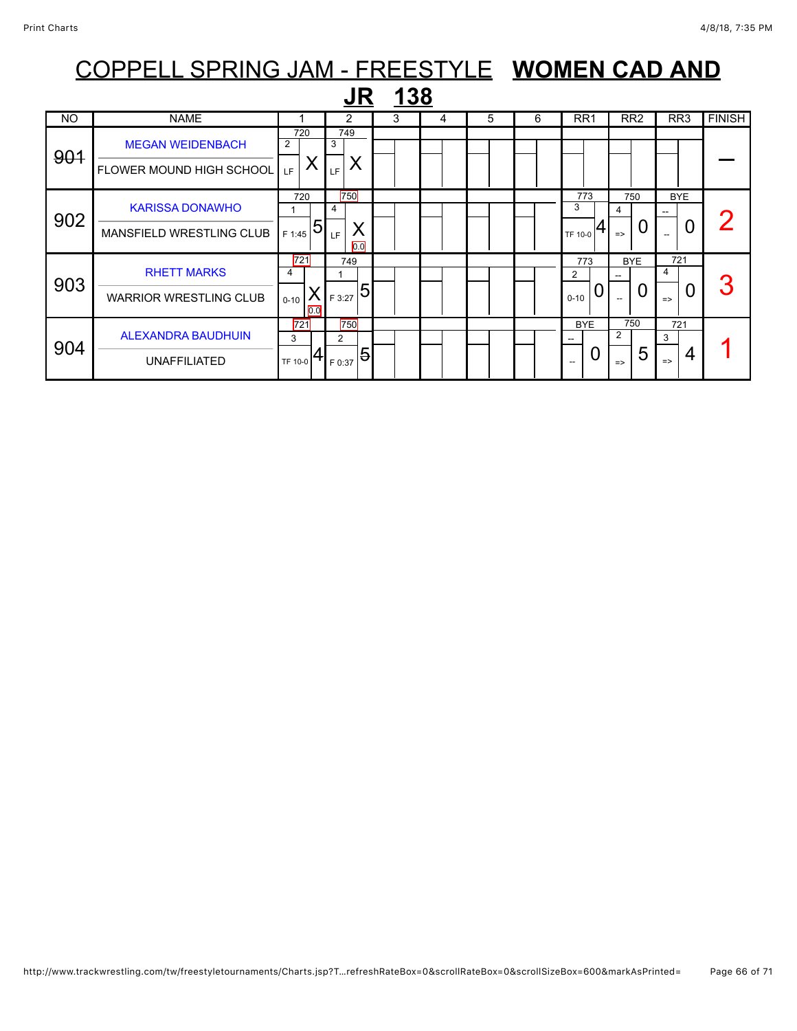# COPPELL SPRING JAM - FREESTYLE **WOMEN CAD AND JR 138**

| NO | NAME | 1 | 2 | 3 | 4 | 5 | 6 | RR1 | RR2 | RR3 | FINISH |
|---|---|---|---|---|---|---|---|---|---|---|---|
| ~~901~~ | MEGAN WEIDENBACH<br>FLOWER MOUND HIGH SCHOOL | 720<br>2<br>LF X | 749<br>3<br>LF X | | | | | | | | — |
| 902 | KARISSA DONAWHO<br>MANSFIELD WRESTLING CLUB | 720<br>1<br>F 1:45 5 | 750<br>4<br>LF X<br>0.0 | | | | | 773<br>3<br>TF 10-0 4 | 750<br>4<br>=> 0 | BYE<br>--<br>-- 0 | 2 |
| 903 | RHETT MARKS<br>WARRIOR WRESTLING CLUB | 721<br>4<br>0-10 X<br>0.0 | 749<br>1<br>F 3:27 5 | | | | | 773<br>2<br>0-10 0 | BYE<br>--<br>-- 0 | 721<br>4<br>=> 0 | 3 |
| 904 | ALEXANDRA BAUDHUIN<br>UNAFFILIATED | 721<br>3<br>TF 10-0 4 | 750<br>2<br>F 0:37 ~~5~~ | | | | | BYE<br>--<br>-- 0 | 750<br>2<br>=> 5 | 721<br>3<br>=> 4 | 1 |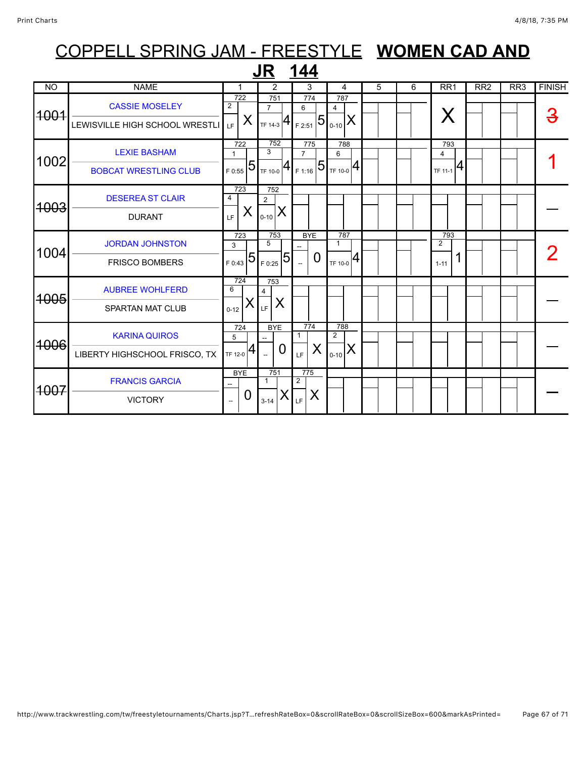# COPPELL SPRING JAM - FREESTYLE **WOMEN CAD AND JR 144**

| NO | NAME | 1 | 2 | 3 | 4 | 5 | 6 | RR1 | RR2 | RR3 | FINISH |
|---|---|---|---|---|---|---|---|---|---|---|---|
| ~~1001~~ | CASSIE MOSELEY / LEWISVILLE HIGH SCHOOL WRESTLI | 722 / 2 / LF / X | 751 / 7 / TF 14-3 / 4 | 774 / 6 / F 2:51 / 5 | 787 / 4 / 0-10 / X | | | X | | | ~~3~~ |
| 1002 | LEXIE BASHAM / BOBCAT WRESTLING CLUB | 722 / 1 / F 0:55 / 5 | 752 / 3 / TF 10-0 / 4 | 775 / 7 / F 1:16 / 5 | 788 / 6 / TF 10-0 / 4 | | | 793 / 4 / TF 11-1 / 4 | | | 1 |
| ~~1003~~ | DESEREA ST CLAIR / DURANT | 723 / 4 / LF / X | 752 / 2 / 0-10 / X | | | | | | | | — |
| 1004 | JORDAN JOHNSTON / FRISCO BOMBERS | 723 / 3 / F 0:43 / 5 | 753 / 5 / F 0:25 / 5 | BYE / -- / -- / 0 | 787 / 1 / TF 10-0 / 4 | | | 793 / 2 / 1-11 / 1 | | | 2 |
| ~~1005~~ | AUBREE WOHLFERD / SPARTAN MAT CLUB | 724 / 6 / 0-12 / X | 753 / 4 / LF / X | | | | | | | | — |
| ~~1006~~ | KARINA QUIROS / LIBERTY HIGHSCHOOL FRISCO, TX | 724 / 5 / TF 12-0 / 4 | BYE / -- / -- / 0 | 774 / 1 / LF / X | 788 / 2 / 0-10 / X | | | | | | — |
| ~~1007~~ | FRANCIS GARCIA / VICTORY | BYE / -- / -- / 0 | 751 / 1 / 3-14 / X | 775 / 2 / LF / X | | | | | | | — |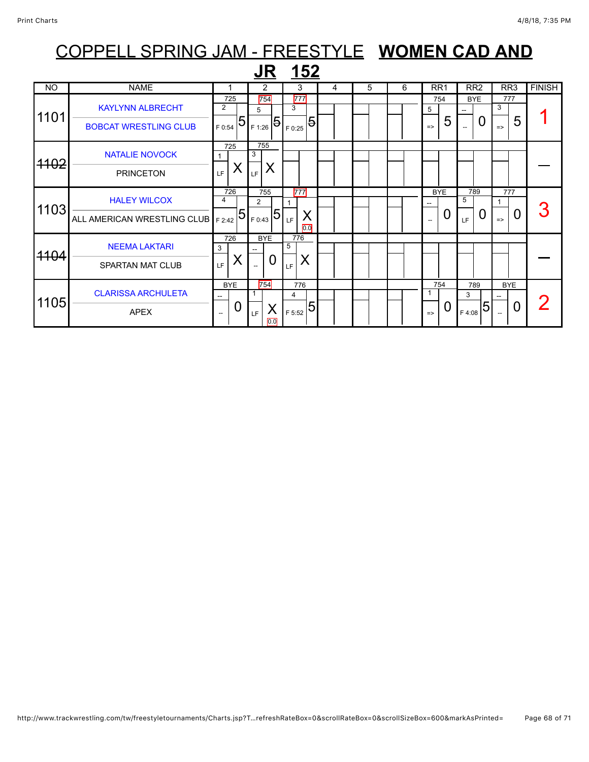# COPPELL SPRING JAM - FREESTYLE **WOMEN CAD AND JR 152**

| NO | NAME | 1 | 2 | 3 | 4 | 5 | 6 | RR1 | RR2 | RR3 | FINISH |
|---|---|---|---|---|---|---|---|---|---|---|---|
| 1101 | KAYLYNN ALBRECHT<br>BOBCAT WRESTLING CLUB | 725<br>2<br>F 0:54 5 | 754<br>5<br>F 1:26 5 | 777<br>3<br>F 0:25 5 | | | | 754<br>5<br>=> 5 | BYE<br>--<br>-- 0 | 777<br>3<br>=> 5 | 1 |
| ~~1102~~ | NATALIE NOVOCK<br>PRINCETON | 725<br>1<br>LF X | 755<br>3<br>LF X | | | | | | | | — |
| 1103 | HALEY WILCOX<br>ALL AMERICAN WRESTLING CLUB | 726<br>4<br>F 2:42 5 | 755<br>2<br>F 0:43 5 | 777<br>1<br>LF X 0.0 | | | | BYE<br>--<br>-- 0 | 789<br>5<br>LF 0 | 777<br>1<br>=> 0 | 3 |
| ~~1104~~ | NEEMA LAKTARI<br>SPARTAN MAT CLUB | 726<br>3<br>LF X | BYE<br>--<br>-- 0 | 776<br>5<br>LF X | | | | | | | — |
| 1105 | CLARISSA ARCHULETA<br>APEX | BYE<br>--<br>-- 0 | 754<br>1<br>LF X 0.0 | 776<br>4<br>F 5:52 5 | | | | 754<br>1<br>=> 0 | 789<br>3<br>F 4:08 5 | BYE<br>--<br>-- 0 | 2 |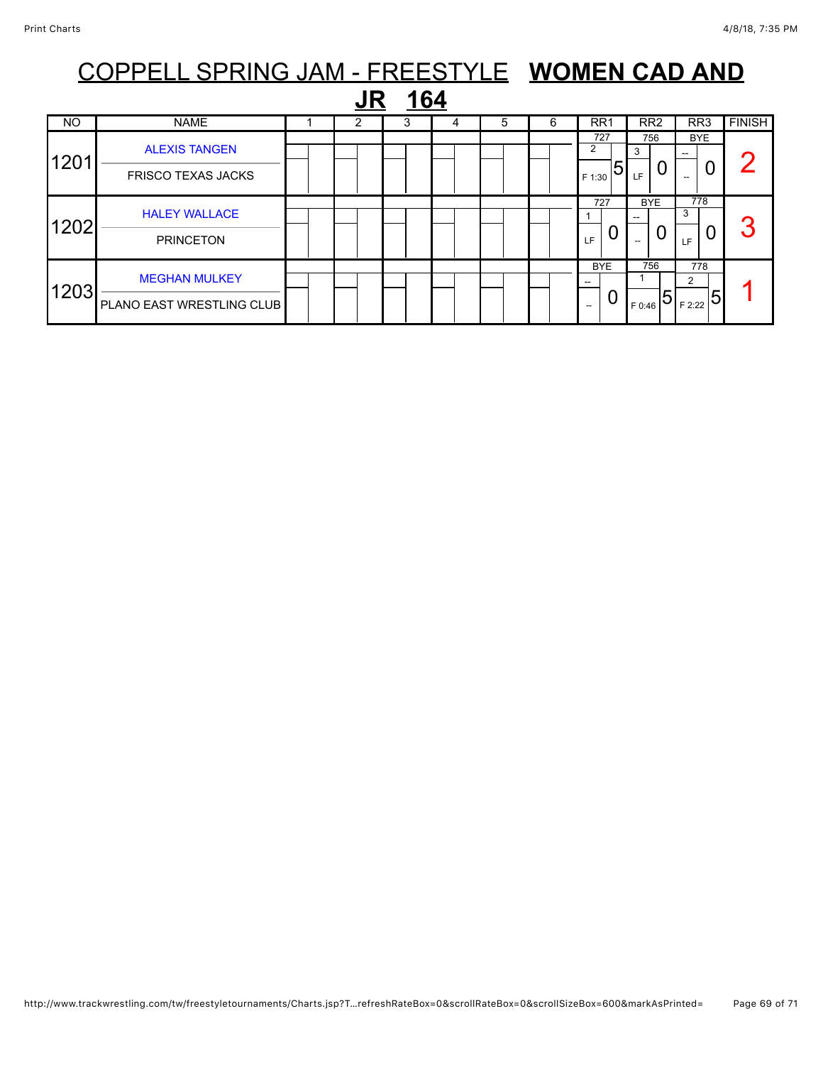# COPPELL SPRING JAM - FREESTYLE **WOMEN CAD AND JR 164**

| NO | NAME | 1 | 2 | 3 | 4 | 5 | 6 | RR1 | RR2 | RR3 | FINISH |
|---|---|---|---|---|---|---|---|---|---|---|---|
| 1201 | ALEXIS TANGEN<br>FRISCO TEXAS JACKS | | | | | | | 727<br>2<br>F 1:30 5 | 756<br>3<br>LF 0 | BYE<br>--<br>-- 0 | 2 |
| 1202 | HALEY WALLACE<br>PRINCETON | | | | | | | 727<br>1<br>LF 0 | BYE<br>--<br>-- 0 | 778<br>3<br>LF 0 | 3 |
| 1203 | MEGHAN MULKEY<br>PLANO EAST WRESTLING CLUB | | | | | | | BYE<br>--<br>-- 0 | 756<br>1<br>F 0:46 5 | 778<br>2<br>F 2:22 5 | 1 |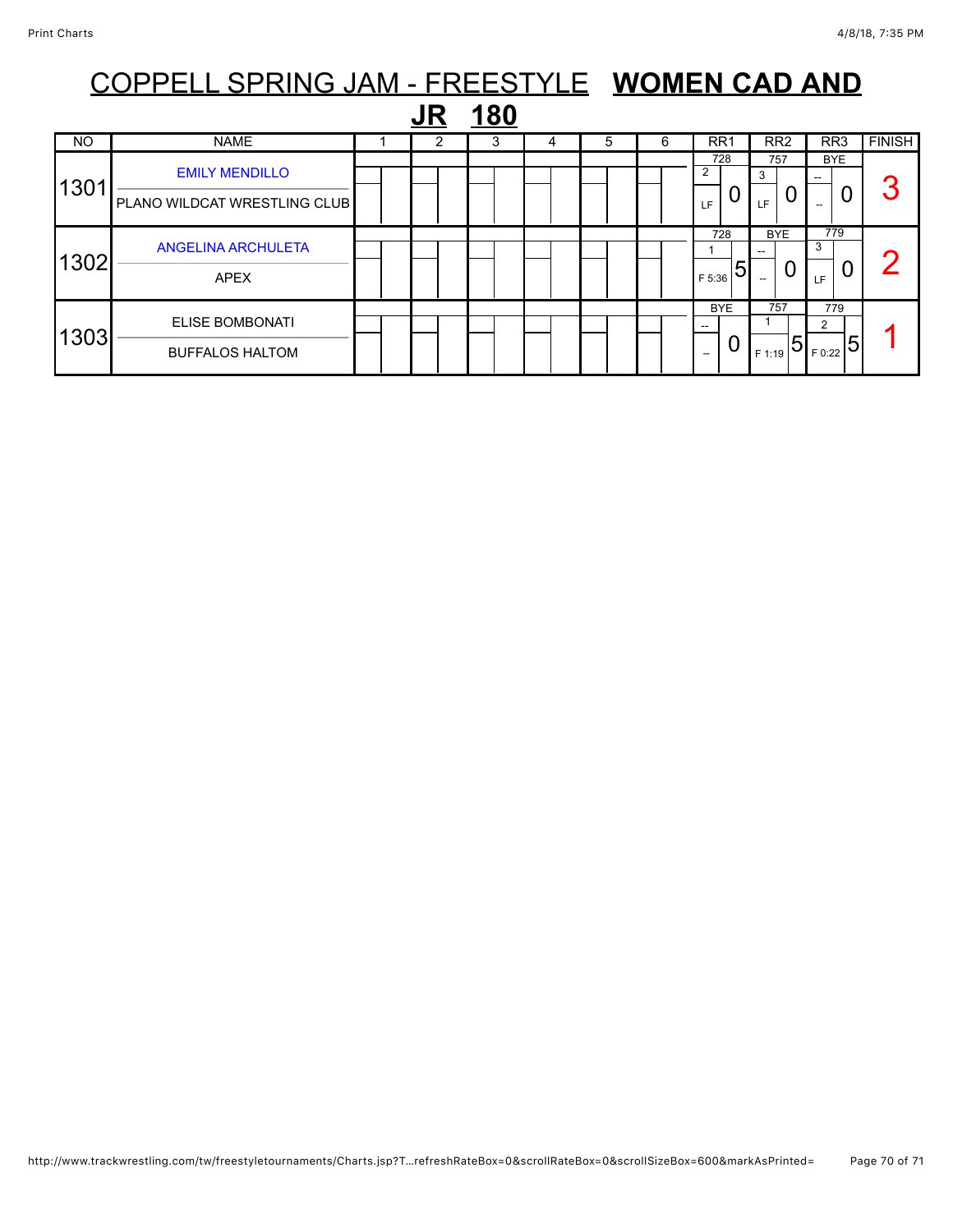# COPPELL SPRING JAM - FREESTYLE **WOMEN CAD AND JR 180**

| NO | NAME | 1 | 2 | 3 | 4 | 5 | 6 | RR1 | RR2 | RR3 | FINISH |
|---|---|---|---|---|---|---|---|---|---|---|---|
| 1301 | EMILY MENDILLO<br>PLANO WILDCAT WRESTLING CLUB | | | | | | | 728<br>2<br>LF 0 | 757<br>3<br>LF 0 | BYE<br>--<br>-- 0 | 3 |
| 1302 | ANGELINA ARCHULETA<br>APEX | | | | | | | 728<br>1<br>F 5:36 5 | BYE<br>--<br>-- 0 | 779<br>3<br>LF 0 | 2 |
| 1303 | ELISE BOMBONATI<br>BUFFALOS HALTOM | | | | | | | BYE<br>--<br>-- 0 | 757<br>1<br>F 1:19 5 | 779<br>2<br>F 0:22 5 | 1 |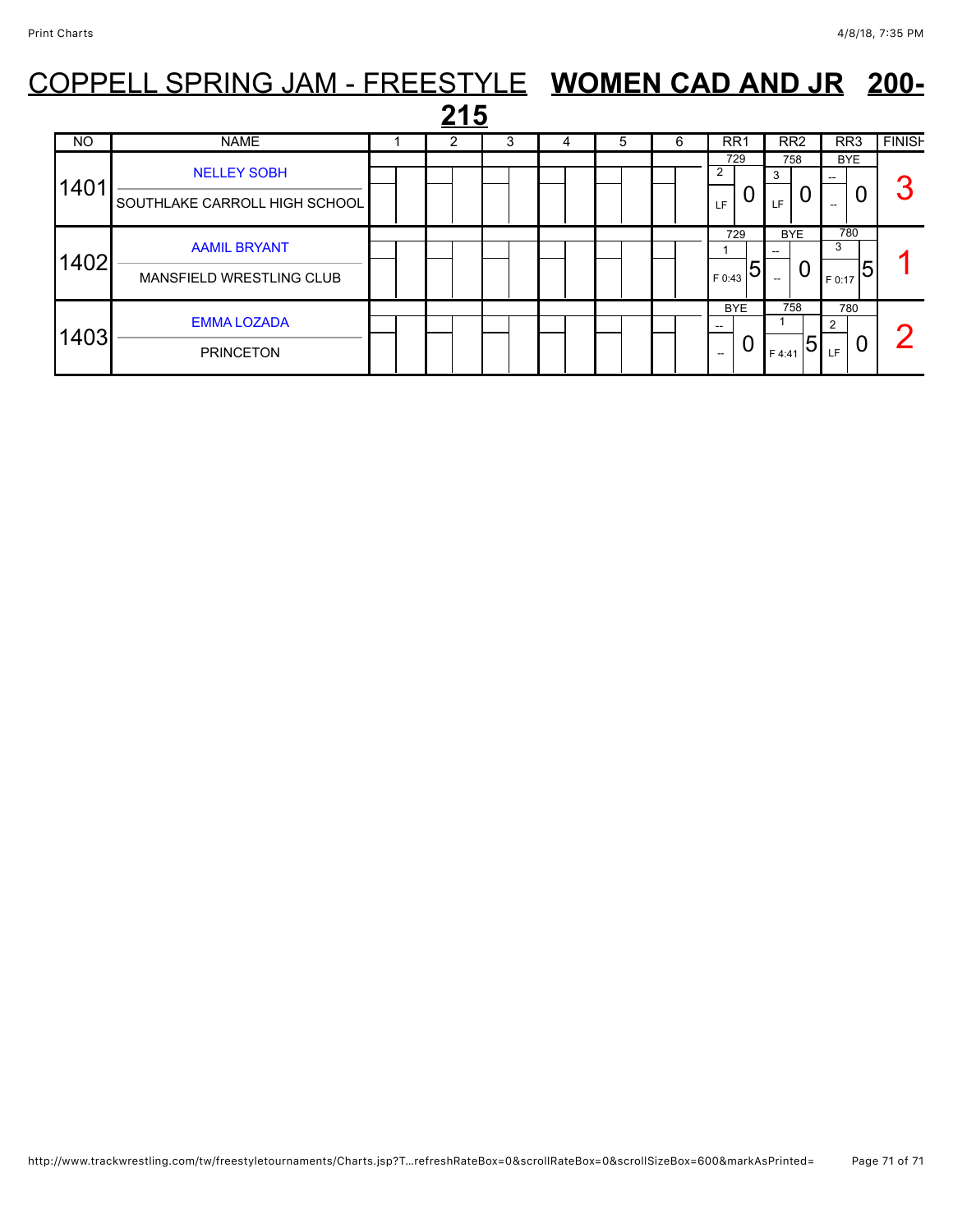# COPPELL SPRING JAM - FREESTYLE **WOMEN CAD AND JR 200-215**

| NO | NAME | 1 | 2 | 3 | 4 | 5 | 6 | RR1 | RR2 | RR3 | FINISH |
|---|---|---|---|---|---|---|---|---|---|---|---|
| 1401 | NELLEY SOBH / SOUTHLAKE CARROLL HIGH SCHOOL | | | | | | | 729 2 LF 0 | 758 3 LF 0 | BYE -- -- 0 | 3 |
| 1402 | AAMIL BRYANT / MANSFIELD WRESTLING CLUB | | | | | | | 729 1 F 0:43 5 | BYE -- -- 0 | 780 3 F 0:17 5 | 1 |
| 1403 | EMMA LOZADA / PRINCETON | | | | | | | BYE -- -- 0 | 758 1 F 4:41 5 | 780 2 LF 0 | 2 |